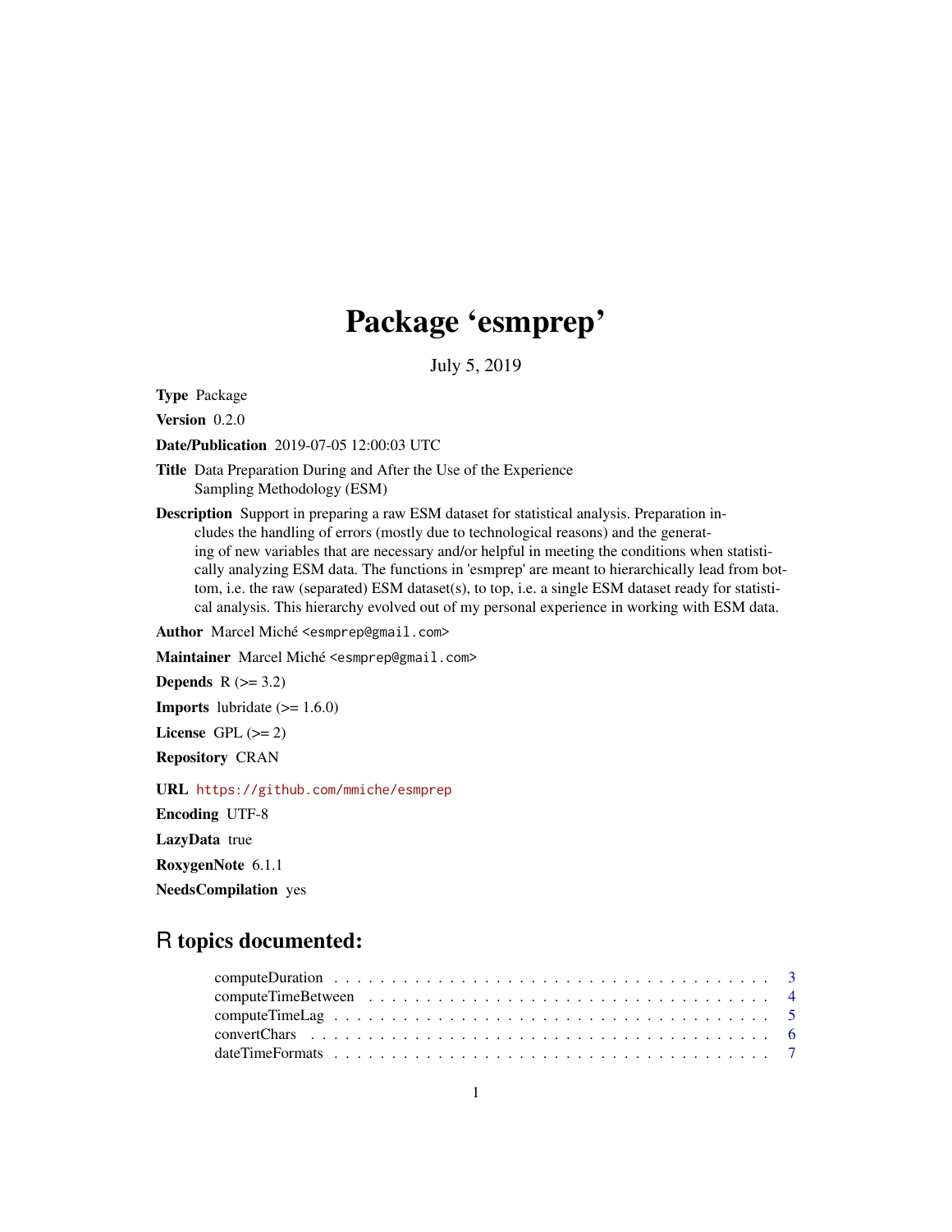# Package 'esmprep'

July 5, 2019

**Type** Package

**Version** 0.2.0

**Date/Publication** 2019-07-05 12:00:03 UTC

**Title** Data Preparation During and After the Use of the Experience Sampling Methodology (ESM)

**Description** Support in preparing a raw ESM dataset for statistical analysis. Preparation includes the handling of errors (mostly due to technological reasons) and the generating of new variables that are necessary and/or helpful in meeting the conditions when statistically analyzing ESM data. The functions in 'esmprep' are meant to hierarchically lead from bottom, i.e. the raw (separated) ESM dataset(s), to top, i.e. a single ESM dataset ready for statistical analysis. This hierarchy evolved out of my personal experience in working with ESM data.

**Author** Marcel Miché <esmprep@gmail.com>

**Maintainer** Marcel Miché <esmprep@gmail.com>

**Depends** R (>= 3.2)

**Imports** lubridate (>= 1.6.0)

**License** GPL (>= 2)

**Repository** CRAN

**URL** https://github.com/mmiche/esmprep

**Encoding** UTF-8

**LazyData** true

**RoxygenNote** 6.1.1

**NeedsCompilation** yes

## R topics documented:

- computeDuration . . . . . . . . . . . . . . . . . . . . . . . . . . . . . . . . . . . . 3
- computeTimeBetween . . . . . . . . . . . . . . . . . . . . . . . . . . . . . . . . . 4
- computeTimeLag . . . . . . . . . . . . . . . . . . . . . . . . . . . . . . . . . . . . 5
- convertChars . . . . . . . . . . . . . . . . . . . . . . . . . . . . . . . . . . . . . . 6
- dateTimeFormats . . . . . . . . . . . . . . . . . . . . . . . . . . . . . . . . . . . . 7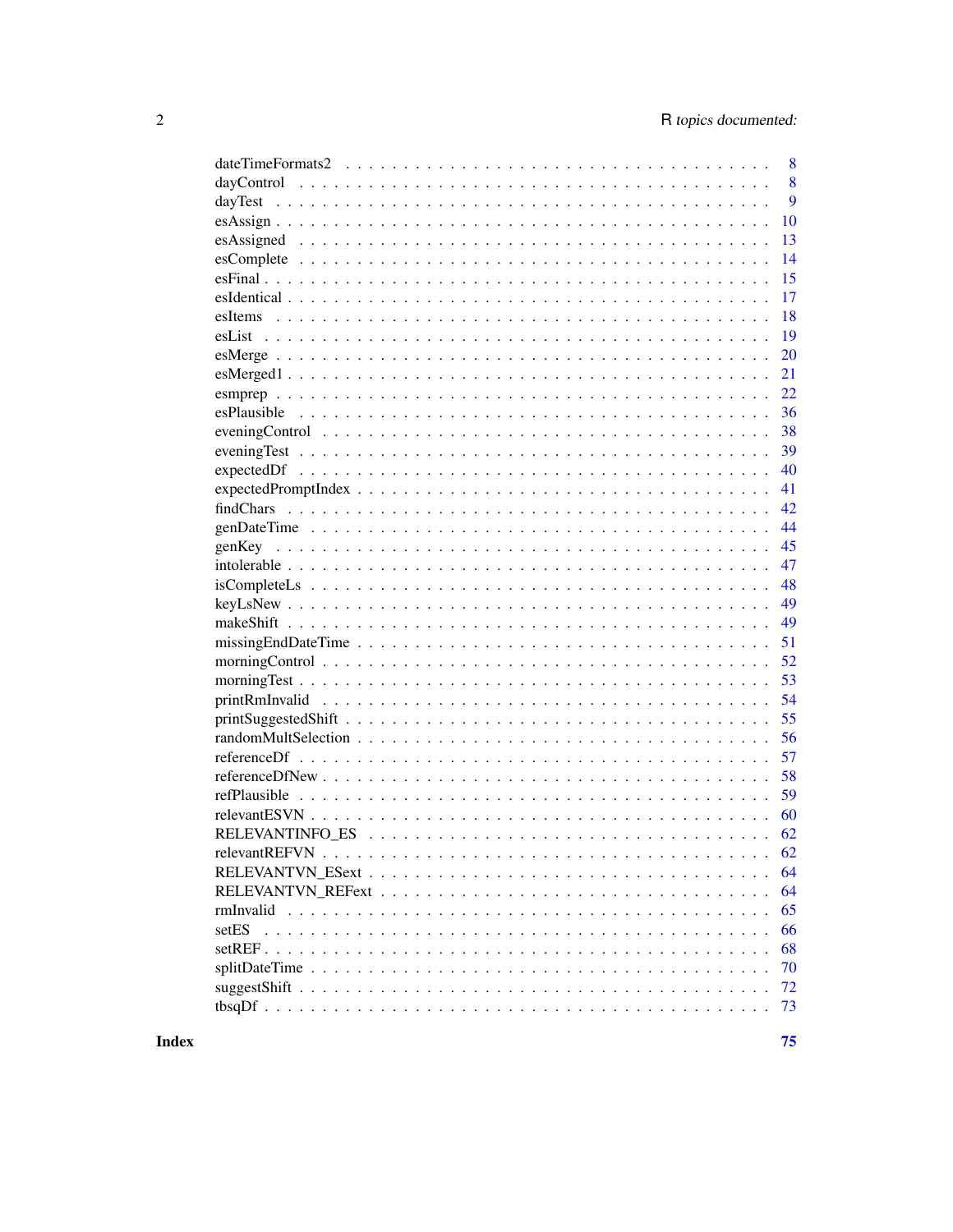dateTimeFormats2 . . . . . . . . . . . . . . . . . . . . . . . . . . . . . . . . . . . 8
dayControl . . . . . . . . . . . . . . . . . . . . . . . . . . . . . . . . . . . . . . 8
dayTest . . . . . . . . . . . . . . . . . . . . . . . . . . . . . . . . . . . . . . . . 9
esAssign . . . . . . . . . . . . . . . . . . . . . . . . . . . . . . . . . . . . . . . 10
esAssigned . . . . . . . . . . . . . . . . . . . . . . . . . . . . . . . . . . . . . . 13
esComplete . . . . . . . . . . . . . . . . . . . . . . . . . . . . . . . . . . . . . . 14
esFinal . . . . . . . . . . . . . . . . . . . . . . . . . . . . . . . . . . . . . . . . 15
esIdentical . . . . . . . . . . . . . . . . . . . . . . . . . . . . . . . . . . . . . . 17
esItems . . . . . . . . . . . . . . . . . . . . . . . . . . . . . . . . . . . . . . . . 18
esList . . . . . . . . . . . . . . . . . . . . . . . . . . . . . . . . . . . . . . . . 19
esMerge . . . . . . . . . . . . . . . . . . . . . . . . . . . . . . . . . . . . . . . . 20
esMerged1 . . . . . . . . . . . . . . . . . . . . . . . . . . . . . . . . . . . . . . . 21
esmprep . . . . . . . . . . . . . . . . . . . . . . . . . . . . . . . . . . . . . . . . 22
esPlausible . . . . . . . . . . . . . . . . . . . . . . . . . . . . . . . . . . . . . . 36
eveningControl . . . . . . . . . . . . . . . . . . . . . . . . . . . . . . . . . . . . 38
eveningTest . . . . . . . . . . . . . . . . . . . . . . . . . . . . . . . . . . . . . . 39
expectedDf . . . . . . . . . . . . . . . . . . . . . . . . . . . . . . . . . . . . . . 40
expectedPromptIndex . . . . . . . . . . . . . . . . . . . . . . . . . . . . . . . . . 41
findChars . . . . . . . . . . . . . . . . . . . . . . . . . . . . . . . . . . . . . . . 42
genDateTime . . . . . . . . . . . . . . . . . . . . . . . . . . . . . . . . . . . . . . 44
genKey . . . . . . . . . . . . . . . . . . . . . . . . . . . . . . . . . . . . . . . . 45
intolerable . . . . . . . . . . . . . . . . . . . . . . . . . . . . . . . . . . . . . . 47
isCompleteLs . . . . . . . . . . . . . . . . . . . . . . . . . . . . . . . . . . . . . 48
keyLsNew . . . . . . . . . . . . . . . . . . . . . . . . . . . . . . . . . . . . . . . 49
makeShift . . . . . . . . . . . . . . . . . . . . . . . . . . . . . . . . . . . . . . . 49
missingEndDateTime . . . . . . . . . . . . . . . . . . . . . . . . . . . . . . . . . . 51
morningControl . . . . . . . . . . . . . . . . . . . . . . . . . . . . . . . . . . . . 52
morningTest . . . . . . . . . . . . . . . . . . . . . . . . . . . . . . . . . . . . . . 53
printRmInvalid . . . . . . . . . . . . . . . . . . . . . . . . . . . . . . . . . . . . 54
printSuggestedShift . . . . . . . . . . . . . . . . . . . . . . . . . . . . . . . . . . 55
randomMultSelection . . . . . . . . . . . . . . . . . . . . . . . . . . . . . . . . . . 56
referenceDf . . . . . . . . . . . . . . . . . . . . . . . . . . . . . . . . . . . . . . 57
referenceDfNew . . . . . . . . . . . . . . . . . . . . . . . . . . . . . . . . . . . . 58
refPlausible . . . . . . . . . . . . . . . . . . . . . . . . . . . . . . . . . . . . . . 59
relevantESVN . . . . . . . . . . . . . . . . . . . . . . . . . . . . . . . . . . . . . 60
RELEVANTINFO_ES . . . . . . . . . . . . . . . . . . . . . . . . . . . . . . . . . . . 62
relevantREFVN . . . . . . . . . . . . . . . . . . . . . . . . . . . . . . . . . . . . 62
RELEVANTVN_ESext . . . . . . . . . . . . . . . . . . . . . . . . . . . . . . . . . . . 64
RELEVANTVN_REFext . . . . . . . . . . . . . . . . . . . . . . . . . . . . . . . . . . 64
rmInvalid . . . . . . . . . . . . . . . . . . . . . . . . . . . . . . . . . . . . . . . 65
setES . . . . . . . . . . . . . . . . . . . . . . . . . . . . . . . . . . . . . . . . . 66
setREF . . . . . . . . . . . . . . . . . . . . . . . . . . . . . . . . . . . . . . . . 68
splitDateTime . . . . . . . . . . . . . . . . . . . . . . . . . . . . . . . . . . . . . 70
suggestShift . . . . . . . . . . . . . . . . . . . . . . . . . . . . . . . . . . . . . . 72
tbsqDf . . . . . . . . . . . . . . . . . . . . . . . . . . . . . . . . . . . . . . . . 73

**Index** **75**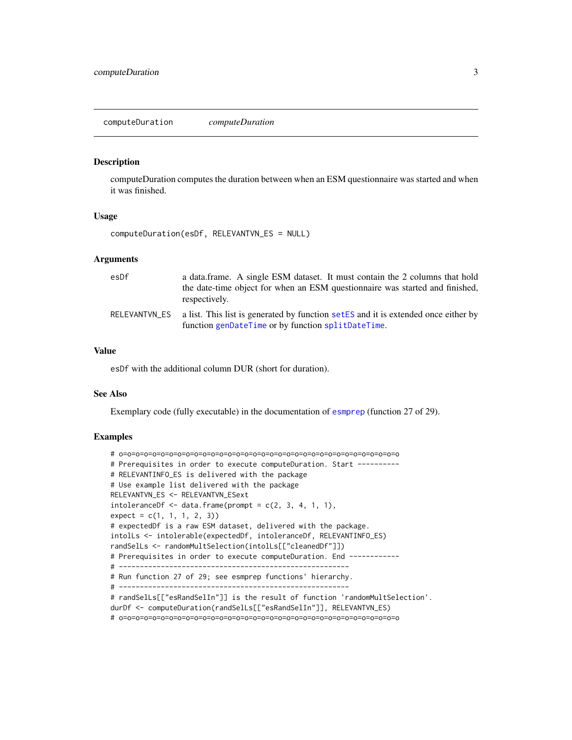computeDuration *computeDuration*

## Description

computeDuration computes the duration between when an ESM questionnaire was started and when it was finished.

## Usage

```
computeDuration(esDf, RELEVANTVN_ES = NULL)
```

## Arguments

| | |
|---|---|
| esDf | a data.frame. A single ESM dataset. It must contain the 2 columns that hold the date-time object for when an ESM questionnaire was started and finished, respectively. |
| RELEVANTVN_ES | a list. This list is generated by function setES and it is extended once either by function genDateTime or by function splitDateTime. |

## Value

esDf with the additional column DUR (short for duration).

## See Also

Exemplary code (fully executable) in the documentation of esmprep (function 27 of 29).

## Examples

```
# o=o=o=o=o=o=o=o=o=o=o=o=o=o=o=o=o=o=o=o=o=o=o=o=o=o=o=o=o=o=o=o=o=o=o
# Prerequisites in order to execute computeDuration. Start ----------
# RELEVANTINFO_ES is delivered with the package
# Use example list delivered with the package
RELEVANTVN_ES <- RELEVANTVN_ESext
intoleranceDf <- data.frame(prompt = c(2, 3, 4, 1, 1),
expect = c(1, 1, 1, 2, 3))
# expectedDf is a raw ESM dataset, delivered with the package.
intolLs <- intolerable(expectedDf, intoleranceDf, RELEVANTINFO_ES)
randSelLs <- randomMultSelection(intolLs[["cleanedDf"]])
# Prerequisites in order to execute computeDuration. End ------------
# -------------------------------------------------------
# Run function 27 of 29; see esmprep functions' hierarchy.
# -------------------------------------------------------
# randSelLs[["esRandSelIn"]] is the result of function 'randomMultSelection'.
durDf <- computeDuration(randSelLs[["esRandSelIn"]], RELEVANTVN_ES)
# o=o=o=o=o=o=o=o=o=o=o=o=o=o=o=o=o=o=o=o=o=o=o=o=o=o=o=o=o=o=o=o=o=o=o
```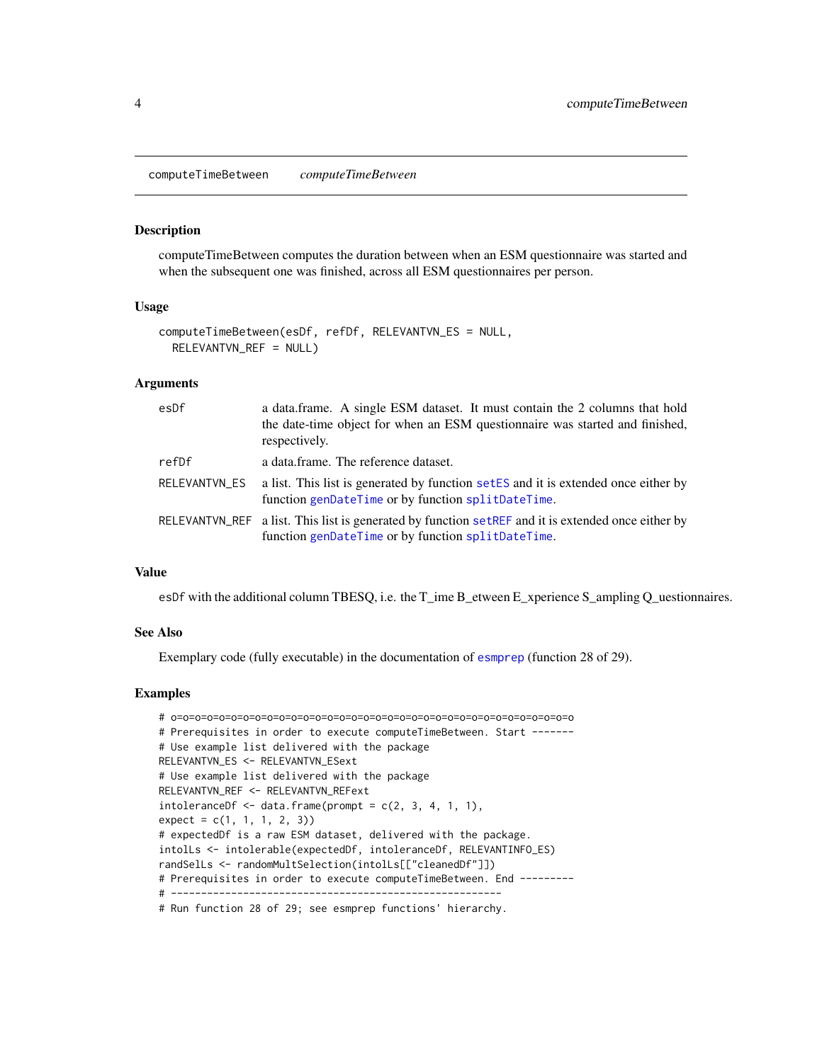computeTimeBetween *computeTimeBetween*

## Description

computeTimeBetween computes the duration between when an ESM questionnaire was started and when the subsequent one was finished, across all ESM questionnaires per person.

## Usage

```
computeTimeBetween(esDf, refDf, RELEVANTVN_ES = NULL,
  RELEVANTVN_REF = NULL)
```

## Arguments

| | |
|---|---|
| esDf | a data.frame. A single ESM dataset. It must contain the 2 columns that hold the date-time object for when an ESM questionnaire was started and finished, respectively. |
| refDf | a data.frame. The reference dataset. |
| RELEVANTVN_ES | a list. This list is generated by function setES and it is extended once either by function genDateTime or by function splitDateTime. |
| RELEVANTVN_REF | a list. This list is generated by function setREF and it is extended once either by function genDateTime or by function splitDateTime. |

## Value

esDf with the additional column TBESQ, i.e. the T_ime B_etween E_xperience S_ampling Q_uestionnaires.

## See Also

Exemplary code (fully executable) in the documentation of esmprep (function 28 of 29).

## Examples

```
# o=o=o=o=o=o=o=o=o=o=o=o=o=o=o=o=o=o=o=o=o=o=o=o=o=o=o=o=o=o=o=o=o=o
# Prerequisites in order to execute computeTimeBetween. Start -------
# Use example list delivered with the package
RELEVANTVN_ES <- RELEVANTVN_ESext
# Use example list delivered with the package
RELEVANTVN_REF <- RELEVANTVN_REFext
intoleranceDf <- data.frame(prompt = c(2, 3, 4, 1, 1),
expect = c(1, 1, 1, 2, 3))
# expectedDf is a raw ESM dataset, delivered with the package.
intolLs <- intolerable(expectedDf, intoleranceDf, RELEVANTINFO_ES)
randSelLs <- randomMultSelection(intolLs[["cleanedDf"]])
# Prerequisites in order to execute computeTimeBetween. End ---------
# ------------------------------------------------------
# Run function 28 of 29; see esmprep functions' hierarchy.
```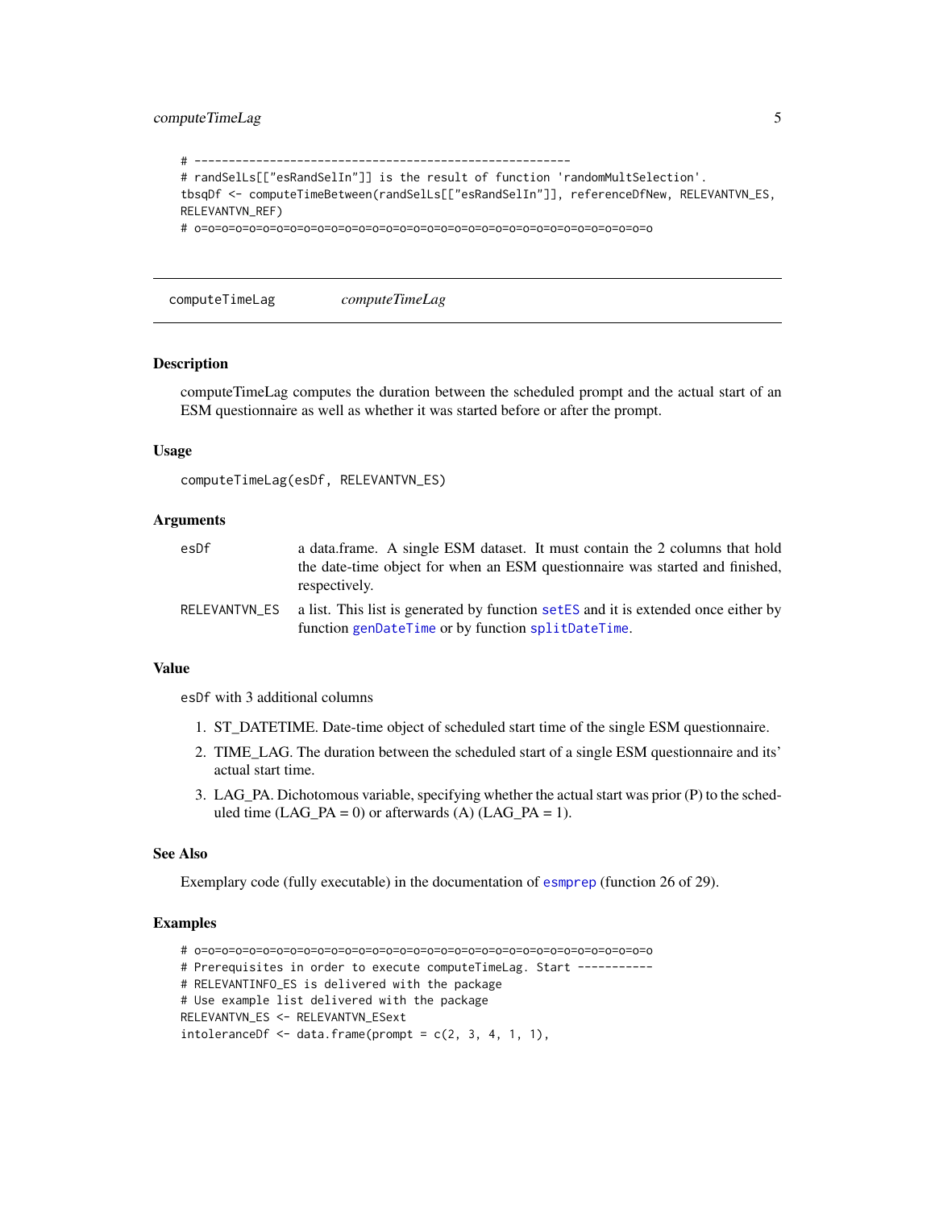```
# -------------------------------------------------------
# randSelLs[["esRandSelIn"]] is the result of function 'randomMultSelection'.
tbsqDf <- computeTimeBetween(randSelLs[["esRandSelIn"]], referenceDfNew, RELEVANTVN_ES,
RELEVANTVN_REF)
# o=o=o=o=o=o=o=o=o=o=o=o=o=o=o=o=o=o=o=o=o=o=o=o=o=o=o=o=o=o=o=o=o=o=o=o=o
```

## computeTimeLag — *computeTimeLag*

### Description

computeTimeLag computes the duration between the scheduled prompt and the actual start of an ESM questionnaire as well as whether it was started before or after the prompt.

### Usage

```
computeTimeLag(esDf, RELEVANTVN_ES)
```

### Arguments

| | |
|---|---|
| `esDf` | a data.frame. A single ESM dataset. It must contain the 2 columns that hold the date-time object for when an ESM questionnaire was started and finished, respectively. |
| `RELEVANTVN_ES` | a list. This list is generated by function `setES` and it is extended once either by function `genDateTime` or by function `splitDateTime`. |

### Value

`esDf` with 3 additional columns

1. ST_DATETIME. Date-time object of scheduled start time of the single ESM questionnaire.
2. TIME_LAG. The duration between the scheduled start of a single ESM questionnaire and its' actual start time.
3. LAG_PA. Dichotomous variable, specifying whether the actual start was prior (P) to the scheduled time (LAG_PA = 0) or afterwards (A) (LAG_PA = 1).

### See Also

Exemplary code (fully executable) in the documentation of `esmprep` (function 26 of 29).

### Examples

```
# o=o=o=o=o=o=o=o=o=o=o=o=o=o=o=o=o=o=o=o=o=o=o=o=o=o=o=o=o=o=o=o=o=o=o=o=o
# Prerequisites in order to execute computeTimeLag. Start -----------
# RELEVANTINFO_ES is delivered with the package
# Use example list delivered with the package
RELEVANTVN_ES <- RELEVANTVN_ESext
intoleranceDf <- data.frame(prompt = c(2, 3, 4, 1, 1),
```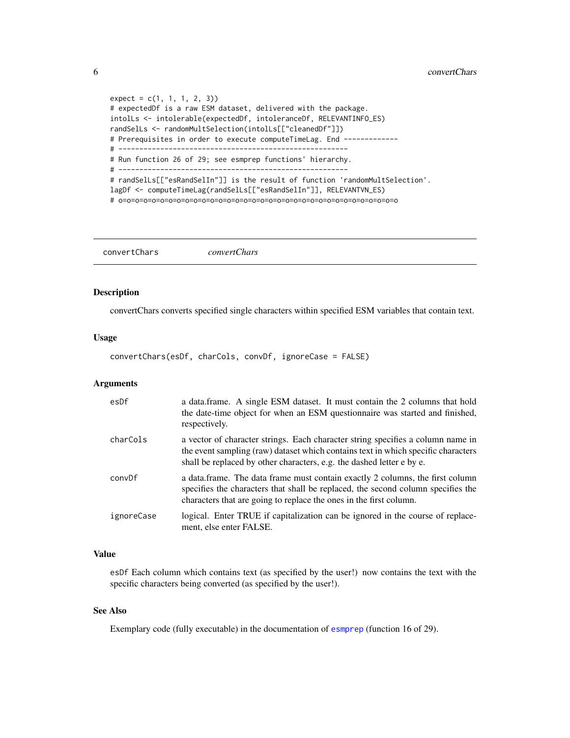```
expect = c(1, 1, 1, 2, 3))
# expectedDf is a raw ESM dataset, delivered with the package.
intolLs <- intolerable(expectedDf, intoleranceDf, RELEVANTINFO_ES)
randSelLs <- randomMultSelection(intolLs[["cleanedDf"]])
# Prerequisites in order to execute computeTimeLag. End -------------
# ------------------------------------------------------
# Run function 26 of 29; see esmprep functions' hierarchy.
# ------------------------------------------------------
# randSelLs[["esRandSelIn"]] is the result of function 'randomMultSelection'.
lagDf <- computeTimeLag(randSelLs[["esRandSelIn"]], RELEVANTVN_ES)
# o=o=o=o=o=o=o=o=o=o=o=o=o=o=o=o=o=o=o=o=o=o=o=o=o=o=o=o=o=o=o=o=o=o=o
```

## convertChars *convertChars*

### Description

convertChars converts specified single characters within specified ESM variables that contain text.

### Usage

```
convertChars(esDf, charCols, convDf, ignoreCase = FALSE)
```

### Arguments

| | |
|---|---|
| esDf | a data.frame. A single ESM dataset. It must contain the 2 columns that hold the date-time object for when an ESM questionnaire was started and finished, respectively. |
| charCols | a vector of character strings. Each character string specifies a column name in the event sampling (raw) dataset which contains text in which specific characters shall be replaced by other characters, e.g. the dashed letter e by e. |
| convDf | a data.frame. The data frame must contain exactly 2 columns, the first column specifies the characters that shall be replaced, the second column specifies the characters that are going to replace the ones in the first column. |
| ignoreCase | logical. Enter TRUE if capitalization can be ignored in the course of replacement, else enter FALSE. |

### Value

esDf Each column which contains text (as specified by the user!) now contains the text with the specific characters being converted (as specified by the user!).

### See Also

Exemplary code (fully executable) in the documentation of esmprep (function 16 of 29).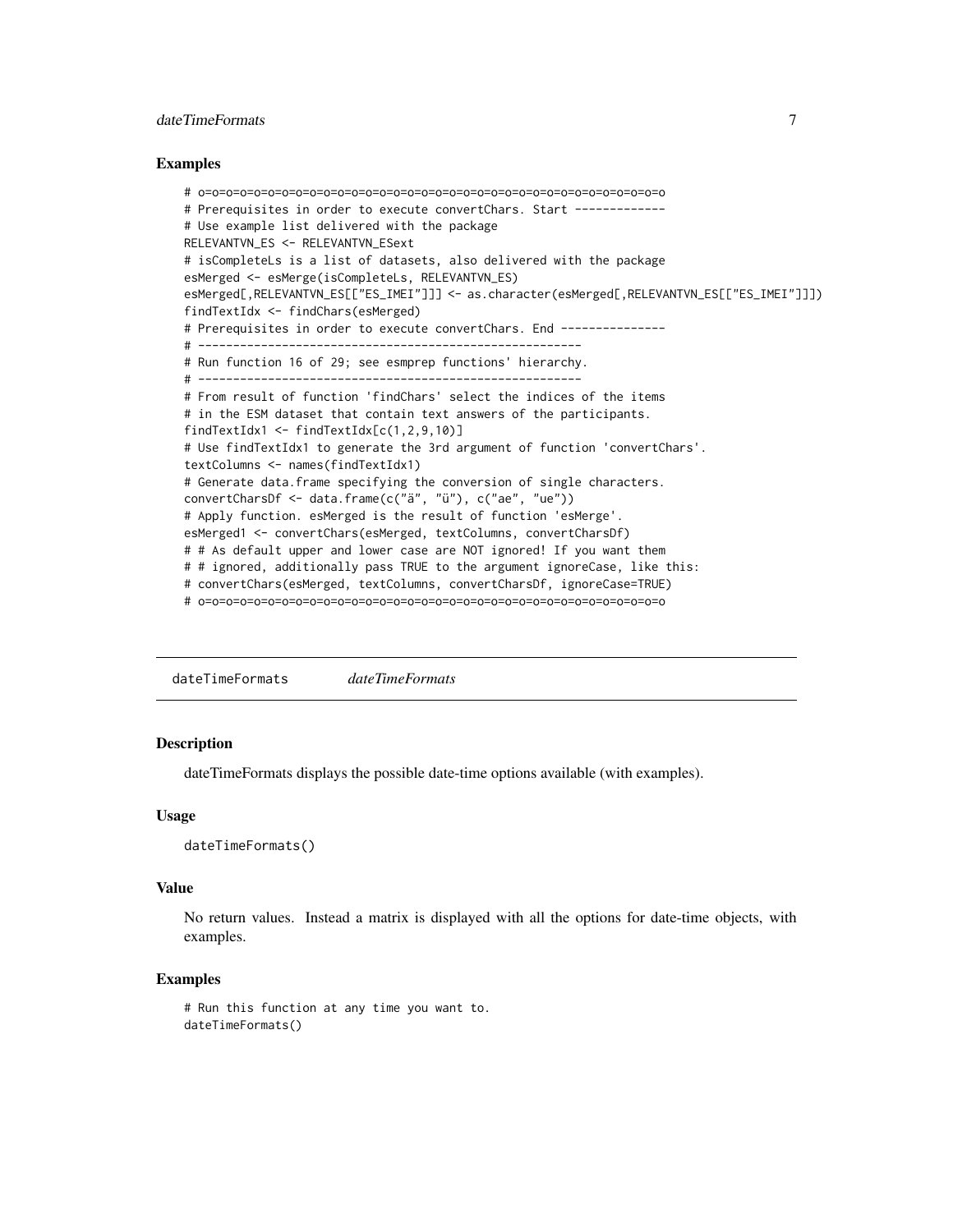## Examples

```
# o=o=o=o=o=o=o=o=o=o=o=o=o=o=o=o=o=o=o=o=o=o=o=o=o=o=o=o=o=o=o=o=o=o=o
# Prerequisites in order to execute convertChars. Start -------------
# Use example list delivered with the package
RELEVANTVN_ES <- RELEVANTVN_ESext
# isCompleteLs is a list of datasets, also delivered with the package
esMerged <- esMerge(isCompleteLs, RELEVANTVN_ES)
esMerged[,RELEVANTVN_ES[["ES_IMEI"]]] <- as.character(esMerged[,RELEVANTVN_ES[["ES_IMEI"]]])
findTextIdx <- findChars(esMerged)
# Prerequisites in order to execute convertChars. End ---------------
# ------------------------------------------------------
# Run function 16 of 29; see esmprep functions' hierarchy.
# ------------------------------------------------------
# From result of function 'findChars' select the indices of the items
# in the ESM dataset that contain text answers of the participants.
findTextIdx1 <- findTextIdx[c(1,2,9,10)]
# Use findTextIdx1 to generate the 3rd argument of function 'convertChars'.
textColumns <- names(findTextIdx1)
# Generate data.frame specifying the conversion of single characters.
convertCharsDf <- data.frame(c("ä", "ü"), c("ae", "ue"))
# Apply function. esMerged is the result of function 'esMerge'.
esMerged1 <- convertChars(esMerged, textColumns, convertCharsDf)
# # As default upper and lower case are NOT ignored! If you want them
# # ignored, additionally pass TRUE to the argument ignoreCase, like this:
# convertChars(esMerged, textColumns, convertCharsDf, ignoreCase=TRUE)
# o=o=o=o=o=o=o=o=o=o=o=o=o=o=o=o=o=o=o=o=o=o=o=o=o=o=o=o=o=o=o=o=o=o=o
```

---

# dateTimeFormats *dateTimeFormats*

## Description

dateTimeFormats displays the possible date-time options available (with examples).

## Usage

```
dateTimeFormats()
```

## Value

No return values. Instead a matrix is displayed with all the options for date-time objects, with examples.

## Examples

```
# Run this function at any time you want to.
dateTimeFormats()
```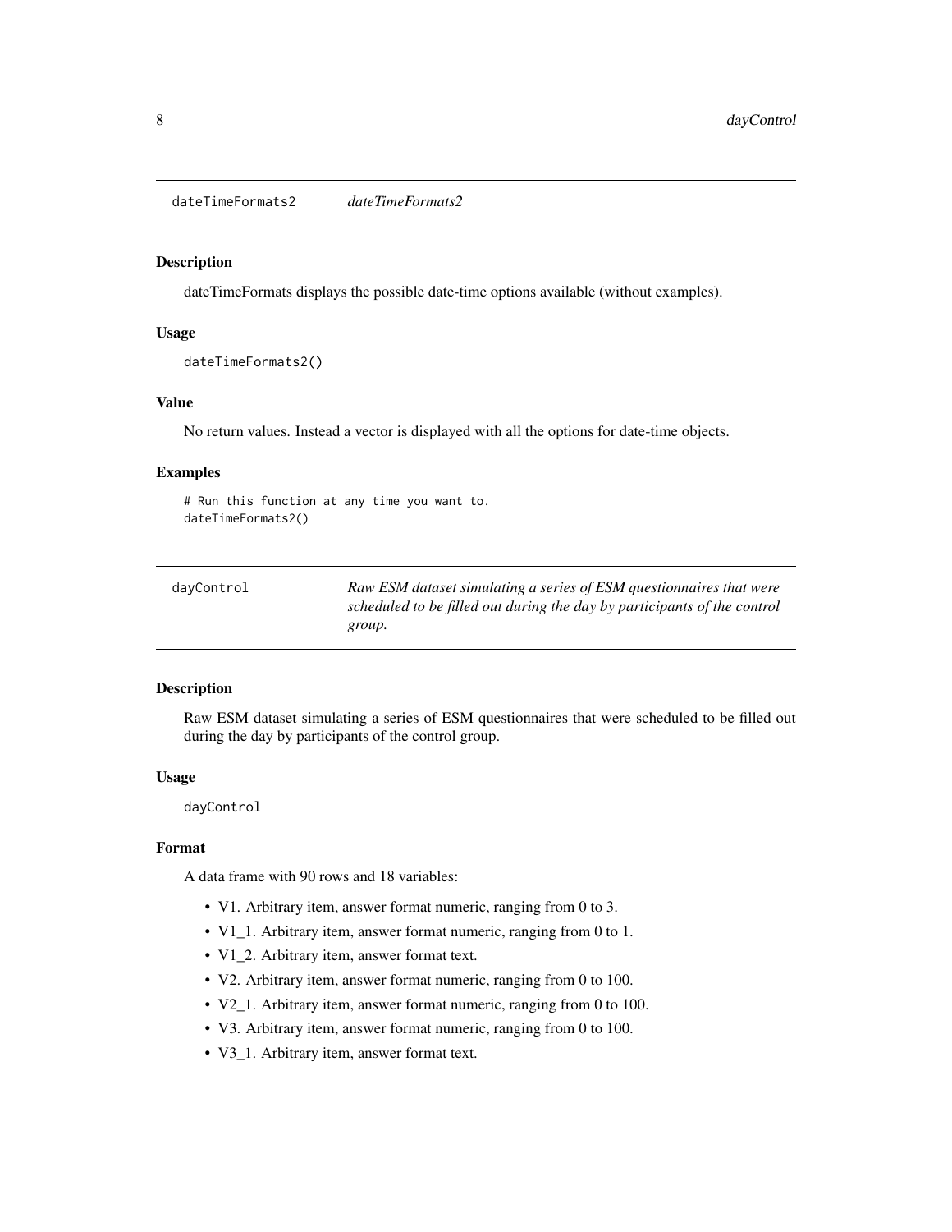## dateTimeFormats2 *dateTimeFormats2*

### Description

dateTimeFormats displays the possible date-time options available (without examples).

### Usage

```
dateTimeFormats2()
```

### Value

No return values. Instead a vector is displayed with all the options for date-time objects.

### Examples

```
# Run this function at any time you want to.
dateTimeFormats2()
```

## dayControl *Raw ESM dataset simulating a series of ESM questionnaires that were scheduled to be filled out during the day by participants of the control group.*

### Description

Raw ESM dataset simulating a series of ESM questionnaires that were scheduled to be filled out during the day by participants of the control group.

### Usage

```
dayControl
```

### Format

A data frame with 90 rows and 18 variables:

- V1. Arbitrary item, answer format numeric, ranging from 0 to 3.
- V1_1. Arbitrary item, answer format numeric, ranging from 0 to 1.
- V1_2. Arbitrary item, answer format text.
- V2. Arbitrary item, answer format numeric, ranging from 0 to 100.
- V2_1. Arbitrary item, answer format numeric, ranging from 0 to 100.
- V3. Arbitrary item, answer format numeric, ranging from 0 to 100.
- V3_1. Arbitrary item, answer format text.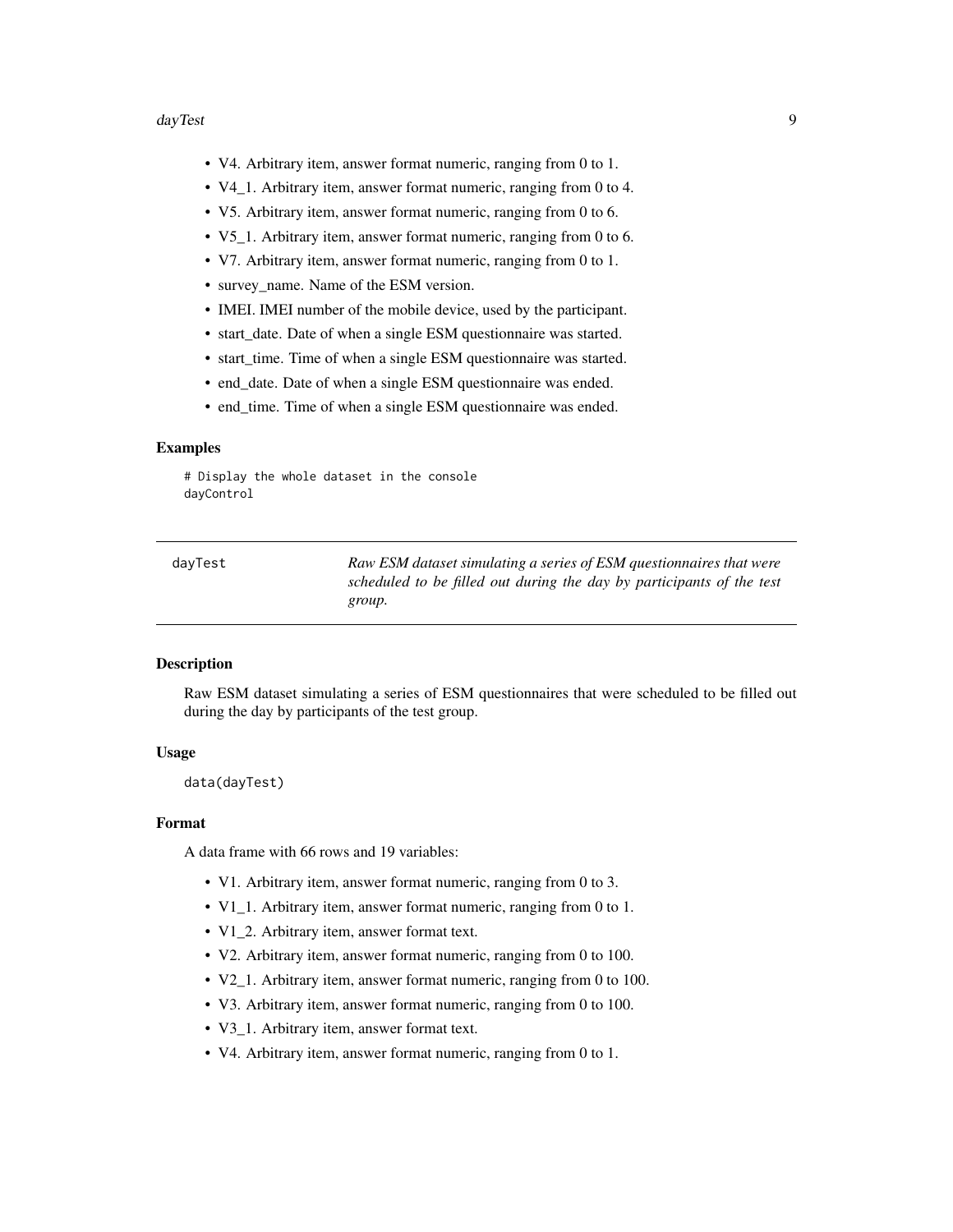- V4. Arbitrary item, answer format numeric, ranging from 0 to 1.
- V4_1. Arbitrary item, answer format numeric, ranging from 0 to 4.
- V5. Arbitrary item, answer format numeric, ranging from 0 to 6.
- V5_1. Arbitrary item, answer format numeric, ranging from 0 to 6.
- V7. Arbitrary item, answer format numeric, ranging from 0 to 1.
- survey_name. Name of the ESM version.
- IMEI. IMEI number of the mobile device, used by the participant.
- start_date. Date of when a single ESM questionnaire was started.
- start_time. Time of when a single ESM questionnaire was started.
- end_date. Date of when a single ESM questionnaire was ended.
- end_time. Time of when a single ESM questionnaire was ended.

### Examples

```
# Display the whole dataset in the console
dayControl
```

---

## dayTest — *Raw ESM dataset simulating a series of ESM questionnaires that were scheduled to be filled out during the day by participants of the test group.*

---

### Description

Raw ESM dataset simulating a series of ESM questionnaires that were scheduled to be filled out during the day by participants of the test group.

### Usage

```
data(dayTest)
```

### Format

A data frame with 66 rows and 19 variables:

- V1. Arbitrary item, answer format numeric, ranging from 0 to 3.
- V1_1. Arbitrary item, answer format numeric, ranging from 0 to 1.
- V1_2. Arbitrary item, answer format text.
- V2. Arbitrary item, answer format numeric, ranging from 0 to 100.
- V2_1. Arbitrary item, answer format numeric, ranging from 0 to 100.
- V3. Arbitrary item, answer format numeric, ranging from 0 to 100.
- V3_1. Arbitrary item, answer format text.
- V4. Arbitrary item, answer format numeric, ranging from 0 to 1.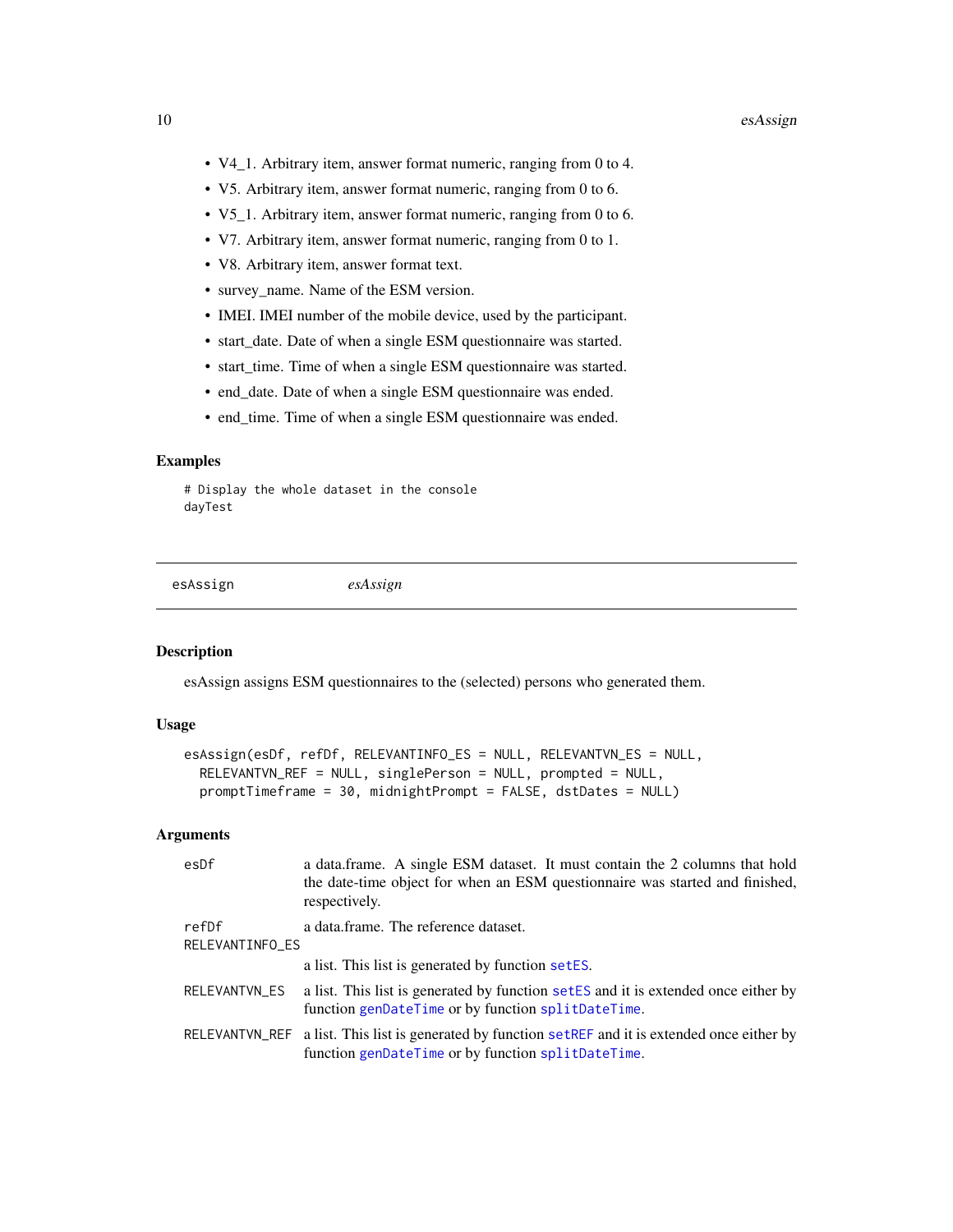- V4_1. Arbitrary item, answer format numeric, ranging from 0 to 4.
- V5. Arbitrary item, answer format numeric, ranging from 0 to 6.
- V5_1. Arbitrary item, answer format numeric, ranging from 0 to 6.
- V7. Arbitrary item, answer format numeric, ranging from 0 to 1.
- V8. Arbitrary item, answer format text.
- survey_name. Name of the ESM version.
- IMEI. IMEI number of the mobile device, used by the participant.
- start_date. Date of when a single ESM questionnaire was started.
- start_time. Time of when a single ESM questionnaire was started.
- end_date. Date of when a single ESM questionnaire was ended.
- end_time. Time of when a single ESM questionnaire was ended.

### Examples

```
# Display the whole dataset in the console
dayTest
```

---

## esAssign *esAssign*

---

### Description

esAssign assigns ESM questionnaires to the (selected) persons who generated them.

### Usage

```
esAssign(esDf, refDf, RELEVANTINFO_ES = NULL, RELEVANTVN_ES = NULL,
  RELEVANTVN_REF = NULL, singlePerson = NULL, prompted = NULL,
  promptTimeframe = 30, midnightPrompt = FALSE, dstDates = NULL)
```

### Arguments

| | |
|---|---|
| esDf | a data.frame. A single ESM dataset. It must contain the 2 columns that hold the date-time object for when an ESM questionnaire was started and finished, respectively. |
| refDf | a data.frame. The reference dataset. |
| RELEVANTINFO_ES | a list. This list is generated by function setES. |
| RELEVANTVN_ES | a list. This list is generated by function setES and it is extended once either by function genDateTime or by function splitDateTime. |
| RELEVANTVN_REF | a list. This list is generated by function setREF and it is extended once either by function genDateTime or by function splitDateTime. |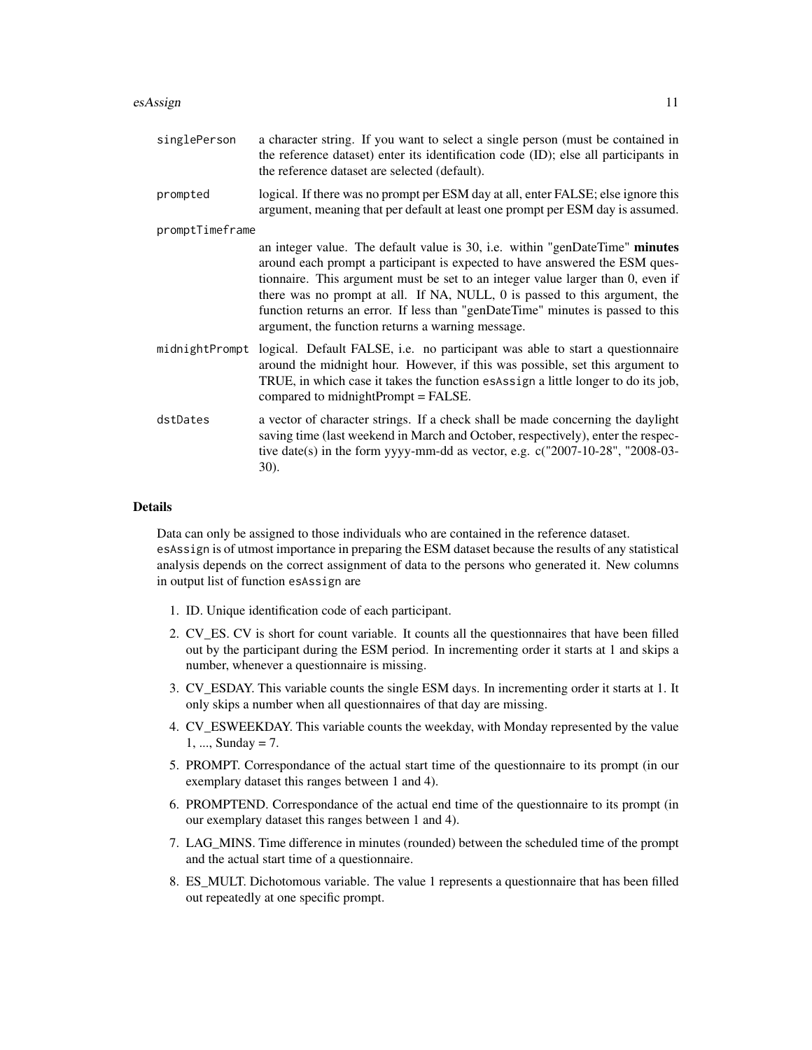`singlePerson` a character string. If you want to select a single person (must be contained in the reference dataset) enter its identification code (ID); else all participants in the reference dataset are selected (default).

`prompted` logical. If there was no prompt per ESM day at all, enter FALSE; else ignore this argument, meaning that per default at least one prompt per ESM day is assumed.

`promptTimeframe`
an integer value. The default value is 30, i.e. within "genDateTime" **minutes** around each prompt a participant is expected to have answered the ESM questionnaire. This argument must be set to an integer value larger than 0, even if there was no prompt at all. If NA, NULL, 0 is passed to this argument, the function returns an error. If less than "genDateTime" minutes is passed to this argument, the function returns a warning message.

`midnightPrompt` logical. Default FALSE, i.e. no participant was able to start a questionnaire around the midnight hour. However, if this was possible, set this argument to TRUE, in which case it takes the function `esAssign` a little longer to do its job, compared to midnightPrompt = FALSE.

`dstDates` a vector of character strings. If a check shall be made concerning the daylight saving time (last weekend in March and October, respectively), enter the respective date(s) in the form yyyy-mm-dd as vector, e.g. c("2007-10-28", "2008-03-30).

## Details

Data can only be assigned to those individuals who are contained in the reference dataset.
`esAssign` is of utmost importance in preparing the ESM dataset because the results of any statistical analysis depends on the correct assignment of data to the persons who generated it. New columns in output list of function `esAssign` are

1. ID. Unique identification code of each participant.
2. CV_ES. CV is short for count variable. It counts all the questionnaires that have been filled out by the participant during the ESM period. In incrementing order it starts at 1 and skips a number, whenever a questionnaire is missing.
3. CV_ESDAY. This variable counts the single ESM days. In incrementing order it starts at 1. It only skips a number when all questionnaires of that day are missing.
4. CV_ESWEEKDAY. This variable counts the weekday, with Monday represented by the value 1, ..., Sunday = 7.
5. PROMPT. Correspondance of the actual start time of the questionnaire to its prompt (in our exemplary dataset this ranges between 1 and 4).
6. PROMPTEND. Correspondance of the actual end time of the questionnaire to its prompt (in our exemplary dataset this ranges between 1 and 4).
7. LAG_MINS. Time difference in minutes (rounded) between the scheduled time of the prompt and the actual start time of a questionnaire.
8. ES_MULT. Dichotomous variable. The value 1 represents a questionnaire that has been filled out repeatedly at one specific prompt.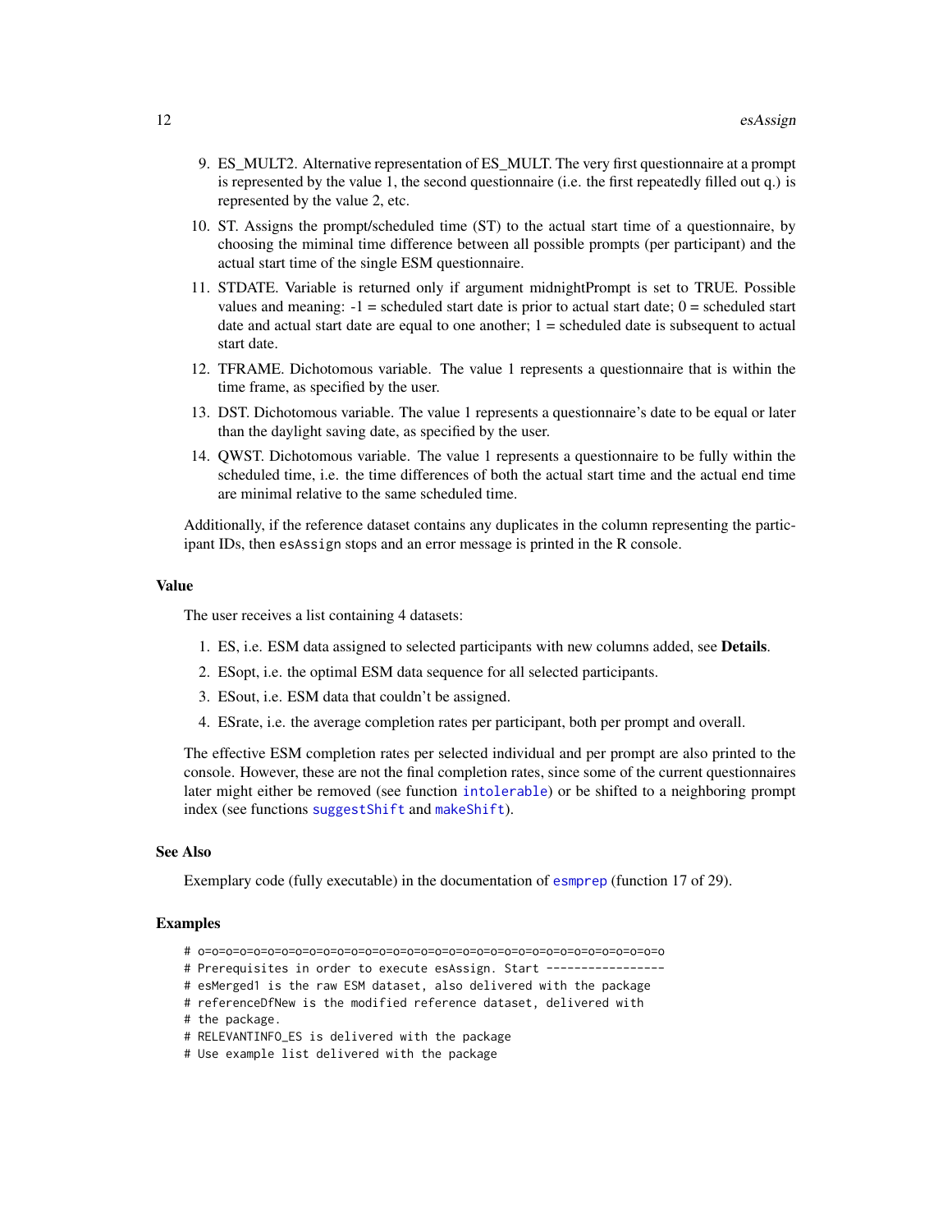9. ES_MULT2. Alternative representation of ES_MULT. The very first questionnaire at a prompt is represented by the value 1, the second questionnaire (i.e. the first repeatedly filled out q.) is represented by the value 2, etc.
10. ST. Assigns the prompt/scheduled time (ST) to the actual start time of a questionnaire, by choosing the miminal time difference between all possible prompts (per participant) and the actual start time of the single ESM questionnaire.
11. STDATE. Variable is returned only if argument midnightPrompt is set to TRUE. Possible values and meaning: -1 = scheduled start date is prior to actual start date; 0 = scheduled start date and actual start date are equal to one another; 1 = scheduled date is subsequent to actual start date.
12. TFRAME. Dichotomous variable. The value 1 represents a questionnaire that is within the time frame, as specified by the user.
13. DST. Dichotomous variable. The value 1 represents a questionnaire's date to be equal or later than the daylight saving date, as specified by the user.
14. QWST. Dichotomous variable. The value 1 represents a questionnaire to be fully within the scheduled time, i.e. the time differences of both the actual start time and the actual end time are minimal relative to the same scheduled time.

Additionally, if the reference dataset contains any duplicates in the column representing the participant IDs, then `esAssign` stops and an error message is printed in the R console.

## Value

The user receives a list containing 4 datasets:

1. ES, i.e. ESM data assigned to selected participants with new columns added, see **Details**.
2. ESopt, i.e. the optimal ESM data sequence for all selected participants.
3. ESout, i.e. ESM data that couldn't be assigned.
4. ESrate, i.e. the average completion rates per participant, both per prompt and overall.

The effective ESM completion rates per selected individual and per prompt are also printed to the console. However, these are not the final completion rates, since some of the current questionnaires later might either be removed (see function `intolerable`) or be shifted to a neighboring prompt index (see functions `suggestShift` and `makeShift`).

## See Also

Exemplary code (fully executable) in the documentation of `esmprep` (function 17 of 29).

## Examples

```
# o=o=o=o=o=o=o=o=o=o=o=o=o=o=o=o=o=o=o=o=o=o=o=o=o=o=o=o=o=o=o=o=o=o=o
# Prerequisites in order to execute esAssign. Start -----------------
# esMerged1 is the raw ESM dataset, also delivered with the package
# referenceDfNew is the modified reference dataset, delivered with
# the package.
# RELEVANTINFO_ES is delivered with the package
# Use example list delivered with the package
```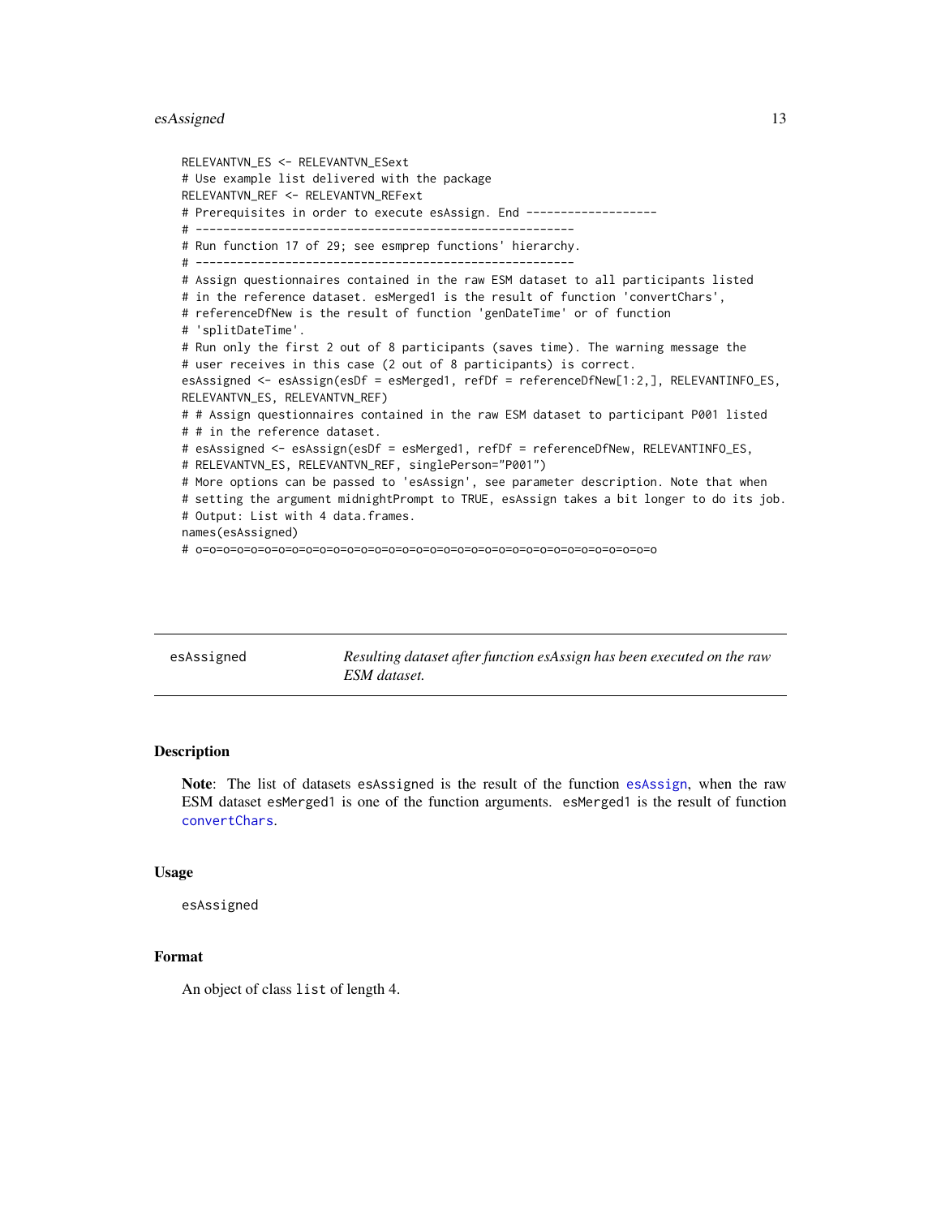```
RELEVANTVN_ES <- RELEVANTVN_ESext
# Use example list delivered with the package
RELEVANTVN_REF <- RELEVANTVN_REFext
# Prerequisites in order to execute esAssign. End -------------------
# ------------------------------------------------------
# Run function 17 of 29; see esmprep functions' hierarchy.
# ------------------------------------------------------
# Assign questionnaires contained in the raw ESM dataset to all participants listed
# in the reference dataset. esMerged1 is the result of function 'convertChars',
# referenceDfNew is the result of function 'genDateTime' or of function
# 'splitDateTime'.
# Run only the first 2 out of 8 participants (saves time). The warning message the
# user receives in this case (2 out of 8 participants) is correct.
esAssigned <- esAssign(esDf = esMerged1, refDf = referenceDfNew[1:2,], RELEVANTINFO_ES,
RELEVANTVN_ES, RELEVANTVN_REF)
# # Assign questionnaires contained in the raw ESM dataset to participant P001 listed
# # in the reference dataset.
# esAssigned <- esAssign(esDf = esMerged1, refDf = referenceDfNew, RELEVANTINFO_ES,
# RELEVANTVN_ES, RELEVANTVN_REF, singlePerson="P001")
# More options can be passed to 'esAssign', see parameter description. Note that when
# setting the argument midnightPrompt to TRUE, esAssign takes a bit longer to do its job.
# Output: List with 4 data.frames.
names(esAssigned)
# o=o=o=o=o=o=o=o=o=o=o=o=o=o=o=o=o=o=o=o=o=o=o=o=o=o=o=o=o=o=o=o=o=o
```

## esAssigned *Resulting dataset after function esAssign has been executed on the raw ESM dataset.*

### Description

**Note**: The list of datasets esAssigned is the result of the function esAssign, when the raw ESM dataset esMerged1 is one of the function arguments. esMerged1 is the result of function convertChars.

### Usage

```
esAssigned
```

### Format

An object of class list of length 4.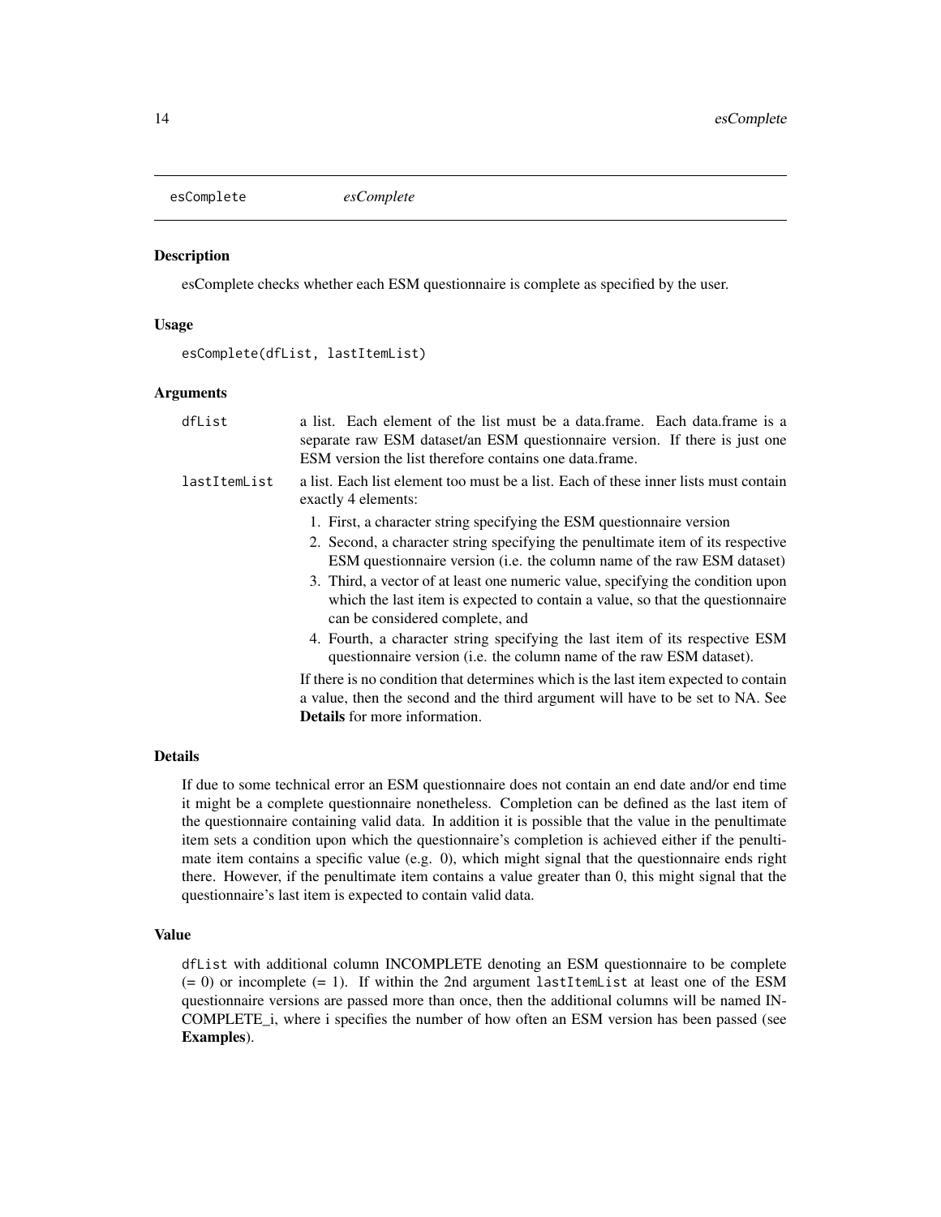# esComplete *esComplete*

## Description

esComplete checks whether each ESM questionnaire is complete as specified by the user.

## Usage

```
esComplete(dfList, lastItemList)
```

## Arguments

`dfList` a list. Each element of the list must be a data.frame. Each data.frame is a separate raw ESM dataset/an ESM questionnaire version. If there is just one ESM version the list therefore contains one data.frame.

`lastItemList` a list. Each list element too must be a list. Each of these inner lists must contain exactly 4 elements:

1. First, a character string specifying the ESM questionnaire version
2. Second, a character string specifying the penultimate item of its respective ESM questionnaire version (i.e. the column name of the raw ESM dataset)
3. Third, a vector of at least one numeric value, specifying the condition upon which the last item is expected to contain a value, so that the questionnaire can be considered complete, and
4. Fourth, a character string specifying the last item of its respective ESM questionnaire version (i.e. the column name of the raw ESM dataset).

If there is no condition that determines which is the last item expected to contain a value, then the second and the third argument will have to be set to NA. See **Details** for more information.

## Details

If due to some technical error an ESM questionnaire does not contain an end date and/or end time it might be a complete questionnaire nonetheless. Completion can be defined as the last item of the questionnaire containing valid data. In addition it is possible that the value in the penultimate item sets a condition upon which the questionnaire's completion is achieved either if the penultimate item contains a specific value (e.g. 0), which might signal that the questionnaire ends right there. However, if the penultimate item contains a value greater than 0, this might signal that the questionnaire's last item is expected to contain valid data.

## Value

`dfList` with additional column INCOMPLETE denoting an ESM questionnaire to be complete (= 0) or incomplete (= 1). If within the 2nd argument `lastItemList` at least one of the ESM questionnaire versions are passed more than once, then the additional columns will be named INCOMPLETE_i, where i specifies the number of how often an ESM version has been passed (see **Examples**).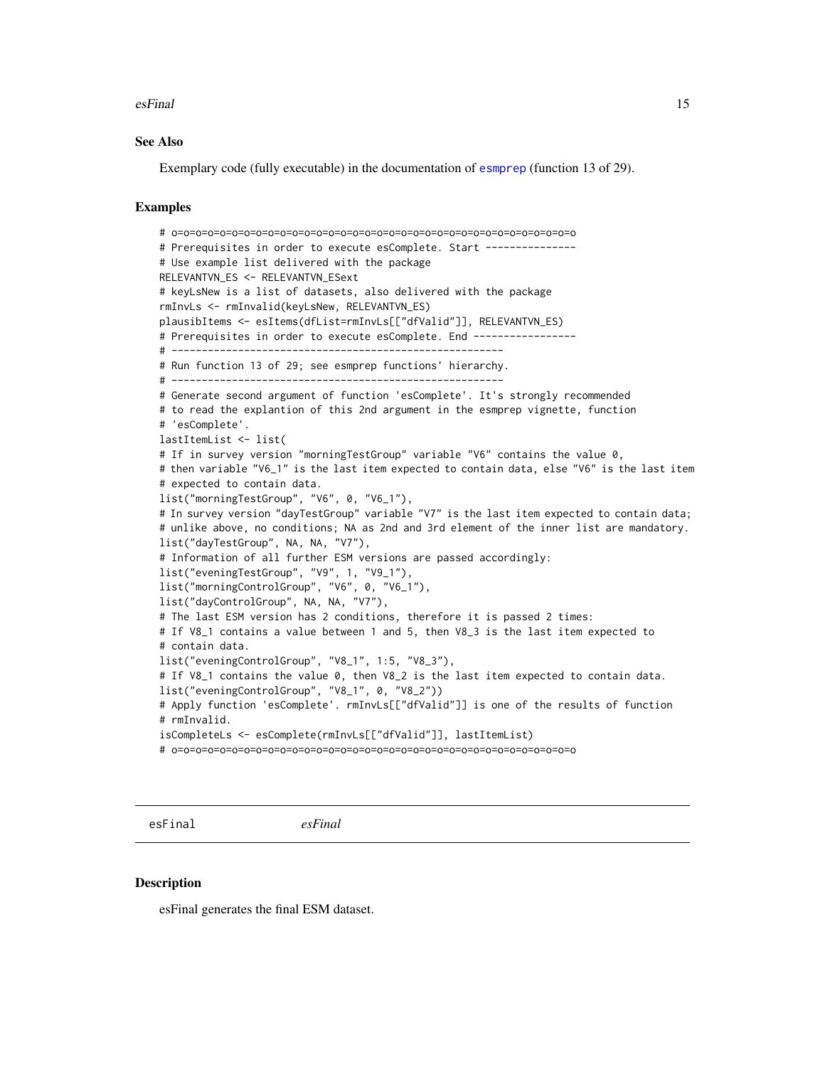## See Also

Exemplary code (fully executable) in the documentation of esmprep (function 13 of 29).

## Examples

```
# o=o=o=o=o=o=o=o=o=o=o=o=o=o=o=o=o=o=o=o=o=o=o=o=o=o=o=o=o=o=o=o=o=o=o
# Prerequisites in order to execute esComplete. Start ---------------
# Use example list delivered with the package
RELEVANTVN_ES <- RELEVANTVN_ESext
# keyLsNew is a list of datasets, also delivered with the package
rmInvLs <- rmInvalid(keyLsNew, RELEVANTVN_ES)
plausibItems <- esItems(dfList=rmInvLs[["dfValid"]], RELEVANTVN_ES)
# Prerequisites in order to execute esComplete. End -----------------
# ------------------------------------------------------
# Run function 13 of 29; see esmprep functions' hierarchy.
# ------------------------------------------------------
# Generate second argument of function 'esComplete'. It's strongly recommended
# to read the explantion of this 2nd argument in the esmprep vignette, function
# 'esComplete'.
lastItemList <- list(
# If in survey version "morningTestGroup" variable "V6" contains the value 0,
# then variable "V6_1" is the last item expected to contain data, else "V6" is the last item
# expected to contain data.
list("morningTestGroup", "V6", 0, "V6_1"),
# In survey version "dayTestGroup" variable "V7" is the last item expected to contain data;
# unlike above, no conditions; NA as 2nd and 3rd element of the inner list are mandatory.
list("dayTestGroup", NA, NA, "V7"),
# Information of all further ESM versions are passed accordingly:
list("eveningTestGroup", "V9", 1, "V9_1"),
list("morningControlGroup", "V6", 0, "V6_1"),
list("dayControlGroup", NA, NA, "V7"),
# The last ESM version has 2 conditions, therefore it is passed 2 times:
# If V8_1 contains a value between 1 and 5, then V8_3 is the last item expected to
# contain data.
list("eveningControlGroup", "V8_1", 1:5, "V8_3"),
# If V8_1 contains the value 0, then V8_2 is the last item expected to contain data.
list("eveningControlGroup", "V8_1", 0, "V8_2"))
# Apply function 'esComplete'. rmInvLs[["dfValid"]] is one of the results of function
# rmInvalid.
isCompleteLs <- esComplete(rmInvLs[["dfValid"]], lastItemList)
# o=o=o=o=o=o=o=o=o=o=o=o=o=o=o=o=o=o=o=o=o=o=o=o=o=o=o=o=o=o=o=o=o=o=o
```

---

# esFinal *esFinal*

## Description

esFinal generates the final ESM dataset.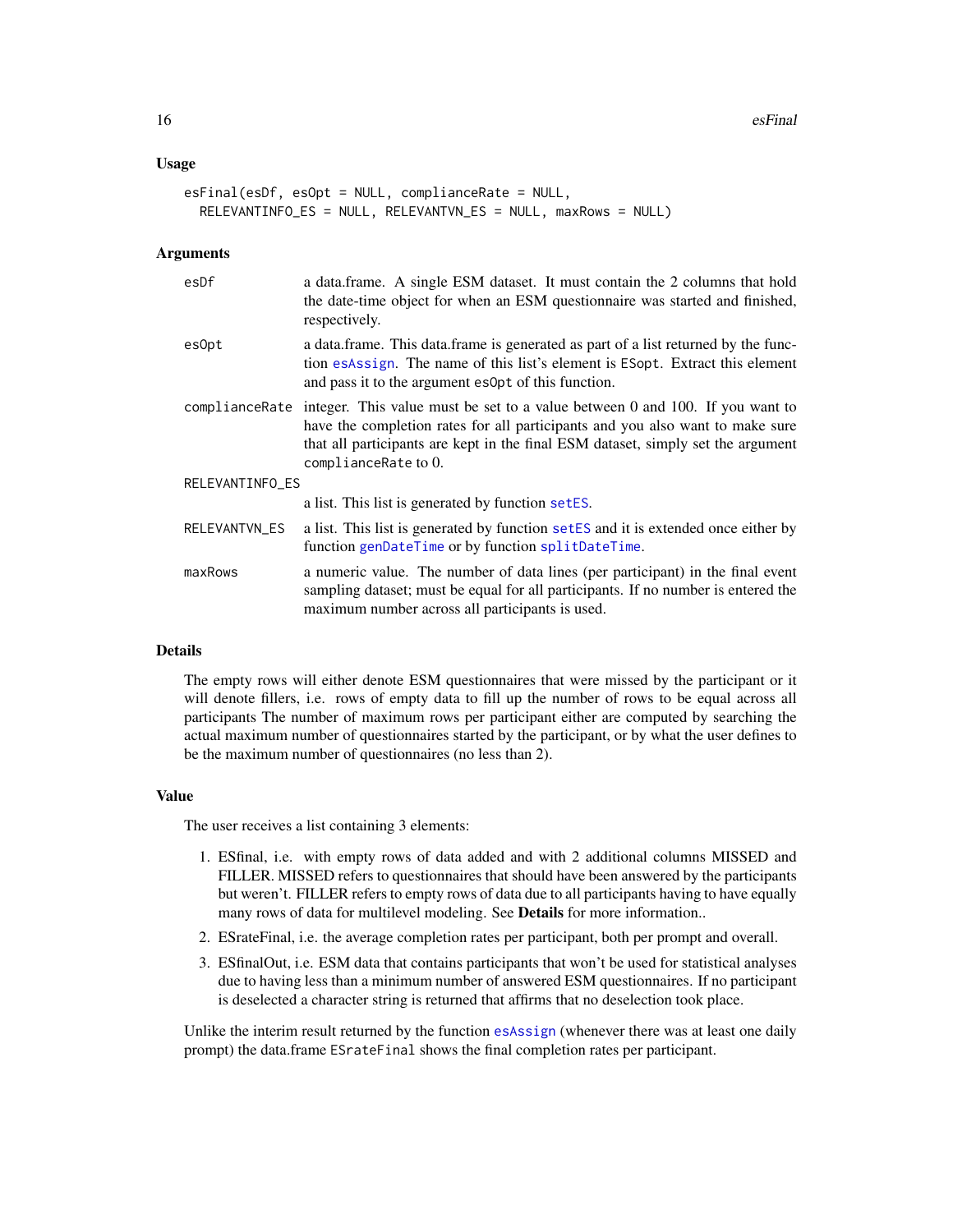### Usage

```
esFinal(esDf, esOpt = NULL, complianceRate = NULL,
  RELEVANTINFO_ES = NULL, RELEVANTVN_ES = NULL, maxRows = NULL)
```

### Arguments

| | |
|---|---|
| esDf | a data.frame. A single ESM dataset. It must contain the 2 columns that hold the date-time object for when an ESM questionnaire was started and finished, respectively. |
| esOpt | a data.frame. This data.frame is generated as part of a list returned by the function esAssign. The name of this list's element is ESopt. Extract this element and pass it to the argument esOpt of this function. |
| complianceRate | integer. This value must be set to a value between 0 and 100. If you want to have the completion rates for all participants and you also want to make sure that all participants are kept in the final ESM dataset, simply set the argument complianceRate to 0. |
| RELEVANTINFO_ES | a list. This list is generated by function setES. |
| RELEVANTVN_ES | a list. This list is generated by function setES and it is extended once either by function genDateTime or by function splitDateTime. |
| maxRows | a numeric value. The number of data lines (per participant) in the final event sampling dataset; must be equal for all participants. If no number is entered the maximum number across all participants is used. |

### Details

The empty rows will either denote ESM questionnaires that were missed by the participant or it will denote fillers, i.e. rows of empty data to fill up the number of rows to be equal across all participants The number of maximum rows per participant either are computed by searching the actual maximum number of questionnaires started by the participant, or by what the user defines to be the maximum number of questionnaires (no less than 2).

### Value

The user receives a list containing 3 elements:

1. ESfinal, i.e. with empty rows of data added and with 2 additional columns MISSED and FILLER. MISSED refers to questionnaires that should have been answered by the participants but weren't. FILLER refers to empty rows of data due to all participants having to have equally many rows of data for multilevel modeling. See **Details** for more information..
2. ESrateFinal, i.e. the average completion rates per participant, both per prompt and overall.
3. ESfinalOut, i.e. ESM data that contains participants that won't be used for statistical analyses due to having less than a minimum number of answered ESM questionnaires. If no participant is deselected a character string is returned that affirms that no deselection took place.

Unlike the interim result returned by the function esAssign (whenever there was at least one daily prompt) the data.frame ESrateFinal shows the final completion rates per participant.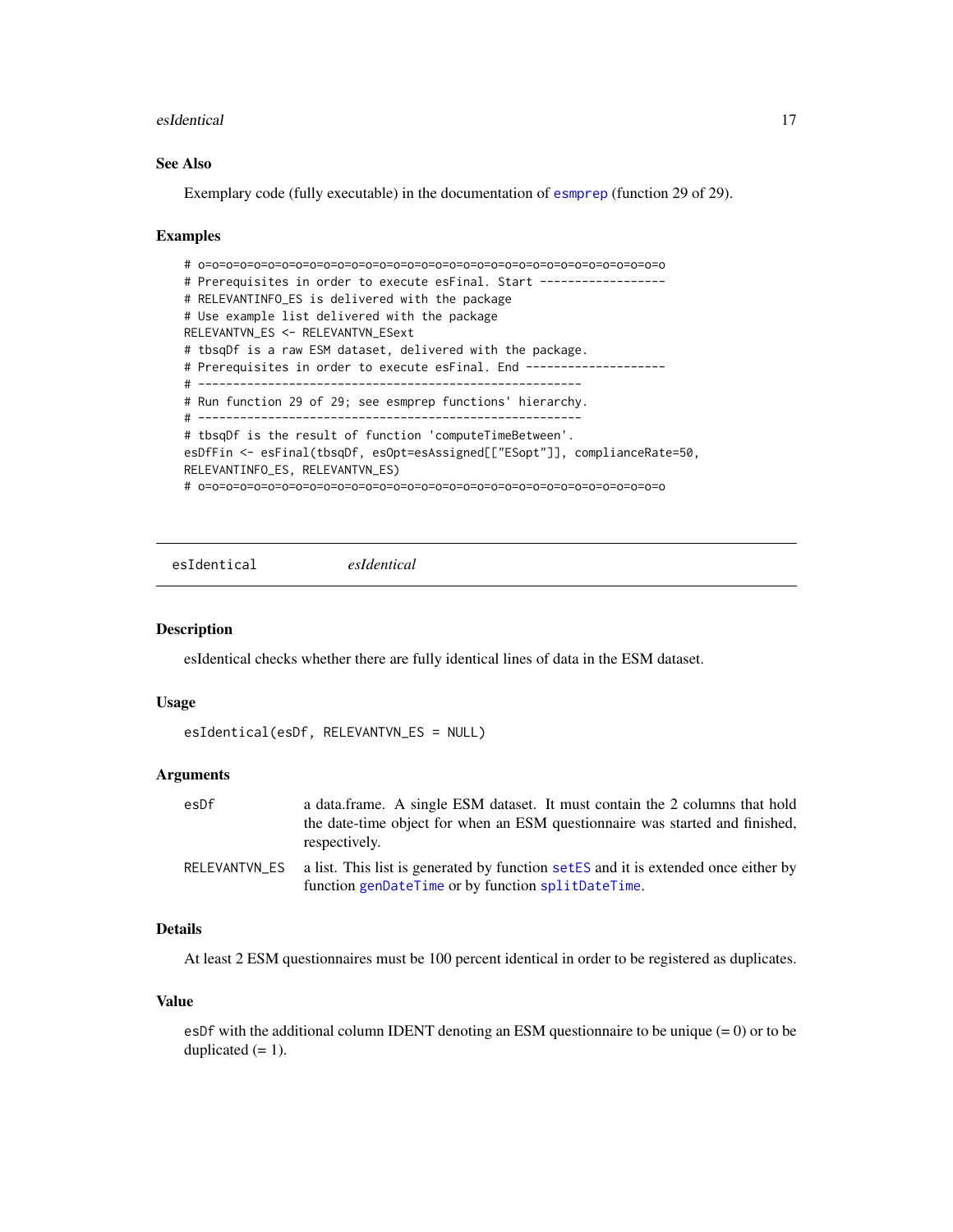## See Also

Exemplary code (fully executable) in the documentation of esmprep (function 29 of 29).

## Examples

```
# o=o=o=o=o=o=o=o=o=o=o=o=o=o=o=o=o=o=o=o=o=o=o=o=o=o=o=o=o=o=o=o=o=o
# Prerequisites in order to execute esFinal. Start -----------------
# RELEVANTINFO_ES is delivered with the package
# Use example list delivered with the package
RELEVANTVN_ES <- RELEVANTVN_ESext
# tbsqDf is a raw ESM dataset, delivered with the package.
# Prerequisites in order to execute esFinal. End --------------------
# ------------------------------------------------------
# Run function 29 of 29; see esmprep functions' hierarchy.
# ------------------------------------------------------
# tbsqDf is the result of function 'computeTimeBetween'.
esDfFin <- esFinal(tbsqDf, esOpt=esAssigned[["ESopt"]], complianceRate=50,
RELEVANTINFO_ES, RELEVANTVN_ES)
# o=o=o=o=o=o=o=o=o=o=o=o=o=o=o=o=o=o=o=o=o=o=o=o=o=o=o=o=o=o=o=o=o=o
```

---

# esIdentical *esIdentical*

## Description

esIdentical checks whether there are fully identical lines of data in the ESM dataset.

## Usage

```
esIdentical(esDf, RELEVANTVN_ES = NULL)
```

## Arguments

| | |
|---|---|
| esDf | a data.frame. A single ESM dataset. It must contain the 2 columns that hold the date-time object for when an ESM questionnaire was started and finished, respectively. |
| RELEVANTVN_ES | a list. This list is generated by function setES and it is extended once either by function genDateTime or by function splitDateTime. |

## Details

At least 2 ESM questionnaires must be 100 percent identical in order to be registered as duplicates.

## Value

esDf with the additional column IDENT denoting an ESM questionnaire to be unique (= 0) or to be duplicated (= 1).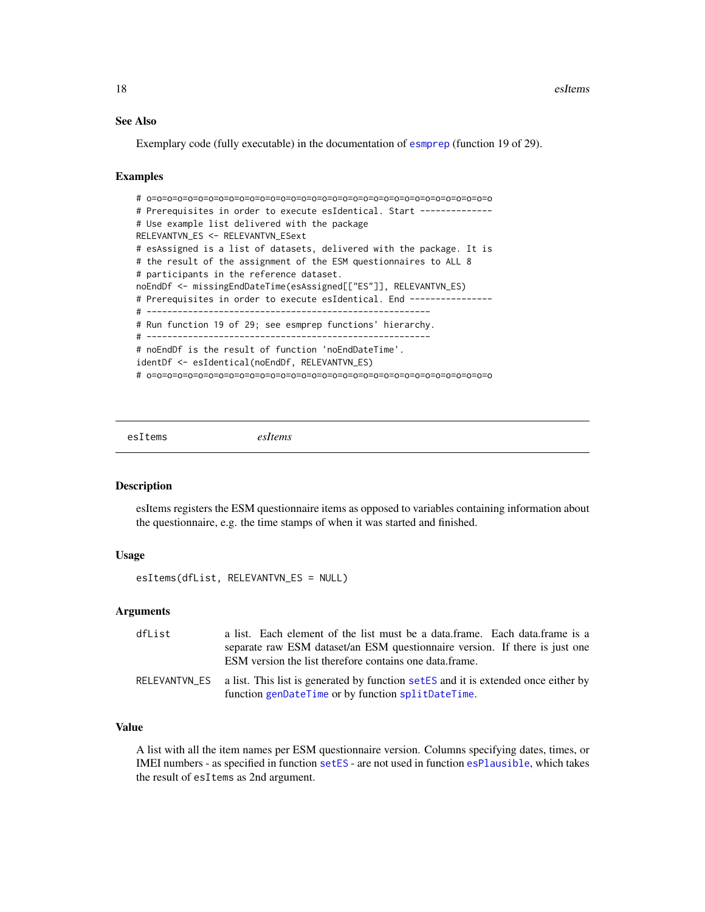### See Also

Exemplary code (fully executable) in the documentation of esmprep (function 19 of 29).

### Examples

```
# o=o=o=o=o=o=o=o=o=o=o=o=o=o=o=o=o=o=o=o=o=o=o=o=o=o=o=o=o=o=o=o=o=o=o
# Prerequisites in order to execute esIdentical. Start --------------
# Use example list delivered with the package
RELEVANTVN_ES <- RELEVANTVN_ESext
# esAssigned is a list of datasets, delivered with the package. It is
# the result of the assignment of the ESM questionnaires to ALL 8
# participants in the reference dataset.
noEndDf <- missingEndDateTime(esAssigned[["ES"]], RELEVANTVN_ES)
# Prerequisites in order to execute esIdentical. End ----------------
# -------------------------------------------------------
# Run function 19 of 29; see esmprep functions' hierarchy.
# -------------------------------------------------------
# noEndDf is the result of function 'noEndDateTime'.
identDf <- esIdentical(noEndDf, RELEVANTVN_ES)
# o=o=o=o=o=o=o=o=o=o=o=o=o=o=o=o=o=o=o=o=o=o=o=o=o=o=o=o=o=o=o=o=o=o=o
```

---

## esItems *esItems*

### Description

esItems registers the ESM questionnaire items as opposed to variables containing information about the questionnaire, e.g. the time stamps of when it was started and finished.

### Usage

```
esItems(dfList, RELEVANTVN_ES = NULL)
```

### Arguments

| | |
|---|---|
| dfList | a list. Each element of the list must be a data.frame. Each data.frame is a separate raw ESM dataset/an ESM questionnaire version. If there is just one ESM version the list therefore contains one data.frame. |
| RELEVANTVN_ES | a list. This list is generated by function setES and it is extended once either by function genDateTime or by function splitDateTime. |

### Value

A list with all the item names per ESM questionnaire version. Columns specifying dates, times, or IMEI numbers - as specified in function setES - are not used in function esPlausible, which takes the result of esItems as 2nd argument.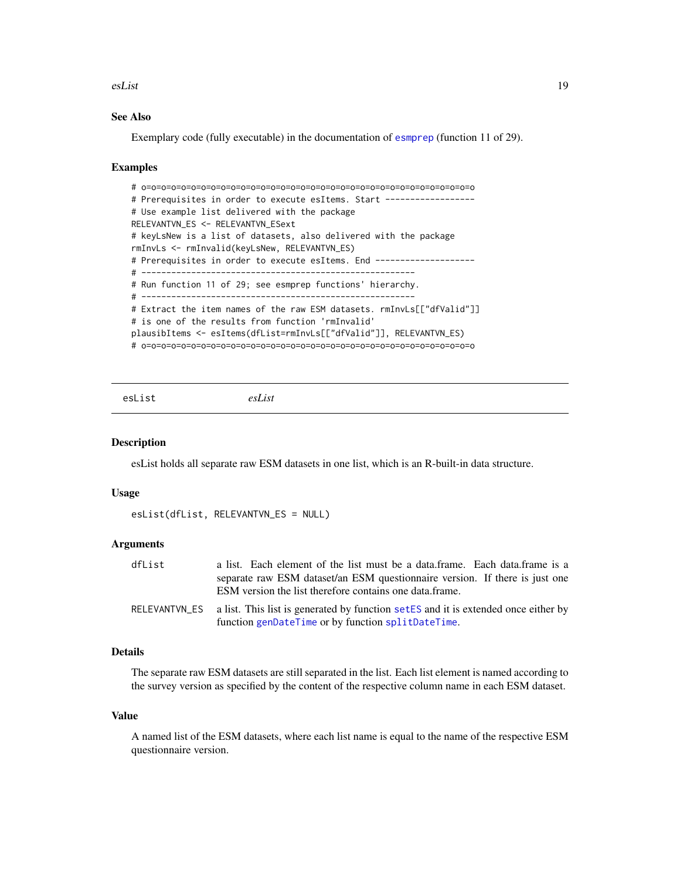### See Also

Exemplary code (fully executable) in the documentation of esmprep (function 11 of 29).

### Examples

```
# o=o=o=o=o=o=o=o=o=o=o=o=o=o=o=o=o=o=o=o=o=o=o=o=o=o=o=o=o=o=o=o=o=o=o
# Prerequisites in order to execute esItems. Start ------------------
# Use example list delivered with the package
RELEVANTVN_ES <- RELEVANTVN_ESext
# keyLsNew is a list of datasets, also delivered with the package
rmInvLs <- rmInvalid(keyLsNew, RELEVANTVN_ES)
# Prerequisites in order to execute esItems. End --------------------
# ------------------------------------------------------
# Run function 11 of 29; see esmprep functions' hierarchy.
# ------------------------------------------------------
# Extract the item names of the raw ESM datasets. rmInvLs[["dfValid"]]
# is one of the results from function 'rmInvalid'
plausibItems <- esItems(dfList=rmInvLs[["dfValid"]], RELEVANTVN_ES)
# o=o=o=o=o=o=o=o=o=o=o=o=o=o=o=o=o=o=o=o=o=o=o=o=o=o=o=o=o=o=o=o=o=o=o
```

---

## esList *esList*

### Description

esList holds all separate raw ESM datasets in one list, which is an R-built-in data structure.

### Usage

```
esList(dfList, RELEVANTVN_ES = NULL)
```

### Arguments

| | |
|---|---|
| dfList | a list. Each element of the list must be a data.frame. Each data.frame is a separate raw ESM dataset/an ESM questionnaire version. If there is just one ESM version the list therefore contains one data.frame. |
| RELEVANTVN_ES | a list. This list is generated by function setES and it is extended once either by function genDateTime or by function splitDateTime. |

### Details

The separate raw ESM datasets are still separated in the list. Each list element is named according to the survey version as specified by the content of the respective column name in each ESM dataset.

### Value

A named list of the ESM datasets, where each list name is equal to the name of the respective ESM questionnaire version.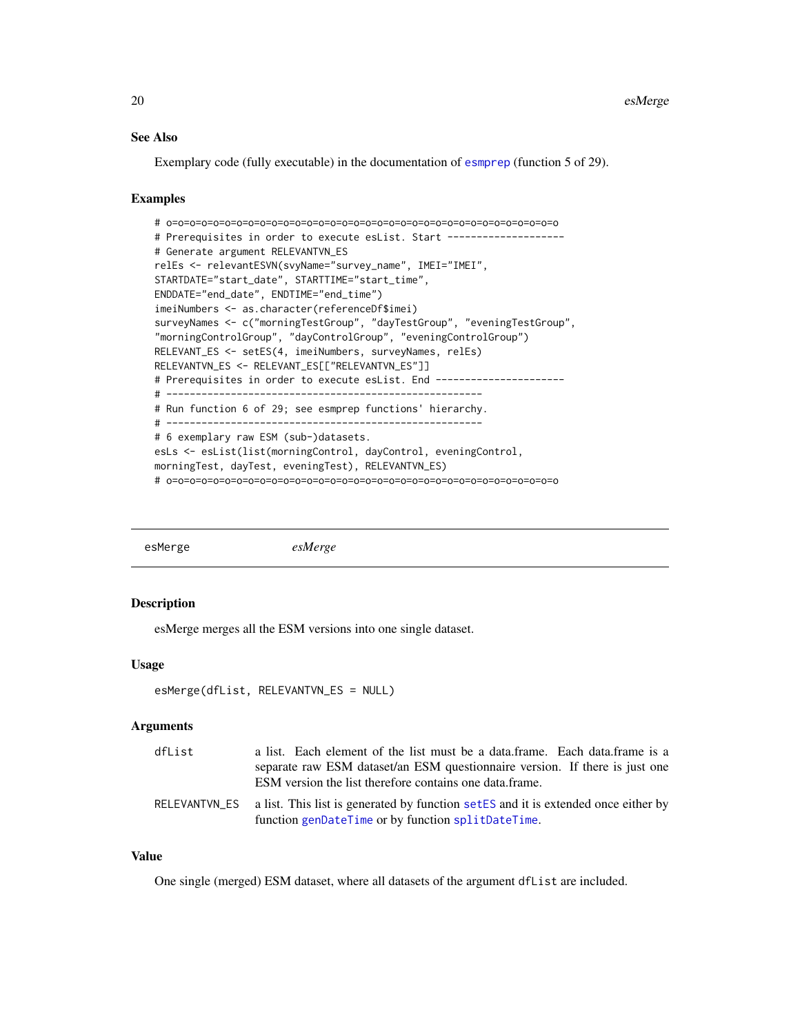### See Also

Exemplary code (fully executable) in the documentation of esmprep (function 5 of 29).

### Examples

```
# o=o=o=o=o=o=o=o=o=o=o=o=o=o=o=o=o=o=o=o=o=o=o=o=o=o=o=o=o=o=o=o=o=o=o=o=o
# Prerequisites in order to execute esList. Start --------------------
# Generate argument RELEVANTVN_ES
relEs <- relevantESVN(svyName="survey_name", IMEI="IMEI",
STARTDATE="start_date", STARTTIME="start_time",
ENDDATE="end_date", ENDTIME="end_time")
imeiNumbers <- as.character(referenceDf$imei)
surveyNames <- c("morningTestGroup", "dayTestGroup", "eveningTestGroup",
"morningControlGroup", "dayControlGroup", "eveningControlGroup")
RELEVANT_ES <- setES(4, imeiNumbers, surveyNames, relEs)
RELEVANTVN_ES <- RELEVANT_ES[["RELEVANTVN_ES"]]
# Prerequisites in order to execute esList. End ----------------------
# ------------------------------------------------------
# Run function 6 of 29; see esmprep functions' hierarchy.
# ------------------------------------------------------
# 6 exemplary raw ESM (sub-)datasets.
esLs <- esList(list(morningControl, dayControl, eveningControl,
morningTest, dayTest, eveningTest), RELEVANTVN_ES)
# o=o=o=o=o=o=o=o=o=o=o=o=o=o=o=o=o=o=o=o=o=o=o=o=o=o=o=o=o=o=o=o=o=o=o=o=o
```

---

## esMerge *esMerge*

### Description

esMerge merges all the ESM versions into one single dataset.

### Usage

```
esMerge(dfList, RELEVANTVN_ES = NULL)
```

### Arguments

| | |
|---|---|
| dfList | a list. Each element of the list must be a data.frame. Each data.frame is a separate raw ESM dataset/an ESM questionnaire version. If there is just one ESM version the list therefore contains one data.frame. |
| RELEVANTVN_ES | a list. This list is generated by function setES and it is extended once either by function genDateTime or by function splitDateTime. |

### Value

One single (merged) ESM dataset, where all datasets of the argument `dfList` are included.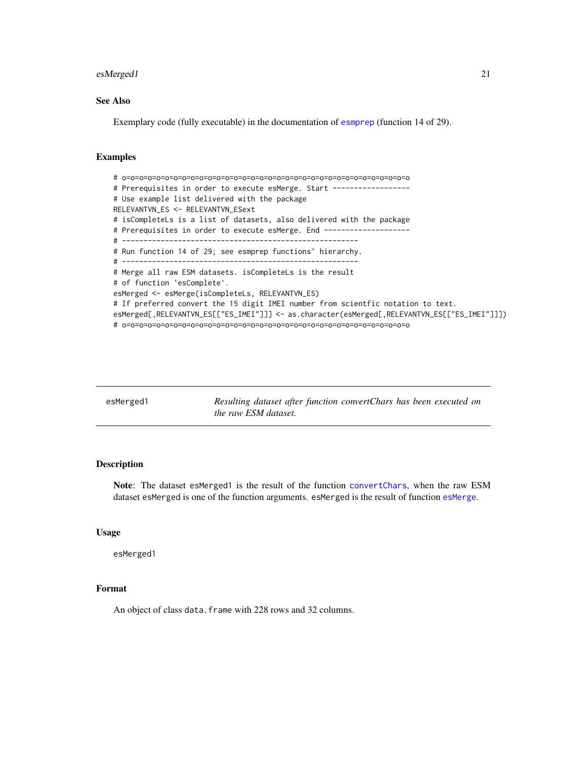## See Also

Exemplary code (fully executable) in the documentation of esmprep (function 14 of 29).

## Examples

```
# o=o=o=o=o=o=o=o=o=o=o=o=o=o=o=o=o=o=o=o=o=o=o=o=o=o=o=o=o=o=o=o=o=o
# Prerequisites in order to execute esMerge. Start ------------------
# Use example list delivered with the package
RELEVANTVN_ES <- RELEVANTVN_ESext
# isCompleteLs is a list of datasets, also delivered with the package
# Prerequisites in order to execute esMerge. End --------------------
# ------------------------------------------------------
# Run function 14 of 29; see esmprep functions' hierarchy.
# ------------------------------------------------------
# Merge all raw ESM datasets. isCompleteLs is the result
# of function 'esComplete'.
esMerged <- esMerge(isCompleteLs, RELEVANTVN_ES)
# If preferred convert the 15 digit IMEI number from scientfic notation to text.
esMerged[,RELEVANTVN_ES[["ES_IMEI"]]] <- as.character(esMerged[,RELEVANTVN_ES[["ES_IMEI"]]])
# o=o=o=o=o=o=o=o=o=o=o=o=o=o=o=o=o=o=o=o=o=o=o=o=o=o=o=o=o=o=o=o=o=o
```

---

# esMerged1 — *Resulting dataset after function convertChars has been executed on the raw ESM dataset.*

---

## Description

**Note**: The dataset esMerged1 is the result of the function convertChars, when the raw ESM dataset esMerged is one of the function arguments. esMerged is the result of function esMerge.

## Usage

```
esMerged1
```

## Format

An object of class data.frame with 228 rows and 32 columns.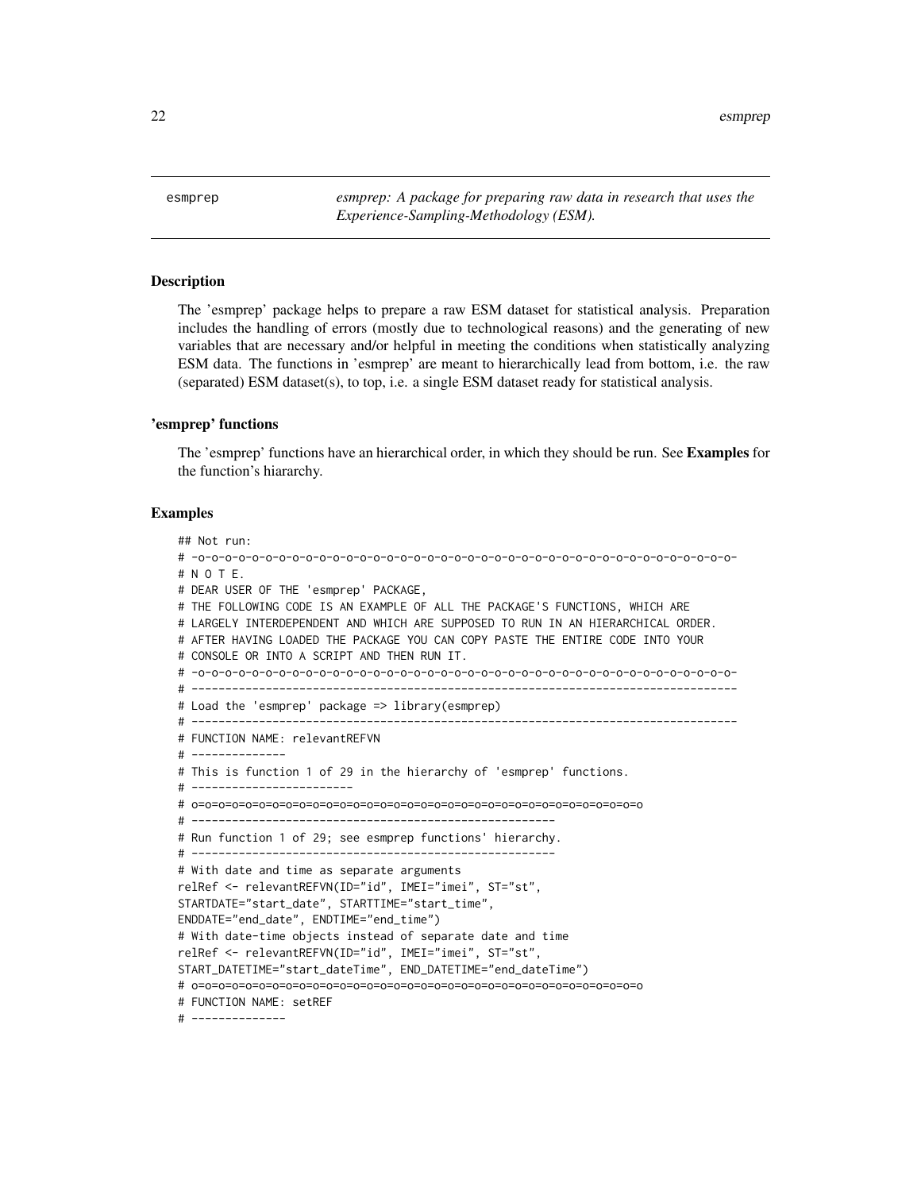esmprep — *esmprep: A package for preparing raw data in research that uses the Experience-Sampling-Methodology (ESM).*

### Description

The 'esmprep' package helps to prepare a raw ESM dataset for statistical analysis. Preparation includes the handling of errors (mostly due to technological reasons) and the generating of new variables that are necessary and/or helpful in meeting the conditions when statistically analyzing ESM data. The functions in 'esmprep' are meant to hierarchically lead from bottom, i.e. the raw (separated) ESM dataset(s), to top, i.e. a single ESM dataset ready for statistical analysis.

### 'esmprep' functions

The 'esmprep' functions have an hierarchical order, in which they should be run. See **Examples** for the function's hiararchy.

### Examples

```
## Not run:
# -o-o-o-o-o-o-o-o-o-o-o-o-o-o-o-o-o-o-o-o-o-o-o-o-o-o-o-o-o-o-o-o-o-o-o-o-o-o-o-o-
# N O T E.
# DEAR USER OF THE 'esmprep' PACKAGE,
# THE FOLLOWING CODE IS AN EXAMPLE OF ALL THE PACKAGE'S FUNCTIONS, WHICH ARE
# LARGELY INTERDEPENDENT AND WHICH ARE SUPPOSED TO RUN IN AN HIERARCHICAL ORDER.
# AFTER HAVING LOADED THE PACKAGE YOU CAN COPY PASTE THE ENTIRE CODE INTO YOUR
# CONSOLE OR INTO A SCRIPT AND THEN RUN IT.
# -o-o-o-o-o-o-o-o-o-o-o-o-o-o-o-o-o-o-o-o-o-o-o-o-o-o-o-o-o-o-o-o-o-o-o-o-o-o-o-o-
# --------------------------------------------------------------------------------
# Load the 'esmprep' package => library(esmprep)
# --------------------------------------------------------------------------------
# FUNCTION NAME: relevantREFVN
# --------------
# This is function 1 of 29 in the hierarchy of 'esmprep' functions.
# ------------------------
# o=o=o=o=o=o=o=o=o=o=o=o=o=o=o=o=o=o=o=o=o=o=o=o=o=o=o=o=o=o=o=o=o=o=o=o
# -----------------------------------------------------
# Run function 1 of 29; see esmprep functions' hierarchy.
# -----------------------------------------------------
# With date and time as separate arguments
relRef <- relevantREFVN(ID="id", IMEI="imei", ST="st",
STARTDATE="start_date", STARTTIME="start_time",
ENDDATE="end_date", ENDTIME="end_time")
# With date-time objects instead of separate date and time
relRef <- relevantREFVN(ID="id", IMEI="imei", ST="st",
START_DATETIME="start_dateTime", END_DATETIME="end_dateTime")
# o=o=o=o=o=o=o=o=o=o=o=o=o=o=o=o=o=o=o=o=o=o=o=o=o=o=o=o=o=o=o=o=o=o=o=o
# FUNCTION NAME: setREF
# --------------
```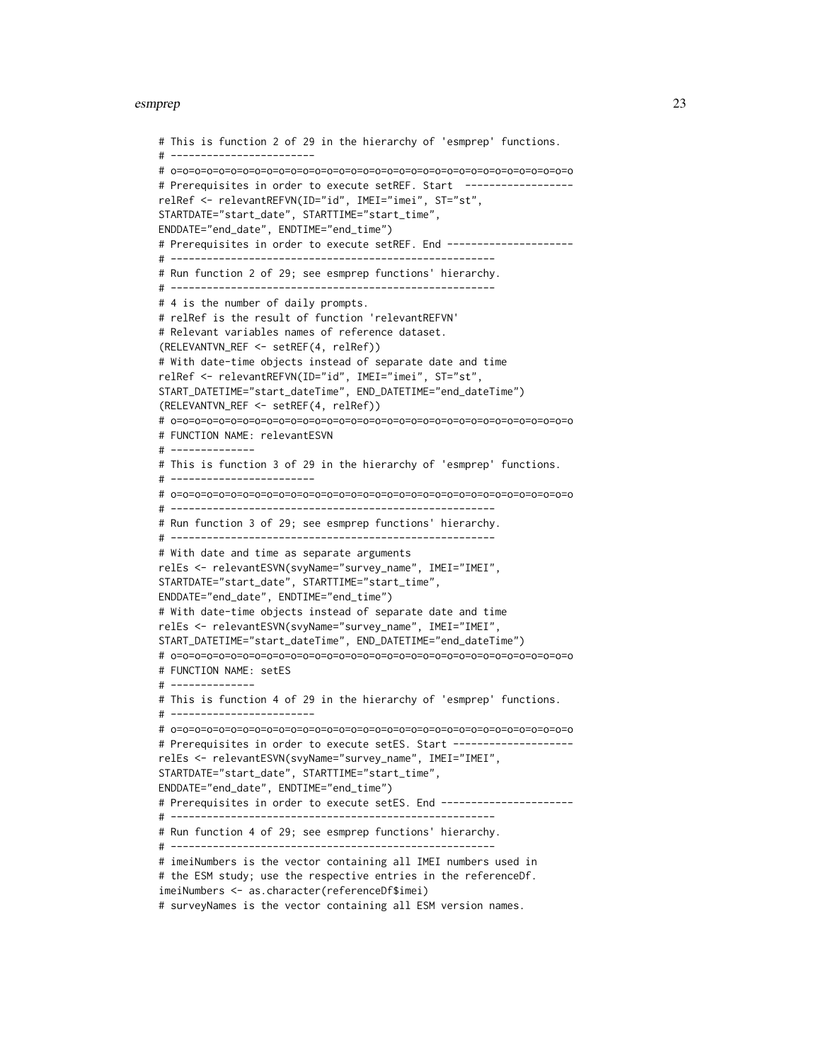```
# This is function 2 of 29 in the hierarchy of 'esmprep' functions.
# -----------------------
# o=o=o=o=o=o=o=o=o=o=o=o=o=o=o=o=o=o=o=o=o=o=o=o=o=o=o=o=o=o=o=o=o=o=o=o=o=o
# Prerequisites in order to execute setREF. Start  ------------------
relRef <- relevantREFVN(ID="id", IMEI="imei", ST="st",
STARTDATE="start_date", STARTTIME="start_time",
ENDDATE="end_date", ENDTIME="end_time")
# Prerequisites in order to execute setREF. End ---------------------
# -----------------------------------------------------
# Run function 2 of 29; see esmprep functions' hierarchy.
# -----------------------------------------------------
# 4 is the number of daily prompts.
# relRef is the result of function 'relevantREFVN'
# Relevant variables names of reference dataset.
(RELEVANTVN_REF <- setREF(4, relRef))
# With date-time objects instead of separate date and time
relRef <- relevantREFVN(ID="id", IMEI="imei", ST="st",
START_DATETIME="start_dateTime", END_DATETIME="end_dateTime")
(RELEVANTVN_REF <- setREF(4, relRef))
# o=o=o=o=o=o=o=o=o=o=o=o=o=o=o=o=o=o=o=o=o=o=o=o=o=o=o=o=o=o=o=o=o=o=o=o=o=o
# FUNCTION NAME: relevantESVN
# -------------
# This is function 3 of 29 in the hierarchy of 'esmprep' functions.
# -----------------------
# o=o=o=o=o=o=o=o=o=o=o=o=o=o=o=o=o=o=o=o=o=o=o=o=o=o=o=o=o=o=o=o=o=o=o=o=o=o
# -----------------------------------------------------
# Run function 3 of 29; see esmprep functions' hierarchy.
# -----------------------------------------------------
# With date and time as separate arguments
relEs <- relevantESVN(svyName="survey_name", IMEI="IMEI",
STARTDATE="start_date", STARTTIME="start_time",
ENDDATE="end_date", ENDTIME="end_time")
# With date-time objects instead of separate date and time
relEs <- relevantESVN(svyName="survey_name", IMEI="IMEI",
START_DATETIME="start_dateTime", END_DATETIME="end_dateTime")
# o=o=o=o=o=o=o=o=o=o=o=o=o=o=o=o=o=o=o=o=o=o=o=o=o=o=o=o=o=o=o=o=o=o=o=o=o=o
# FUNCTION NAME: setES
# -------------
# This is function 4 of 29 in the hierarchy of 'esmprep' functions.
# -----------------------
# o=o=o=o=o=o=o=o=o=o=o=o=o=o=o=o=o=o=o=o=o=o=o=o=o=o=o=o=o=o=o=o=o=o=o=o=o=o
# Prerequisites in order to execute setES. Start --------------------
relEs <- relevantESVN(svyName="survey_name", IMEI="IMEI",
STARTDATE="start_date", STARTTIME="start_time",
ENDDATE="end_date", ENDTIME="end_time")
# Prerequisites in order to execute setES. End ----------------------
# -----------------------------------------------------
# Run function 4 of 29; see esmprep functions' hierarchy.
# -----------------------------------------------------
# imeiNumbers is the vector containing all IMEI numbers used in
# the ESM study; use the respective entries in the referenceDf.
imeiNumbers <- as.character(referenceDf$imei)
# surveyNames is the vector containing all ESM version names.
```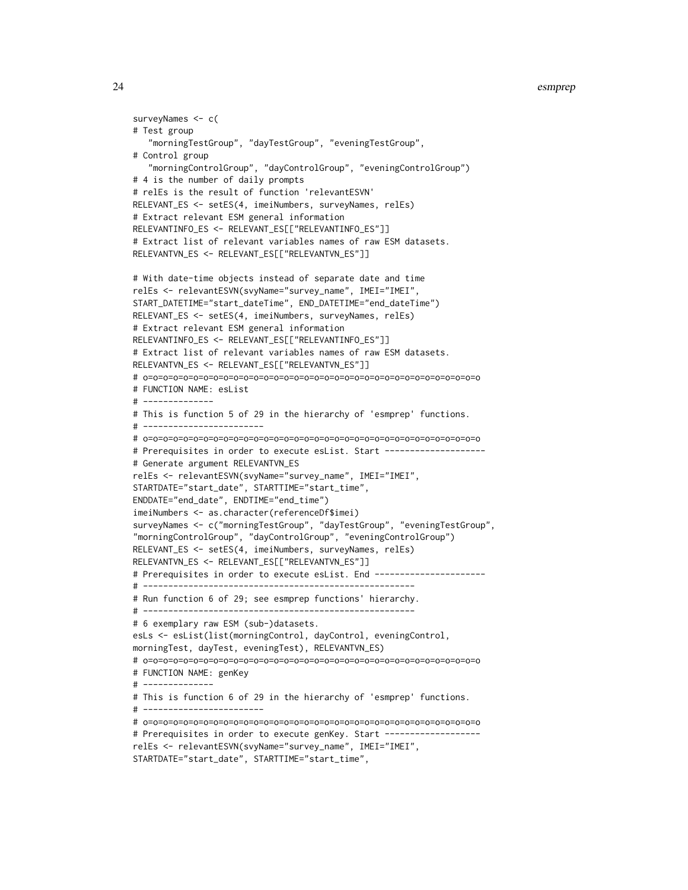```
surveyNames <- c(
# Test group
   "morningTestGroup", "dayTestGroup", "eveningTestGroup",
# Control group
   "morningControlGroup", "dayControlGroup", "eveningControlGroup")
# 4 is the number of daily prompts
# relEs is the result of function 'relevantESVN'
RELEVANT_ES <- setES(4, imeiNumbers, surveyNames, relEs)
# Extract relevant ESM general information
RELEVANTINFO_ES <- RELEVANT_ES[["RELEVANTINFO_ES"]]
# Extract list of relevant variables names of raw ESM datasets.
RELEVANTVN_ES <- RELEVANT_ES[["RELEVANTVN_ES"]]

# With date-time objects instead of separate date and time
relEs <- relevantESVN(svyName="survey_name", IMEI="IMEI",
START_DATETIME="start_dateTime", END_DATETIME="end_dateTime")
RELEVANT_ES <- setES(4, imeiNumbers, surveyNames, relEs)
# Extract relevant ESM general information
RELEVANTINFO_ES <- RELEVANT_ES[["RELEVANTINFO_ES"]]
# Extract list of relevant variables names of raw ESM datasets.
RELEVANTVN_ES <- RELEVANT_ES[["RELEVANTVN_ES"]]
# o=o=o=o=o=o=o=o=o=o=o=o=o=o=o=o=o=o=o=o=o=o=o=o=o=o=o=o=o=o=o=o=o=o=o
# FUNCTION NAME: esList
# -------------
# This is function 5 of 29 in the hierarchy of 'esmprep' functions.
# -----------------------
# o=o=o=o=o=o=o=o=o=o=o=o=o=o=o=o=o=o=o=o=o=o=o=o=o=o=o=o=o=o=o=o=o=o=o
# Prerequisites in order to execute esList. Start -------------------
# Generate argument RELEVANTVN_ES
relEs <- relevantESVN(svyName="survey_name", IMEI="IMEI",
STARTDATE="start_date", STARTTIME="start_time",
ENDDATE="end_date", ENDTIME="end_time")
imeiNumbers <- as.character(referenceDf$imei)
surveyNames <- c("morningTestGroup", "dayTestGroup", "eveningTestGroup",
"morningControlGroup", "dayControlGroup", "eveningControlGroup")
RELEVANT_ES <- setES(4, imeiNumbers, surveyNames, relEs)
RELEVANTVN_ES <- RELEVANT_ES[["RELEVANTVN_ES"]]
# Prerequisites in order to execute esList. End ---------------------
# ----------------------------------------------------
# Run function 6 of 29; see esmprep functions' hierarchy.
# ----------------------------------------------------
# 6 exemplary raw ESM (sub-)datasets.
esLs <- esList(list(morningControl, dayControl, eveningControl,
morningTest, dayTest, eveningTest), RELEVANTVN_ES)
# o=o=o=o=o=o=o=o=o=o=o=o=o=o=o=o=o=o=o=o=o=o=o=o=o=o=o=o=o=o=o=o=o=o=o
# FUNCTION NAME: genKey
# -------------
# This is function 6 of 29 in the hierarchy of 'esmprep' functions.
# -----------------------
# o=o=o=o=o=o=o=o=o=o=o=o=o=o=o=o=o=o=o=o=o=o=o=o=o=o=o=o=o=o=o=o=o=o=o
# Prerequisites in order to execute genKey. Start ------------------
relEs <- relevantESVN(svyName="survey_name", IMEI="IMEI",
STARTDATE="start_date", STARTTIME="start_time",
```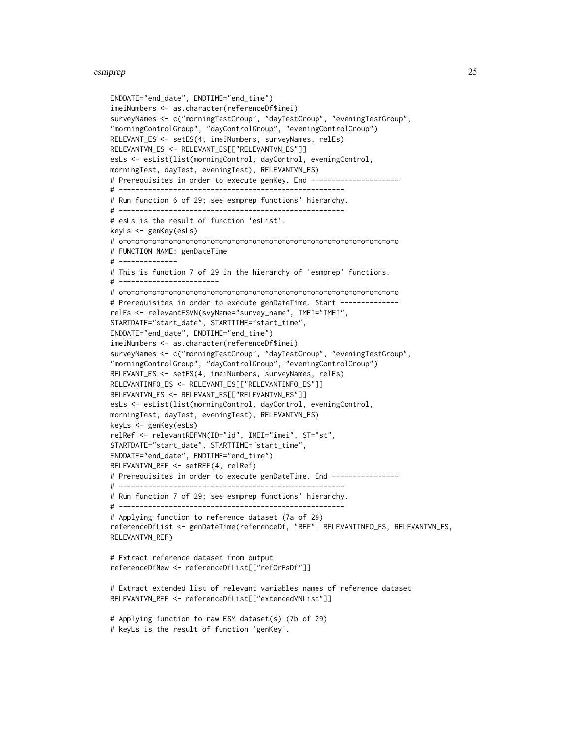```
ENDDATE="end_date", ENDTIME="end_time")
imeiNumbers <- as.character(referenceDf$imei)
surveyNames <- c("morningTestGroup", "dayTestGroup", "eveningTestGroup",
"morningControlGroup", "dayControlGroup", "eveningControlGroup")
RELEVANT_ES <- setES(4, imeiNumbers, surveyNames, relEs)
RELEVANTVN_ES <- RELEVANT_ES[["RELEVANTVN_ES"]]
esLs <- esList(list(morningControl, dayControl, eveningControl,
morningTest, dayTest, eveningTest), RELEVANTVN_ES)
# Prerequisites in order to execute genKey. End ---------------------
# ------------------------------------------------------
# Run function 6 of 29; see esmprep functions' hierarchy.
# ------------------------------------------------------
# esLs is the result of function 'esList'.
keyLs <- genKey(esLs)
# o=o=o=o=o=o=o=o=o=o=o=o=o=o=o=o=o=o=o=o=o=o=o=o=o=o=o=o=o=o=o=o=o
# FUNCTION NAME: genDateTime
# --------------
# This is function 7 of 29 in the hierarchy of 'esmprep' functions.
# ------------------------
# o=o=o=o=o=o=o=o=o=o=o=o=o=o=o=o=o=o=o=o=o=o=o=o=o=o=o=o=o=o=o=o=o
# Prerequisites in order to execute genDateTime. Start --------------
relEs <- relevantESVN(svyName="survey_name", IMEI="IMEI",
STARTDATE="start_date", STARTTIME="start_time",
ENDDATE="end_date", ENDTIME="end_time")
imeiNumbers <- as.character(referenceDf$imei)
surveyNames <- c("morningTestGroup", "dayTestGroup", "eveningTestGroup",
"morningControlGroup", "dayControlGroup", "eveningControlGroup")
RELEVANT_ES <- setES(4, imeiNumbers, surveyNames, relEs)
RELEVANTINFO_ES <- RELEVANT_ES[["RELEVANTINFO_ES"]]
RELEVANTVN_ES <- RELEVANT_ES[["RELEVANTVN_ES"]]
esLs <- esList(list(morningControl, dayControl, eveningControl,
morningTest, dayTest, eveningTest), RELEVANTVN_ES)
keyLs <- genKey(esLs)
relRef <- relevantREFVN(ID="id", IMEI="imei", ST="st",
STARTDATE="start_date", STARTTIME="start_time",
ENDDATE="end_date", ENDTIME="end_time")
RELEVANTVN_REF <- setREF(4, relRef)
# Prerequisites in order to execute genDateTime. End ----------------
# ------------------------------------------------------
# Run function 7 of 29; see esmprep functions' hierarchy.
# ------------------------------------------------------
# Applying function to reference dataset (7a of 29)
referenceDfList <- genDateTime(referenceDf, "REF", RELEVANTINFO_ES, RELEVANTVN_ES,
RELEVANTVN_REF)

# Extract reference dataset from output
referenceDfNew <- referenceDfList[["refOrEsDf"]]

# Extract extended list of relevant variables names of reference dataset
RELEVANTVN_REF <- referenceDfList[["extendedVNList"]]

# Applying function to raw ESM dataset(s) (7b of 29)
# keyLs is the result of function 'genKey'.
```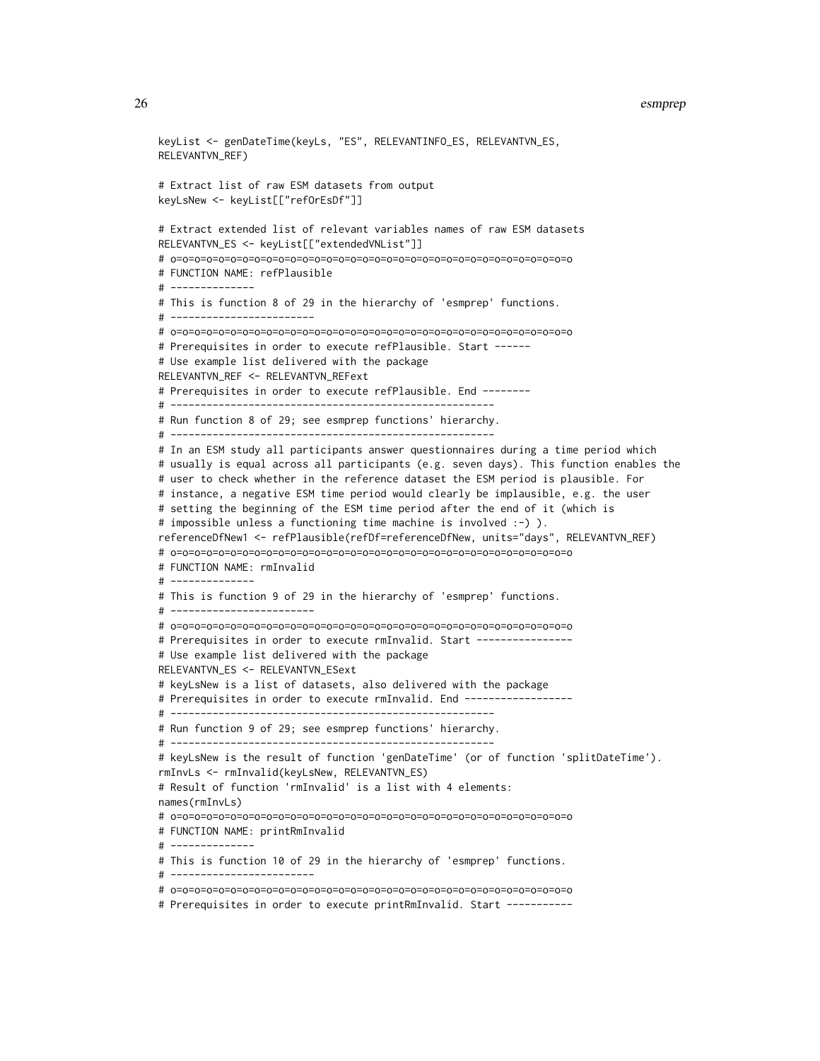```
keyList <- genDateTime(keyLs, "ES", RELEVANTINFO_ES, RELEVANTVN_ES,
RELEVANTVN_REF)

# Extract list of raw ESM datasets from output
keyLsNew <- keyList[["refOrEsDf"]]

# Extract extended list of relevant variables names of raw ESM datasets
RELEVANTVN_ES <- keyList[["extendedVNList"]]
# o=o=o=o=o=o=o=o=o=o=o=o=o=o=o=o=o=o=o=o=o=o=o=o=o=o=o=o=o=o=o=o=o=o=o
# FUNCTION NAME: refPlausible
# --------------
# This is function 8 of 29 in the hierarchy of 'esmprep' functions.
# ------------------------
# o=o=o=o=o=o=o=o=o=o=o=o=o=o=o=o=o=o=o=o=o=o=o=o=o=o=o=o=o=o=o=o=o=o=o
# Prerequisites in order to execute refPlausible. Start ------
# Use example list delivered with the package
RELEVANTVN_REF <- RELEVANTVN_REFext
# Prerequisites in order to execute refPlausible. End --------
# ------------------------------------------------------
# Run function 8 of 29; see esmprep functions' hierarchy.
# ------------------------------------------------------
# In an ESM study all participants answer questionnaires during a time period which
# usually is equal across all participants (e.g. seven days). This function enables the
# user to check whether in the reference dataset the ESM period is plausible. For
# instance, a negative ESM time period would clearly be implausible, e.g. the user
# setting the beginning of the ESM time period after the end of it (which is
# impossible unless a functioning time machine is involved :-) ).
referenceDfNew1 <- refPlausible(refDf=referenceDfNew, units="days", RELEVANTVN_REF)
# o=o=o=o=o=o=o=o=o=o=o=o=o=o=o=o=o=o=o=o=o=o=o=o=o=o=o=o=o=o=o=o=o=o=o
# FUNCTION NAME: rmInvalid
# --------------
# This is function 9 of 29 in the hierarchy of 'esmprep' functions.
# ------------------------
# o=o=o=o=o=o=o=o=o=o=o=o=o=o=o=o=o=o=o=o=o=o=o=o=o=o=o=o=o=o=o=o=o=o=o
# Prerequisites in order to execute rmInvalid. Start ----------------
# Use example list delivered with the package
RELEVANTVN_ES <- RELEVANTVN_ESext
# keyLsNew is a list of datasets, also delivered with the package
# Prerequisites in order to execute rmInvalid. End ------------------
# ------------------------------------------------------
# Run function 9 of 29; see esmprep functions' hierarchy.
# ------------------------------------------------------
# keyLsNew is the result of function 'genDateTime' (or of function 'splitDateTime').
rmInvLs <- rmInvalid(keyLsNew, RELEVANTVN_ES)
# Result of function 'rmInvalid' is a list with 4 elements:
names(rmInvLs)
# o=o=o=o=o=o=o=o=o=o=o=o=o=o=o=o=o=o=o=o=o=o=o=o=o=o=o=o=o=o=o=o=o=o=o
# FUNCTION NAME: printRmInvalid
# --------------
# This is function 10 of 29 in the hierarchy of 'esmprep' functions.
# ------------------------
# o=o=o=o=o=o=o=o=o=o=o=o=o=o=o=o=o=o=o=o=o=o=o=o=o=o=o=o=o=o=o=o=o=o=o
# Prerequisites in order to execute printRmInvalid. Start -----------
```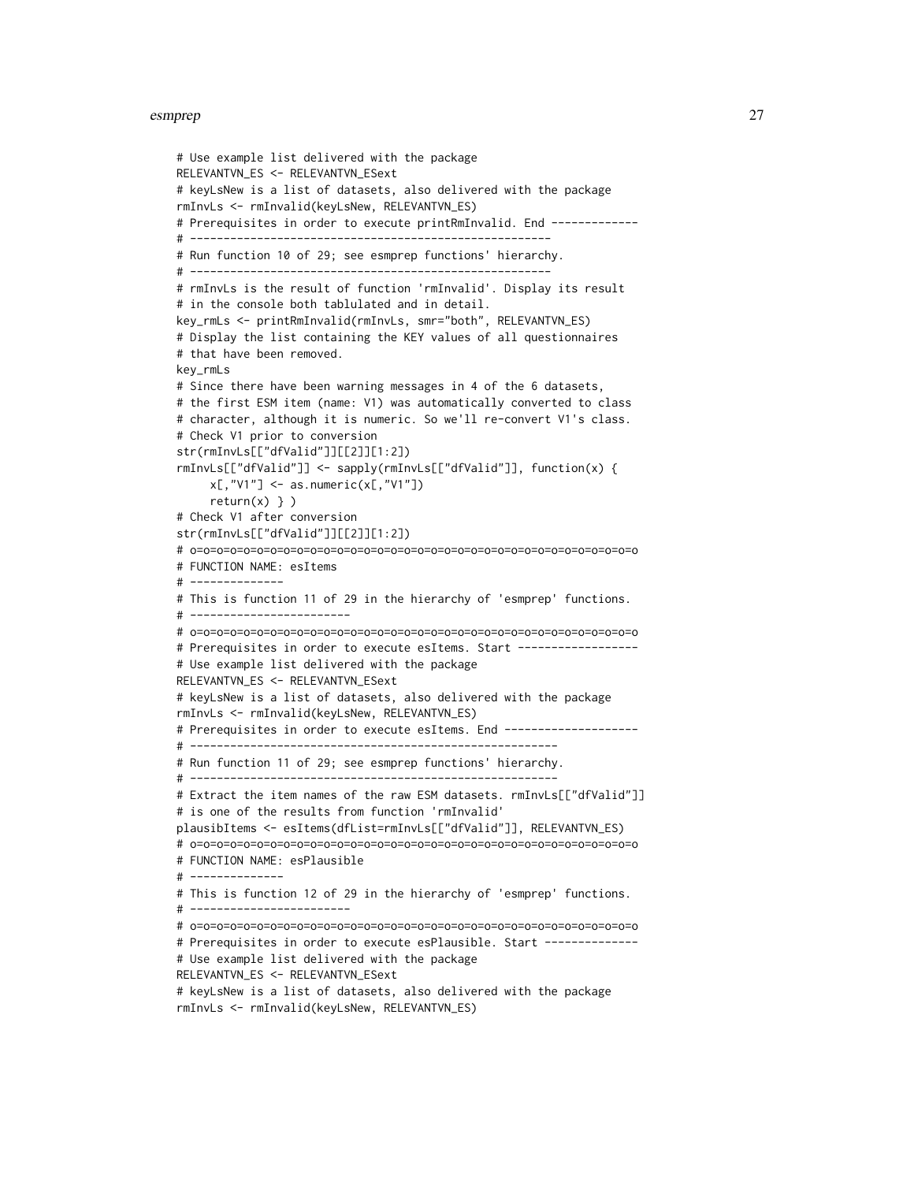```
# Use example list delivered with the package
RELEVANTVN_ES <- RELEVANTVN_ESext
# keyLsNew is a list of datasets, also delivered with the package
rmInvLs <- rmInvalid(keyLsNew, RELEVANTVN_ES)
# Prerequisites in order to execute printRmInvalid. End -------------
# -----------------------------------------------------
# Run function 10 of 29; see esmprep functions' hierarchy.
# -----------------------------------------------------
# rmInvLs is the result of function 'rmInvalid'. Display its result
# in the console both tablulated and in detail.
key_rmLs <- printRmInvalid(rmInvLs, smr="both", RELEVANTVN_ES)
# Display the list containing the KEY values of all questionnaires
# that have been removed.
key_rmLs
# Since there have been warning messages in 4 of the 6 datasets,
# the first ESM item (name: V1) was automatically converted to class
# character, although it is numeric. So we'll re-convert V1's class.
# Check V1 prior to conversion
str(rmInvLs[["dfValid"]][[2]][1:2])
rmInvLs[["dfValid"]] <- sapply(rmInvLs[["dfValid"]], function(x) {
     x[,"V1"] <- as.numeric(x[,"V1"])
     return(x) } )
# Check V1 after conversion
str(rmInvLs[["dfValid"]][[2]][1:2])
# o=o=o=o=o=o=o=o=o=o=o=o=o=o=o=o=o=o=o=o=o=o=o=o=o=o=o=o=o=o=o=o=o=o=o
# FUNCTION NAME: esItems
# -------------
# This is function 11 of 29 in the hierarchy of 'esmprep' functions.
# -----------------------
# o=o=o=o=o=o=o=o=o=o=o=o=o=o=o=o=o=o=o=o=o=o=o=o=o=o=o=o=o=o=o=o=o=o=o
# Prerequisites in order to execute esItems. Start ------------------
# Use example list delivered with the package
RELEVANTVN_ES <- RELEVANTVN_ESext
# keyLsNew is a list of datasets, also delivered with the package
rmInvLs <- rmInvalid(keyLsNew, RELEVANTVN_ES)
# Prerequisites in order to execute esItems. End --------------------
# ------------------------------------------------------
# Run function 11 of 29; see esmprep functions' hierarchy.
# ------------------------------------------------------
# Extract the item names of the raw ESM datasets. rmInvLs[["dfValid"]]
# is one of the results from function 'rmInvalid'
plausibItems <- esItems(dfList=rmInvLs[["dfValid"]], RELEVANTVN_ES)
# o=o=o=o=o=o=o=o=o=o=o=o=o=o=o=o=o=o=o=o=o=o=o=o=o=o=o=o=o=o=o=o=o=o=o
# FUNCTION NAME: esPlausible
# -------------
# This is function 12 of 29 in the hierarchy of 'esmprep' functions.
# -----------------------
# o=o=o=o=o=o=o=o=o=o=o=o=o=o=o=o=o=o=o=o=o=o=o=o=o=o=o=o=o=o=o=o=o=o=o
# Prerequisites in order to execute esPlausible. Start --------------
# Use example list delivered with the package
RELEVANTVN_ES <- RELEVANTVN_ESext
# keyLsNew is a list of datasets, also delivered with the package
rmInvLs <- rmInvalid(keyLsNew, RELEVANTVN_ES)
```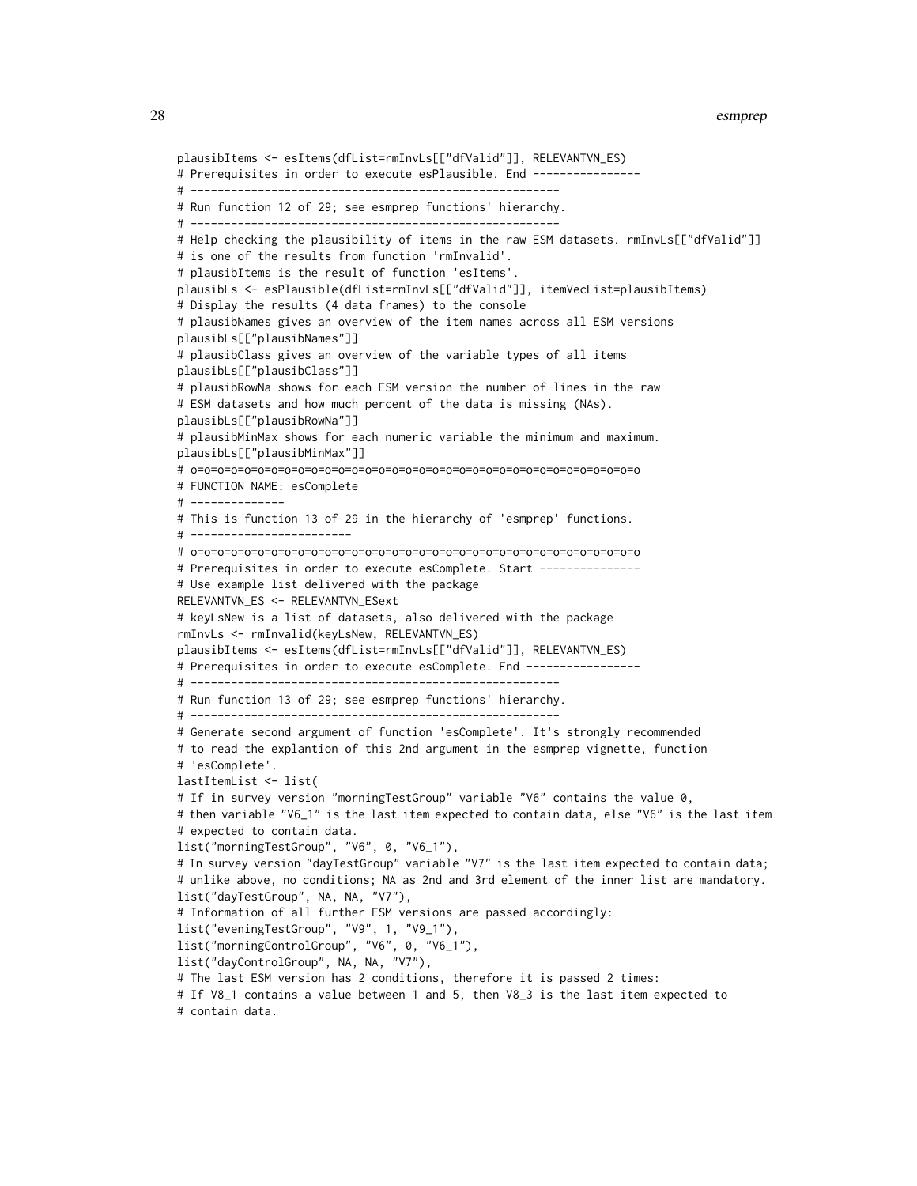```
plausibItems <- esItems(dfList=rmInvLs[["dfValid"]], RELEVANTVN_ES)
# Prerequisites in order to execute esPlausible. End ----------------
# -------------------------------------------------------
# Run function 12 of 29; see esmprep functions' hierarchy.
# -------------------------------------------------------
# Help checking the plausibility of items in the raw ESM datasets. rmInvLs[["dfValid"]]
# is one of the results from function 'rmInvalid'.
# plausibItems is the result of function 'esItems'.
plausibLs <- esPlausible(dfList=rmInvLs[["dfValid"]], itemVecList=plausibItems)
# Display the results (4 data frames) to the console
# plausibNames gives an overview of the item names across all ESM versions
plausibLs[["plausibNames"]]
# plausibClass gives an overview of the variable types of all items
plausibLs[["plausibClass"]]
# plausibRowNa shows for each ESM version the number of lines in the raw
# ESM datasets and how much percent of the data is missing (NAs).
plausibLs[["plausibRowNa"]]
# plausibMinMax shows for each numeric variable the minimum and maximum.
plausibLs[["plausibMinMax"]]
# o=o=o=o=o=o=o=o=o=o=o=o=o=o=o=o=o=o=o=o=o=o=o=o=o=o=o=o=o=o=o=o=o
# FUNCTION NAME: esComplete
# --------------
# This is function 13 of 29 in the hierarchy of 'esmprep' functions.
# ------------------------
# o=o=o=o=o=o=o=o=o=o=o=o=o=o=o=o=o=o=o=o=o=o=o=o=o=o=o=o=o=o=o=o=o
# Prerequisites in order to execute esComplete. Start ---------------
# Use example list delivered with the package
RELEVANTVN_ES <- RELEVANTVN_ESext
# keyLsNew is a list of datasets, also delivered with the package
rmInvLs <- rmInvalid(keyLsNew, RELEVANTVN_ES)
plausibItems <- esItems(dfList=rmInvLs[["dfValid"]], RELEVANTVN_ES)
# Prerequisites in order to execute esComplete. End -----------------
# -------------------------------------------------------
# Run function 13 of 29; see esmprep functions' hierarchy.
# -------------------------------------------------------
# Generate second argument of function 'esComplete'. It's strongly recommended
# to read the explantion of this 2nd argument in the esmprep vignette, function
# 'esComplete'.
lastItemList <- list(
# If in survey version "morningTestGroup" variable "V6" contains the value 0,
# then variable "V6_1" is the last item expected to contain data, else "V6" is the last item
# expected to contain data.
list("morningTestGroup", "V6", 0, "V6_1"),
# In survey version "dayTestGroup" variable "V7" is the last item expected to contain data;
# unlike above, no conditions; NA as 2nd and 3rd element of the inner list are mandatory.
list("dayTestGroup", NA, NA, "V7"),
# Information of all further ESM versions are passed accordingly:
list("eveningTestGroup", "V9", 1, "V9_1"),
list("morningControlGroup", "V6", 0, "V6_1"),
list("dayControlGroup", NA, NA, "V7"),
# The last ESM version has 2 conditions, therefore it is passed 2 times:
# If V8_1 contains a value between 1 and 5, then V8_3 is the last item expected to
# contain data.
```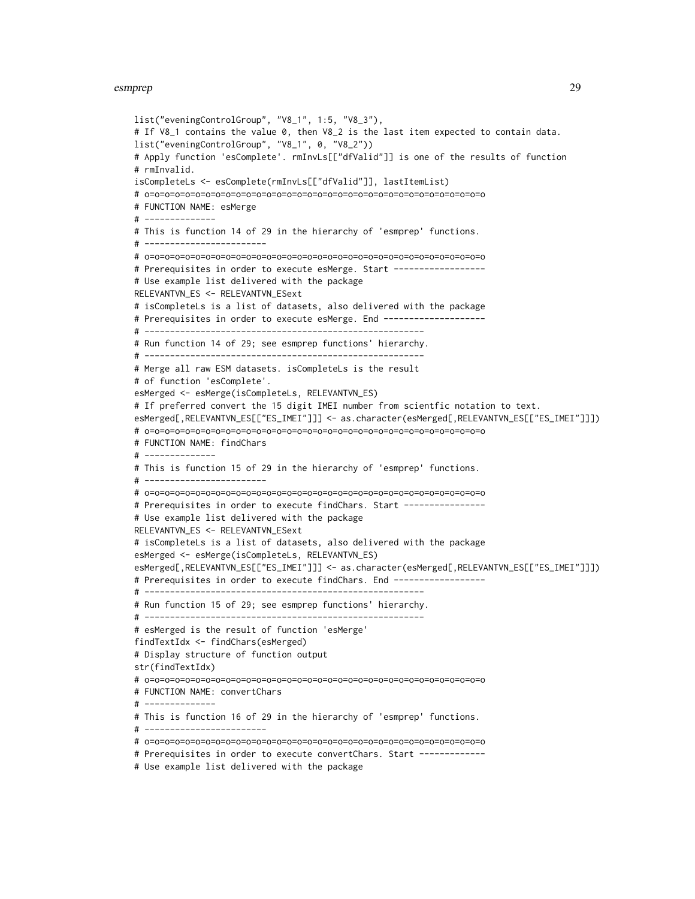```
list("eveningControlGroup", "V8_1", 1:5, "V8_3"),
# If V8_1 contains the value 0, then V8_2 is the last item expected to contain data.
list("eveningControlGroup", "V8_1", 0, "V8_2"))
# Apply function 'esComplete'. rmInvLs[["dfValid"]] is one of the results of function
# rmInvalid.
isCompleteLs <- esComplete(rmInvLs[["dfValid"]], lastItemList)
# o=o=o=o=o=o=o=o=o=o=o=o=o=o=o=o=o=o=o=o=o=o=o=o=o=o=o=o=o=o=o=o=o=o=o=o=o=o
# FUNCTION NAME: esMerge
# -------------
# This is function 14 of 29 in the hierarchy of 'esmprep' functions.
# -----------------------
# o=o=o=o=o=o=o=o=o=o=o=o=o=o=o=o=o=o=o=o=o=o=o=o=o=o=o=o=o=o=o=o=o=o=o=o=o=o
# Prerequisites in order to execute esMerge. Start -----------------
# Use example list delivered with the package
RELEVANTVN_ES <- RELEVANTVN_ESext
# isCompleteLs is a list of datasets, also delivered with the package
# Prerequisites in order to execute esMerge. End -------------------
# ------------------------------------------------------
# Run function 14 of 29; see esmprep functions' hierarchy.
# ------------------------------------------------------
# Merge all raw ESM datasets. isCompleteLs is the result
# of function 'esComplete'.
esMerged <- esMerge(isCompleteLs, RELEVANTVN_ES)
# If preferred convert the 15 digit IMEI number from scientfic notation to text.
esMerged[,RELEVANTVN_ES[["ES_IMEI"]]] <- as.character(esMerged[,RELEVANTVN_ES[["ES_IMEI"]]])
# o=o=o=o=o=o=o=o=o=o=o=o=o=o=o=o=o=o=o=o=o=o=o=o=o=o=o=o=o=o=o=o=o=o=o=o=o=o
# FUNCTION NAME: findChars
# -------------
# This is function 15 of 29 in the hierarchy of 'esmprep' functions.
# -----------------------
# o=o=o=o=o=o=o=o=o=o=o=o=o=o=o=o=o=o=o=o=o=o=o=o=o=o=o=o=o=o=o=o=o=o=o=o=o=o
# Prerequisites in order to execute findChars. Start ---------------
# Use example list delivered with the package
RELEVANTVN_ES <- RELEVANTVN_ESext
# isCompleteLs is a list of datasets, also delivered with the package
esMerged <- esMerge(isCompleteLs, RELEVANTVN_ES)
esMerged[,RELEVANTVN_ES[["ES_IMEI"]]] <- as.character(esMerged[,RELEVANTVN_ES[["ES_IMEI"]]])
# Prerequisites in order to execute findChars. End -----------------
# ------------------------------------------------------
# Run function 15 of 29; see esmprep functions' hierarchy.
# ------------------------------------------------------
# esMerged is the result of function 'esMerge'
findTextIdx <- findChars(esMerged)
# Display structure of function output
str(findTextIdx)
# o=o=o=o=o=o=o=o=o=o=o=o=o=o=o=o=o=o=o=o=o=o=o=o=o=o=o=o=o=o=o=o=o=o=o=o=o=o
# FUNCTION NAME: convertChars
# -------------
# This is function 16 of 29 in the hierarchy of 'esmprep' functions.
# -----------------------
# o=o=o=o=o=o=o=o=o=o=o=o=o=o=o=o=o=o=o=o=o=o=o=o=o=o=o=o=o=o=o=o=o=o=o=o=o=o
# Prerequisites in order to execute convertChars. Start ------------
# Use example list delivered with the package
```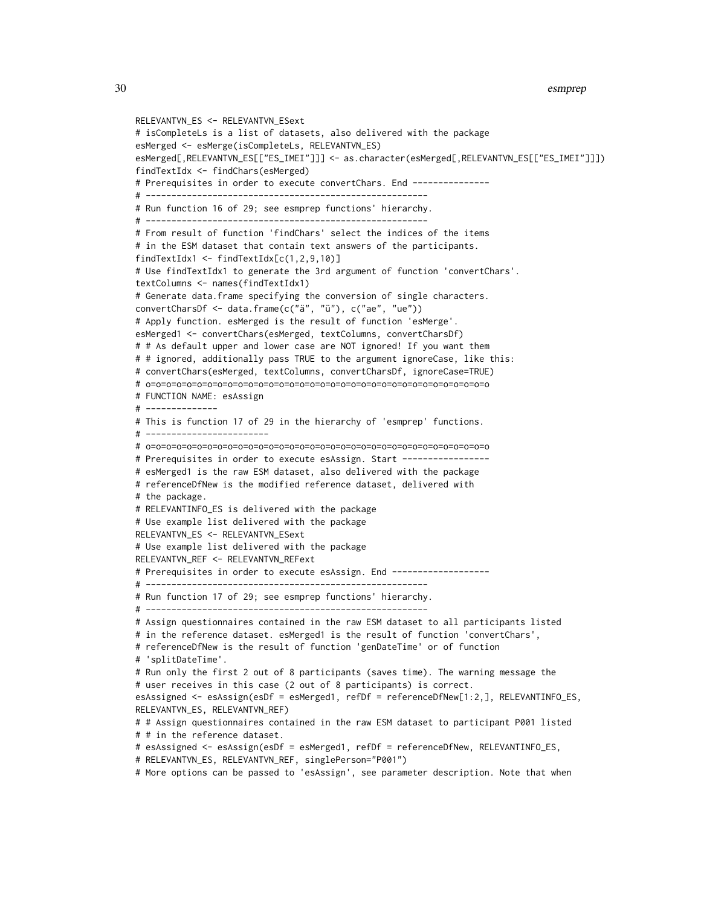```
RELEVANTVN_ES <- RELEVANTVN_ESext
# isCompleteLs is a list of datasets, also delivered with the package
esMerged <- esMerge(isCompleteLs, RELEVANTVN_ES)
esMerged[,RELEVANTVN_ES[["ES_IMEI"]]] <- as.character(esMerged[,RELEVANTVN_ES[["ES_IMEI"]]])
findTextIdx <- findChars(esMerged)
# Prerequisites in order to execute convertChars. End ---------------
# ------------------------------------------------------
# Run function 16 of 29; see esmprep functions' hierarchy.
# ------------------------------------------------------
# From result of function 'findChars' select the indices of the items
# in the ESM dataset that contain text answers of the participants.
findTextIdx1 <- findTextIdx[c(1,2,9,10)]
# Use findTextIdx1 to generate the 3rd argument of function 'convertChars'.
textColumns <- names(findTextIdx1)
# Generate data.frame specifying the conversion of single characters.
convertCharsDf <- data.frame(c("ä", "ü"), c("ae", "ue"))
# Apply function. esMerged is the result of function 'esMerge'.
esMerged1 <- convertChars(esMerged, textColumns, convertCharsDf)
# # As default upper and lower case are NOT ignored! If you want them
# # ignored, additionally pass TRUE to the argument ignoreCase, like this:
# convertChars(esMerged, textColumns, convertCharsDf, ignoreCase=TRUE)
# o=o=o=o=o=o=o=o=o=o=o=o=o=o=o=o=o=o=o=o=o=o=o=o=o=o=o=o=o=o=o=o=o
# FUNCTION NAME: esAssign
# --------------
# This is function 17 of 29 in the hierarchy of 'esmprep' functions.
# -----------------------
# o=o=o=o=o=o=o=o=o=o=o=o=o=o=o=o=o=o=o=o=o=o=o=o=o=o=o=o=o=o=o=o=o
# Prerequisites in order to execute esAssign. Start -----------------
# esMerged1 is the raw ESM dataset, also delivered with the package
# referenceDfNew is the modified reference dataset, delivered with
# the package.
# RELEVANTINFO_ES is delivered with the package
# Use example list delivered with the package
RELEVANTVN_ES <- RELEVANTVN_ESext
# Use example list delivered with the package
RELEVANTVN_REF <- RELEVANTVN_REFext
# Prerequisites in order to execute esAssign. End -------------------
# ------------------------------------------------------
# Run function 17 of 29; see esmprep functions' hierarchy.
# ------------------------------------------------------
# Assign questionnaires contained in the raw ESM dataset to all participants listed
# in the reference dataset. esMerged1 is the result of function 'convertChars',
# referenceDfNew is the result of function 'genDateTime' or of function
# 'splitDateTime'.
# Run only the first 2 out of 8 participants (saves time). The warning message the
# user receives in this case (2 out of 8 participants) is correct.
esAssigned <- esAssign(esDf = esMerged1, refDf = referenceDfNew[1:2,], RELEVANTINFO_ES,
RELEVANTVN_ES, RELEVANTVN_REF)
# # Assign questionnaires contained in the raw ESM dataset to participant P001 listed
# # in the reference dataset.
# esAssigned <- esAssign(esDf = esMerged1, refDf = referenceDfNew, RELEVANTINFO_ES,
# RELEVANTVN_ES, RELEVANTVN_REF, singlePerson="P001")
# More options can be passed to 'esAssign', see parameter description. Note that when
```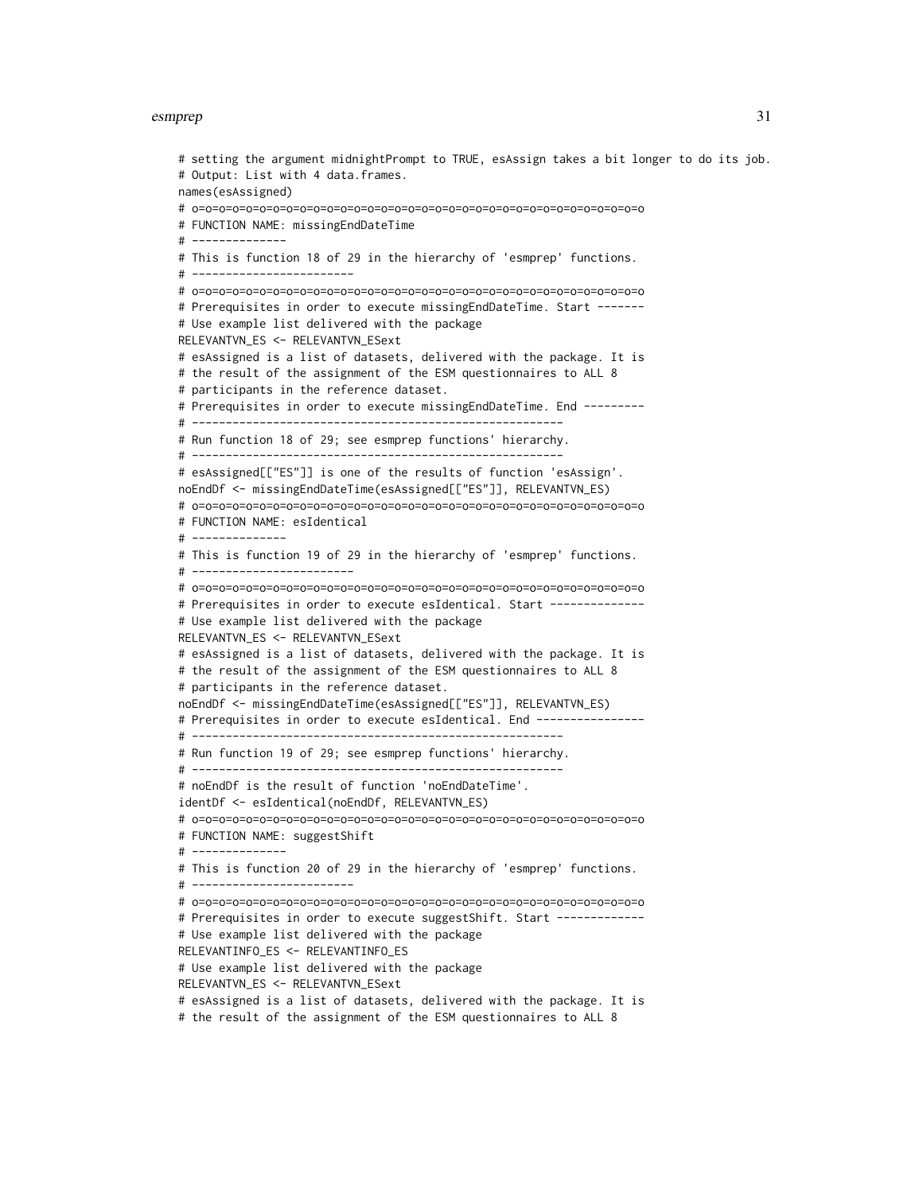```
# setting the argument midnightPrompt to TRUE, esAssign takes a bit longer to do its job.
# Output: List with 4 data.frames.
names(esAssigned)
# o=o=o=o=o=o=o=o=o=o=o=o=o=o=o=o=o=o=o=o=o=o=o=o=o=o=o=o=o=o=o=o=o=o=o=o=o
# FUNCTION NAME: missingEndDateTime
# --------------
# This is function 18 of 29 in the hierarchy of 'esmprep' functions.
# ------------------------
# o=o=o=o=o=o=o=o=o=o=o=o=o=o=o=o=o=o=o=o=o=o=o=o=o=o=o=o=o=o=o=o=o=o=o=o=o
# Prerequisites in order to execute missingEndDateTime. Start -------
# Use example list delivered with the package
RELEVANTVN_ES <- RELEVANTVN_ESext
# esAssigned is a list of datasets, delivered with the package. It is
# the result of the assignment of the ESM questionnaires to ALL 8
# participants in the reference dataset.
# Prerequisites in order to execute missingEndDateTime. End ---------
# ------------------------------------------------------
# Run function 18 of 29; see esmprep functions' hierarchy.
# ------------------------------------------------------
# esAssigned[["ES"]] is one of the results of function 'esAssign'.
noEndDf <- missingEndDateTime(esAssigned[["ES"]], RELEVANTVN_ES)
# o=o=o=o=o=o=o=o=o=o=o=o=o=o=o=o=o=o=o=o=o=o=o=o=o=o=o=o=o=o=o=o=o=o=o=o=o
# FUNCTION NAME: esIdentical
# --------------
# This is function 19 of 29 in the hierarchy of 'esmprep' functions.
# ------------------------
# o=o=o=o=o=o=o=o=o=o=o=o=o=o=o=o=o=o=o=o=o=o=o=o=o=o=o=o=o=o=o=o=o=o=o=o=o
# Prerequisites in order to execute esIdentical. Start -------------
# Use example list delivered with the package
RELEVANTVN_ES <- RELEVANTVN_ESext
# esAssigned is a list of datasets, delivered with the package. It is
# the result of the assignment of the ESM questionnaires to ALL 8
# participants in the reference dataset.
noEndDf <- missingEndDateTime(esAssigned[["ES"]], RELEVANTVN_ES)
# Prerequisites in order to execute esIdentical. End ----------------
# ------------------------------------------------------
# Run function 19 of 29; see esmprep functions' hierarchy.
# ------------------------------------------------------
# noEndDf is the result of function 'noEndDateTime'.
identDf <- esIdentical(noEndDf, RELEVANTVN_ES)
# o=o=o=o=o=o=o=o=o=o=o=o=o=o=o=o=o=o=o=o=o=o=o=o=o=o=o=o=o=o=o=o=o=o=o=o=o
# FUNCTION NAME: suggestShift
# --------------
# This is function 20 of 29 in the hierarchy of 'esmprep' functions.
# ------------------------
# o=o=o=o=o=o=o=o=o=o=o=o=o=o=o=o=o=o=o=o=o=o=o=o=o=o=o=o=o=o=o=o=o=o=o=o=o
# Prerequisites in order to execute suggestShift. Start ------------
# Use example list delivered with the package
RELEVANTINFO_ES <- RELEVANTINFO_ES
# Use example list delivered with the package
RELEVANTVN_ES <- RELEVANTVN_ESext
# esAssigned is a list of datasets, delivered with the package. It is
# the result of the assignment of the ESM questionnaires to ALL 8
```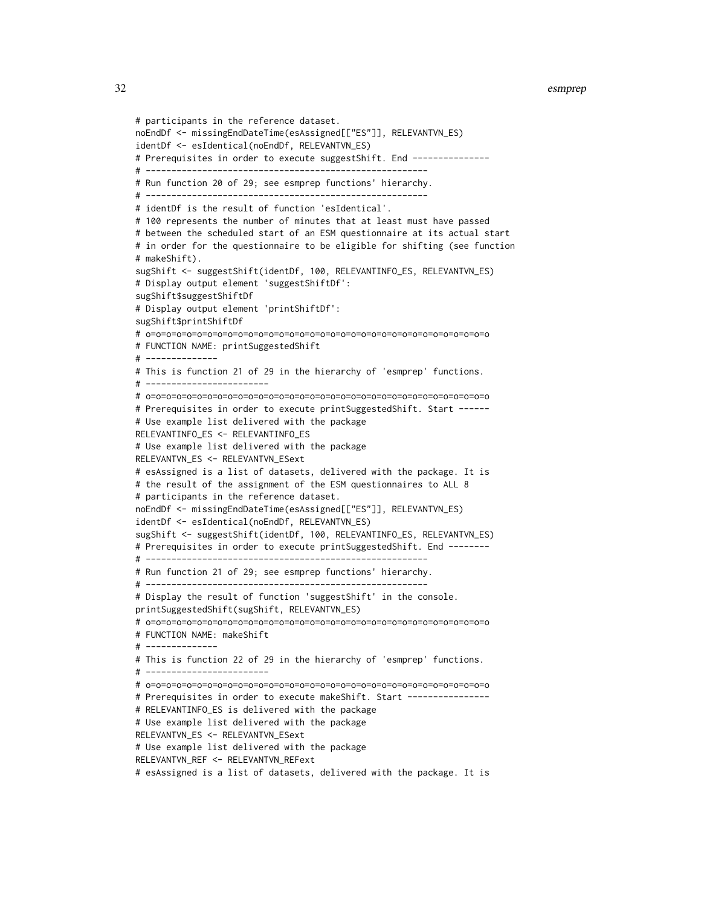```
# participants in the reference dataset.
noEndDf <- missingEndDateTime(esAssigned[["ES"]], RELEVANTVN_ES)
identDf <- esIdentical(noEndDf, RELEVANTVN_ES)
# Prerequisites in order to execute suggestShift. End ---------------
# ------------------------------------------------------
# Run function 20 of 29; see esmprep functions' hierarchy.
# ------------------------------------------------------
# identDf is the result of function 'esIdentical'.
# 100 represents the number of minutes that at least must have passed
# between the scheduled start of an ESM questionnaire at its actual start
# in order for the questionnaire to be eligible for shifting (see function
# makeShift).
sugShift <- suggestShift(identDf, 100, RELEVANTINFO_ES, RELEVANTVN_ES)
# Display output element 'suggestShiftDf':
sugShift$suggestShiftDf
# Display output element 'printShiftDf':
sugShift$printShiftDf
# o=o=o=o=o=o=o=o=o=o=o=o=o=o=o=o=o=o=o=o=o=o=o=o=o=o=o=o=o=o=o=o=o=o=o=o=o
# FUNCTION NAME: printSuggestedShift
# -------------
# This is function 21 of 29 in the hierarchy of 'esmprep' functions.
# -----------------------
# o=o=o=o=o=o=o=o=o=o=o=o=o=o=o=o=o=o=o=o=o=o=o=o=o=o=o=o=o=o=o=o=o=o=o=o=o
# Prerequisites in order to execute printSuggestedShift. Start ------
# Use example list delivered with the package
RELEVANTINFO_ES <- RELEVANTINFO_ES
# Use example list delivered with the package
RELEVANTVN_ES <- RELEVANTVN_ESext
# esAssigned is a list of datasets, delivered with the package. It is
# the result of the assignment of the ESM questionnaires to ALL 8
# participants in the reference dataset.
noEndDf <- missingEndDateTime(esAssigned[["ES"]], RELEVANTVN_ES)
identDf <- esIdentical(noEndDf, RELEVANTVN_ES)
sugShift <- suggestShift(identDf, 100, RELEVANTINFO_ES, RELEVANTVN_ES)
# Prerequisites in order to execute printSuggestedShift. End --------
# ------------------------------------------------------
# Run function 21 of 29; see esmprep functions' hierarchy.
# ------------------------------------------------------
# Display the result of function 'suggestShift' in the console.
printSuggestedShift(sugShift, RELEVANTVN_ES)
# o=o=o=o=o=o=o=o=o=o=o=o=o=o=o=o=o=o=o=o=o=o=o=o=o=o=o=o=o=o=o=o=o=o=o=o=o
# FUNCTION NAME: makeShift
# -------------
# This is function 22 of 29 in the hierarchy of 'esmprep' functions.
# -----------------------
# o=o=o=o=o=o=o=o=o=o=o=o=o=o=o=o=o=o=o=o=o=o=o=o=o=o=o=o=o=o=o=o=o=o=o=o=o
# Prerequisites in order to execute makeShift. Start ----------------
# RELEVANTINFO_ES is delivered with the package
# Use example list delivered with the package
RELEVANTVN_ES <- RELEVANTVN_ESext
# Use example list delivered with the package
RELEVANTVN_REF <- RELEVANTVN_REFext
# esAssigned is a list of datasets, delivered with the package. It is
```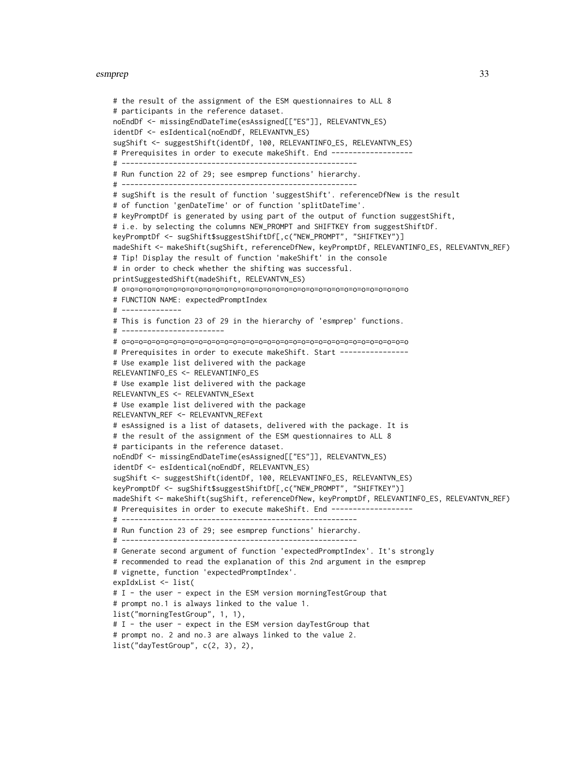```
# the result of the assignment of the ESM questionnaires to ALL 8
# participants in the reference dataset.
noEndDf <- missingEndDateTime(esAssigned[["ES"]], RELEVANTVN_ES)
identDf <- esIdentical(noEndDf, RELEVANTVN_ES)
sugShift <- suggestShift(identDf, 100, RELEVANTINFO_ES, RELEVANTVN_ES)
# Prerequisites in order to execute makeShift. End -------------------
# ------------------------------------------------------
# Run function 22 of 29; see esmprep functions' hierarchy.
# ------------------------------------------------------
# sugShift is the result of function 'suggestShift'. referenceDfNew is the result
# of function 'genDateTime' or of function 'splitDateTime'.
# keyPromptDf is generated by using part of the output of function suggestShift,
# i.e. by selecting the columns NEW_PROMPT and SHIFTKEY from suggestShiftDf.
keyPromptDf <- sugShift$suggestShiftDf[,c("NEW_PROMPT", "SHIFTKEY")]
madeShift <- makeShift(sugShift, referenceDfNew, keyPromptDf, RELEVANTINFO_ES, RELEVANTVN_REF)
# Tip! Display the result of function 'makeShift' in the console
# in order to check whether the shifting was successful.
printSuggestedShift(madeShift, RELEVANTVN_ES)
# o=o=o=o=o=o=o=o=o=o=o=o=o=o=o=o=o=o=o=o=o=o=o=o=o=o=o=o=o=o=o=o=o=o
# FUNCTION NAME: expectedPromptIndex
# --------------
# This is function 23 of 29 in the hierarchy of 'esmprep' functions.
# -----------------------
# o=o=o=o=o=o=o=o=o=o=o=o=o=o=o=o=o=o=o=o=o=o=o=o=o=o=o=o=o=o=o=o=o=o
# Prerequisites in order to execute makeShift. Start ----------------
# Use example list delivered with the package
RELEVANTINFO_ES <- RELEVANTINFO_ES
# Use example list delivered with the package
RELEVANTVN_ES <- RELEVANTVN_ESext
# Use example list delivered with the package
RELEVANTVN_REF <- RELEVANTVN_REFext
# esAssigned is a list of datasets, delivered with the package. It is
# the result of the assignment of the ESM questionnaires to ALL 8
# participants in the reference dataset.
noEndDf <- missingEndDateTime(esAssigned[["ES"]], RELEVANTVN_ES)
identDf <- esIdentical(noEndDf, RELEVANTVN_ES)
sugShift <- suggestShift(identDf, 100, RELEVANTINFO_ES, RELEVANTVN_ES)
keyPromptDf <- sugShift$suggestShiftDf[,c("NEW_PROMPT", "SHIFTKEY")]
madeShift <- makeShift(sugShift, referenceDfNew, keyPromptDf, RELEVANTINFO_ES, RELEVANTVN_REF)
# Prerequisites in order to execute makeShift. End -------------------
# ------------------------------------------------------
# Run function 23 of 29; see esmprep functions' hierarchy.
# ------------------------------------------------------
# Generate second argument of function 'expectedPromptIndex'. It's strongly
# recommended to read the explanation of this 2nd argument in the esmprep
# vignette, function 'expectedPromptIndex'.
expIdxList <- list(
# I - the user - expect in the ESM version morningTestGroup that
# prompt no.1 is always linked to the value 1.
list("morningTestGroup", 1, 1),
# I - the user - expect in the ESM version dayTestGroup that
# prompt no. 2 and no.3 are always linked to the value 2.
list("dayTestGroup", c(2, 3), 2),
```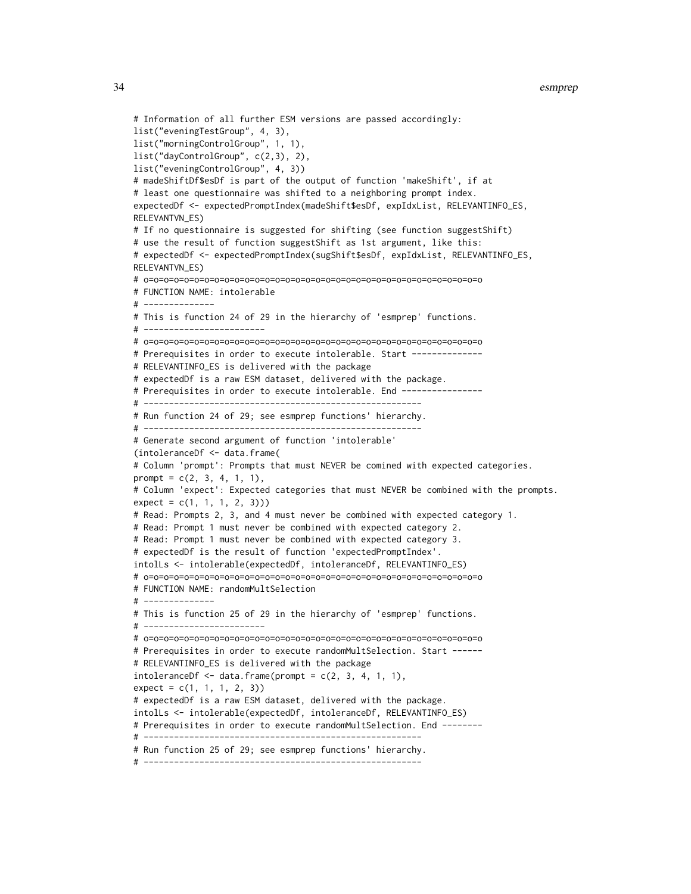```
# Information of all further ESM versions are passed accordingly:
list("eveningTestGroup", 4, 3),
list("morningControlGroup", 1, 1),
list("dayControlGroup", c(2,3), 2),
list("eveningControlGroup", 4, 3))
# madeShiftDf$esDf is part of the output of function 'makeShift', if at
# least one questionnaire was shifted to a neighboring prompt index.
expectedDf <- expectedPromptIndex(madeShift$esDf, expIdxList, RELEVANTINFO_ES,
RELEVANTVN_ES)
# If no questionnaire is suggested for shifting (see function suggestShift)
# use the result of function suggestShift as 1st argument, like this:
# expectedDf <- expectedPromptIndex(sugShift$esDf, expIdxList, RELEVANTINFO_ES,
RELEVANTVN_ES)
# o=o=o=o=o=o=o=o=o=o=o=o=o=o=o=o=o=o=o=o=o=o=o=o=o=o=o=o=o=o=o=o=o=o=o=o=o
# FUNCTION NAME: intolerable
# --------------
# This is function 24 of 29 in the hierarchy of 'esmprep' functions.
# ------------------------
# o=o=o=o=o=o=o=o=o=o=o=o=o=o=o=o=o=o=o=o=o=o=o=o=o=o=o=o=o=o=o=o=o=o=o=o=o
# Prerequisites in order to execute intolerable. Start --------------
# RELEVANTINFO_ES is delivered with the package
# expectedDf is a raw ESM dataset, delivered with the package.
# Prerequisites in order to execute intolerable. End ----------------
# -------------------------------------------------------
# Run function 24 of 29; see esmprep functions' hierarchy.
# -------------------------------------------------------
# Generate second argument of function 'intolerable'
(intoleranceDf <- data.frame(
# Column 'prompt': Prompts that must NEVER be comined with expected categories.
prompt = c(2, 3, 4, 1, 1),
# Column 'expect': Expected categories that must NEVER be combined with the prompts.
expect = c(1, 1, 1, 2, 3)))
# Read: Prompts 2, 3, and 4 must never be combined with expected category 1.
# Read: Prompt 1 must never be combined with expected category 2.
# Read: Prompt 1 must never be combined with expected category 3.
# expectedDf is the result of function 'expectedPromptIndex'.
intolLs <- intolerable(expectedDf, intoleranceDf, RELEVANTINFO_ES)
# o=o=o=o=o=o=o=o=o=o=o=o=o=o=o=o=o=o=o=o=o=o=o=o=o=o=o=o=o=o=o=o=o=o=o=o=o
# FUNCTION NAME: randomMultSelection
# --------------
# This is function 25 of 29 in the hierarchy of 'esmprep' functions.
# ------------------------
# o=o=o=o=o=o=o=o=o=o=o=o=o=o=o=o=o=o=o=o=o=o=o=o=o=o=o=o=o=o=o=o=o=o=o=o=o
# Prerequisites in order to execute randomMultSelection. Start ------
# RELEVANTINFO_ES is delivered with the package
intoleranceDf <- data.frame(prompt = c(2, 3, 4, 1, 1),
expect = c(1, 1, 1, 2, 3))
# expectedDf is a raw ESM dataset, delivered with the package.
intolLs <- intolerable(expectedDf, intoleranceDf, RELEVANTINFO_ES)
# Prerequisites in order to execute randomMultSelection. End --------
# -------------------------------------------------------
# Run function 25 of 29; see esmprep functions' hierarchy.
# -------------------------------------------------------
```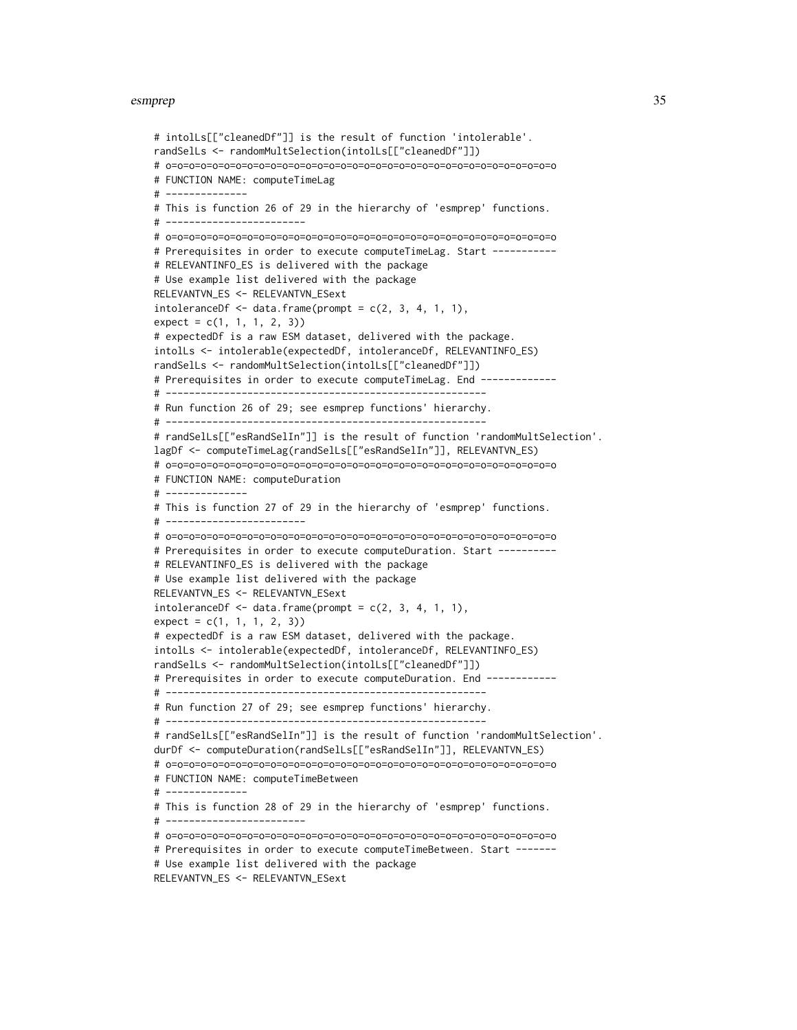```
# intolLs[["cleanedDf"]] is the result of function 'intolerable'.
randSelLs <- randomMultSelection(intolLs[["cleanedDf"]])
# o=o=o=o=o=o=o=o=o=o=o=o=o=o=o=o=o=o=o=o=o=o=o=o=o=o=o=o=o=o=o=o=o=o=o
# FUNCTION NAME: computeTimeLag
# --------------
# This is function 26 of 29 in the hierarchy of 'esmprep' functions.
# ------------------------
# o=o=o=o=o=o=o=o=o=o=o=o=o=o=o=o=o=o=o=o=o=o=o=o=o=o=o=o=o=o=o=o=o=o=o
# Prerequisites in order to execute computeTimeLag. Start -----------
# RELEVANTINFO_ES is delivered with the package
# Use example list delivered with the package
RELEVANTVN_ES <- RELEVANTVN_ESext
intoleranceDf <- data.frame(prompt = c(2, 3, 4, 1, 1),
expect = c(1, 1, 1, 2, 3))
# expectedDf is a raw ESM dataset, delivered with the package.
intolLs <- intolerable(expectedDf, intoleranceDf, RELEVANTINFO_ES)
randSelLs <- randomMultSelection(intolLs[["cleanedDf"]])
# Prerequisites in order to execute computeTimeLag. End -------------
# -------------------------------------------------------
# Run function 26 of 29; see esmprep functions' hierarchy.
# -------------------------------------------------------
# randSelLs[["esRandSelIn"]] is the result of function 'randomMultSelection'.
lagDf <- computeTimeLag(randSelLs[["esRandSelIn"]], RELEVANTVN_ES)
# o=o=o=o=o=o=o=o=o=o=o=o=o=o=o=o=o=o=o=o=o=o=o=o=o=o=o=o=o=o=o=o=o=o=o
# FUNCTION NAME: computeDuration
# --------------
# This is function 27 of 29 in the hierarchy of 'esmprep' functions.
# ------------------------
# o=o=o=o=o=o=o=o=o=o=o=o=o=o=o=o=o=o=o=o=o=o=o=o=o=o=o=o=o=o=o=o=o=o=o
# Prerequisites in order to execute computeDuration. Start ----------
# RELEVANTINFO_ES is delivered with the package
# Use example list delivered with the package
RELEVANTVN_ES <- RELEVANTVN_ESext
intoleranceDf <- data.frame(prompt = c(2, 3, 4, 1, 1),
expect = c(1, 1, 1, 2, 3))
# expectedDf is a raw ESM dataset, delivered with the package.
intolLs <- intolerable(expectedDf, intoleranceDf, RELEVANTINFO_ES)
randSelLs <- randomMultSelection(intolLs[["cleanedDf"]])
# Prerequisites in order to execute computeDuration. End ------------
# -------------------------------------------------------
# Run function 27 of 29; see esmprep functions' hierarchy.
# -------------------------------------------------------
# randSelLs[["esRandSelIn"]] is the result of function 'randomMultSelection'.
durDf <- computeDuration(randSelLs[["esRandSelIn"]], RELEVANTVN_ES)
# o=o=o=o=o=o=o=o=o=o=o=o=o=o=o=o=o=o=o=o=o=o=o=o=o=o=o=o=o=o=o=o=o=o=o
# FUNCTION NAME: computeTimeBetween
# --------------
# This is function 28 of 29 in the hierarchy of 'esmprep' functions.
# ------------------------
# o=o=o=o=o=o=o=o=o=o=o=o=o=o=o=o=o=o=o=o=o=o=o=o=o=o=o=o=o=o=o=o=o=o=o
# Prerequisites in order to execute computeTimeBetween. Start -------
# Use example list delivered with the package
RELEVANTVN_ES <- RELEVANTVN_ESext
```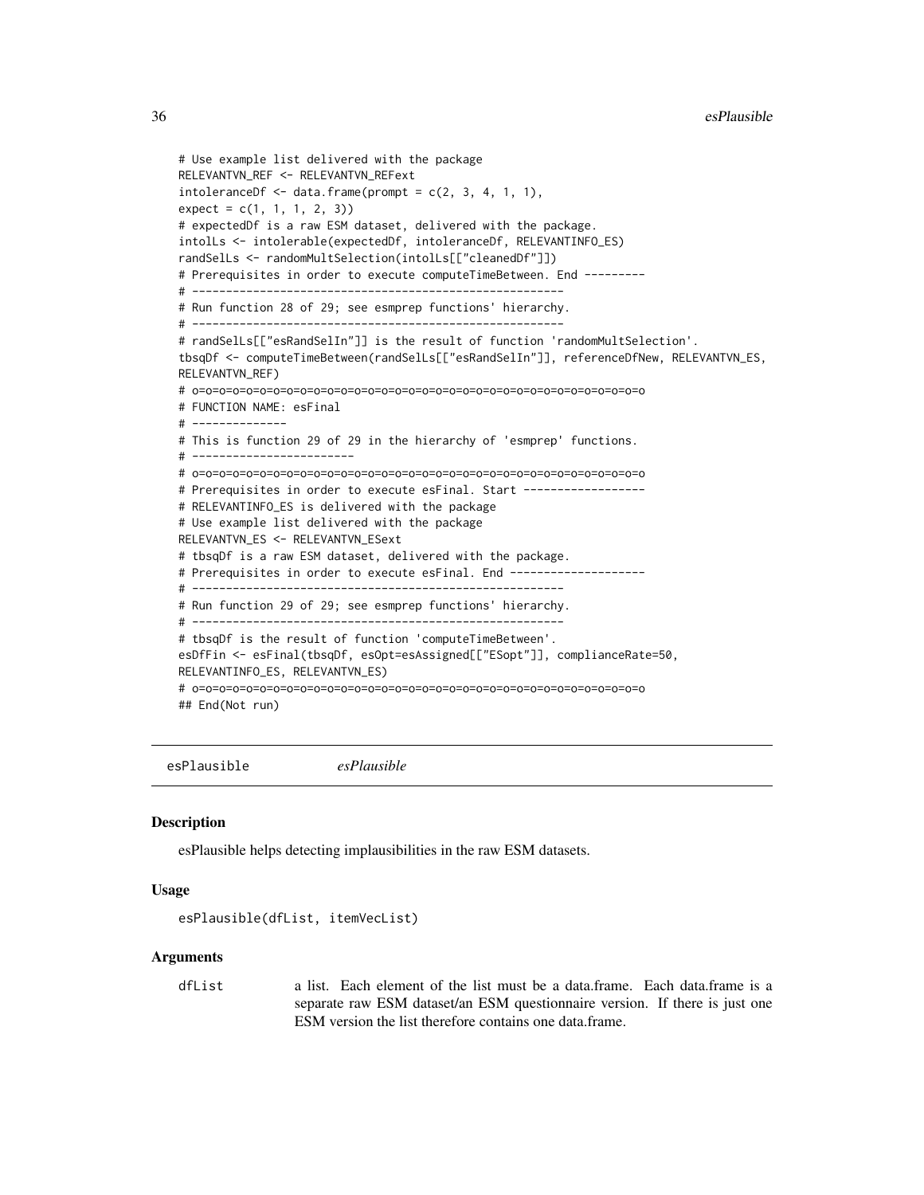```
# Use example list delivered with the package
RELEVANTVN_REF <- RELEVANTVN_REFext
intoleranceDf <- data.frame(prompt = c(2, 3, 4, 1, 1),
expect = c(1, 1, 1, 2, 3))
# expectedDf is a raw ESM dataset, delivered with the package.
intolLs <- intolerable(expectedDf, intoleranceDf, RELEVANTINFO_ES)
randSelLs <- randomMultSelection(intolLs[["cleanedDf"]])
# Prerequisites in order to execute computeTimeBetween. End ---------
# -------------------------------------------------------
# Run function 28 of 29; see esmprep functions' hierarchy.
# -------------------------------------------------------
# randSelLs[["esRandSelIn"]] is the result of function 'randomMultSelection'.
tbsqDf <- computeTimeBetween(randSelLs[["esRandSelIn"]], referenceDfNew, RELEVANTVN_ES,
RELEVANTVN_REF)
# o=o=o=o=o=o=o=o=o=o=o=o=o=o=o=o=o=o=o=o=o=o=o=o=o=o=o=o=o=o=o=o=o=o=o=o
# FUNCTION NAME: esFinal
# --------------
# This is function 29 of 29 in the hierarchy of 'esmprep' functions.
# ------------------------
# o=o=o=o=o=o=o=o=o=o=o=o=o=o=o=o=o=o=o=o=o=o=o=o=o=o=o=o=o=o=o=o=o=o=o=o
# Prerequisites in order to execute esFinal. Start ------------------
# RELEVANTINFO_ES is delivered with the package
# Use example list delivered with the package
RELEVANTVN_ES <- RELEVANTVN_ESext
# tbsqDf is a raw ESM dataset, delivered with the package.
# Prerequisites in order to execute esFinal. End --------------------
# -------------------------------------------------------
# Run function 29 of 29; see esmprep functions' hierarchy.
# -------------------------------------------------------
# tbsqDf is the result of function 'computeTimeBetween'.
esDfFin <- esFinal(tbsqDf, esOpt=esAssigned[["ESopt"]], complianceRate=50,
RELEVANTINFO_ES, RELEVANTVN_ES)
# o=o=o=o=o=o=o=o=o=o=o=o=o=o=o=o=o=o=o=o=o=o=o=o=o=o=o=o=o=o=o=o=o=o=o=o
## End(Not run)
```

## esPlausible *esPlausible*

### Description

esPlausible helps detecting implausibilities in the raw ESM datasets.

### Usage

```
esPlausible(dfList, itemVecList)
```

### Arguments

| | |
|---|---|
| dfList | a list. Each element of the list must be a data.frame. Each data.frame is a separate raw ESM dataset/an ESM questionnaire version. If there is just one ESM version the list therefore contains one data.frame. |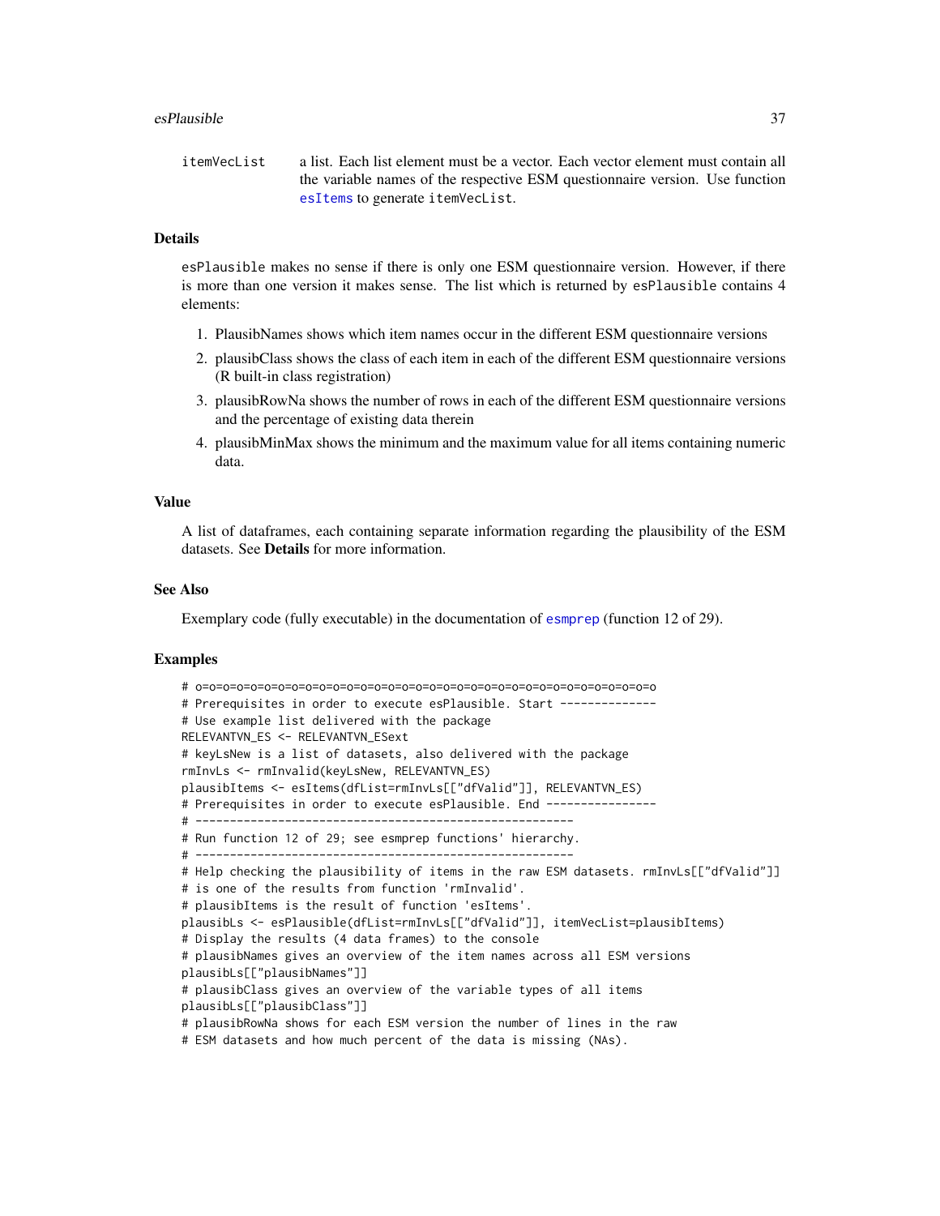itemVecList a list. Each list element must be a vector. Each vector element must contain all the variable names of the respective ESM questionnaire version. Use function esItems to generate itemVecList.

## Details

esPlausible makes no sense if there is only one ESM questionnaire version. However, if there is more than one version it makes sense. The list which is returned by esPlausible contains 4 elements:

1. PlausibNames shows which item names occur in the different ESM questionnaire versions
2. plausibClass shows the class of each item in each of the different ESM questionnaire versions (R built-in class registration)
3. plausibRowNa shows the number of rows in each of the different ESM questionnaire versions and the percentage of existing data therein
4. plausibMinMax shows the minimum and the maximum value for all items containing numeric data.

## Value

A list of dataframes, each containing separate information regarding the plausibility of the ESM datasets. See **Details** for more information.

## See Also

Exemplary code (fully executable) in the documentation of esmprep (function 12 of 29).

## Examples

```
# o=o=o=o=o=o=o=o=o=o=o=o=o=o=o=o=o=o=o=o=o=o=o=o=o=o=o=o=o=o=o=o=o=o=o
# Prerequisites in order to execute esPlausible. Start --------------
# Use example list delivered with the package
RELEVANTVN_ES <- RELEVANTVN_ESext
# keyLsNew is a list of datasets, also delivered with the package
rmInvLs <- rmInvalid(keyLsNew, RELEVANTVN_ES)
plausibItems <- esItems(dfList=rmInvLs[["dfValid"]], RELEVANTVN_ES)
# Prerequisites in order to execute esPlausible. End ----------------
# ------------------------------------------------------
# Run function 12 of 29; see esmprep functions' hierarchy.
# ------------------------------------------------------
# Help checking the plausibility of items in the raw ESM datasets. rmInvLs[["dfValid"]]
# is one of the results from function 'rmInvalid'.
# plausibItems is the result of function 'esItems'.
plausibLs <- esPlausible(dfList=rmInvLs[["dfValid"]], itemVecList=plausibItems)
# Display the results (4 data frames) to the console
# plausibNames gives an overview of the item names across all ESM versions
plausibLs[["plausibNames"]]
# plausibClass gives an overview of the variable types of all items
plausibLs[["plausibClass"]]
# plausibRowNa shows for each ESM version the number of lines in the raw
# ESM datasets and how much percent of the data is missing (NAs).
```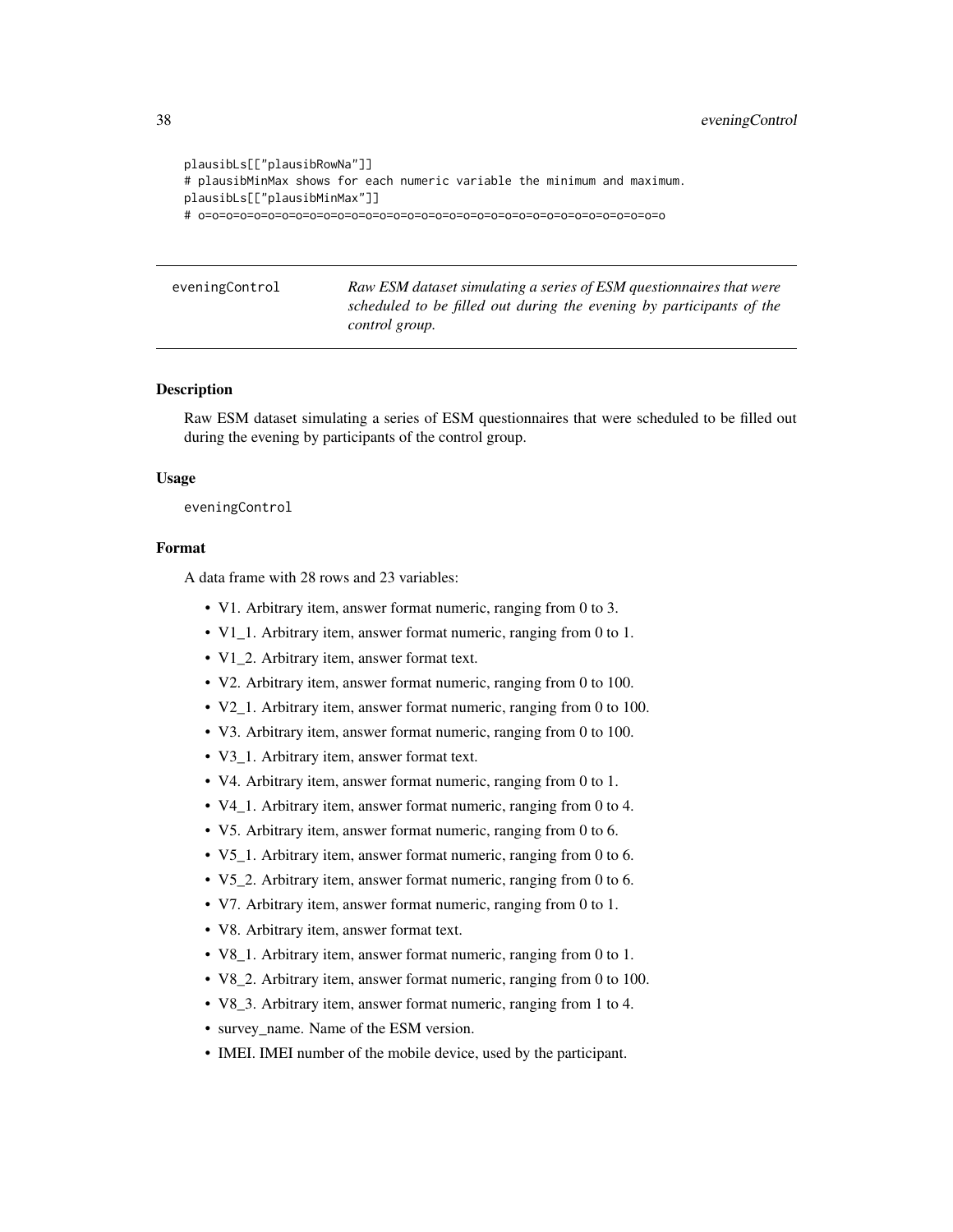```
plausibLs[["plausibRowNa"]]
# plausibMinMax shows for each numeric variable the minimum and maximum.
plausibLs[["plausibMinMax"]]
# o=o=o=o=o=o=o=o=o=o=o=o=o=o=o=o=o=o=o=o=o=o=o=o=o=o=o=o=o=o=o=o=o=o=o=o=o=o
```

## eveningControl

*Raw ESM dataset simulating a series of ESM questionnaires that were scheduled to be filled out during the evening by participants of the control group.*

### Description

Raw ESM dataset simulating a series of ESM questionnaires that were scheduled to be filled out during the evening by participants of the control group.

### Usage

```
eveningControl
```

### Format

A data frame with 28 rows and 23 variables:

- V1. Arbitrary item, answer format numeric, ranging from 0 to 3.
- V1_1. Arbitrary item, answer format numeric, ranging from 0 to 1.
- V1_2. Arbitrary item, answer format text.
- V2. Arbitrary item, answer format numeric, ranging from 0 to 100.
- V2_1. Arbitrary item, answer format numeric, ranging from 0 to 100.
- V3. Arbitrary item, answer format numeric, ranging from 0 to 100.
- V3_1. Arbitrary item, answer format text.
- V4. Arbitrary item, answer format numeric, ranging from 0 to 1.
- V4_1. Arbitrary item, answer format numeric, ranging from 0 to 4.
- V5. Arbitrary item, answer format numeric, ranging from 0 to 6.
- V5_1. Arbitrary item, answer format numeric, ranging from 0 to 6.
- V5_2. Arbitrary item, answer format numeric, ranging from 0 to 6.
- V7. Arbitrary item, answer format numeric, ranging from 0 to 1.
- V8. Arbitrary item, answer format text.
- V8_1. Arbitrary item, answer format numeric, ranging from 0 to 1.
- V8_2. Arbitrary item, answer format numeric, ranging from 0 to 100.
- V8_3. Arbitrary item, answer format numeric, ranging from 1 to 4.
- survey_name. Name of the ESM version.
- IMEI. IMEI number of the mobile device, used by the participant.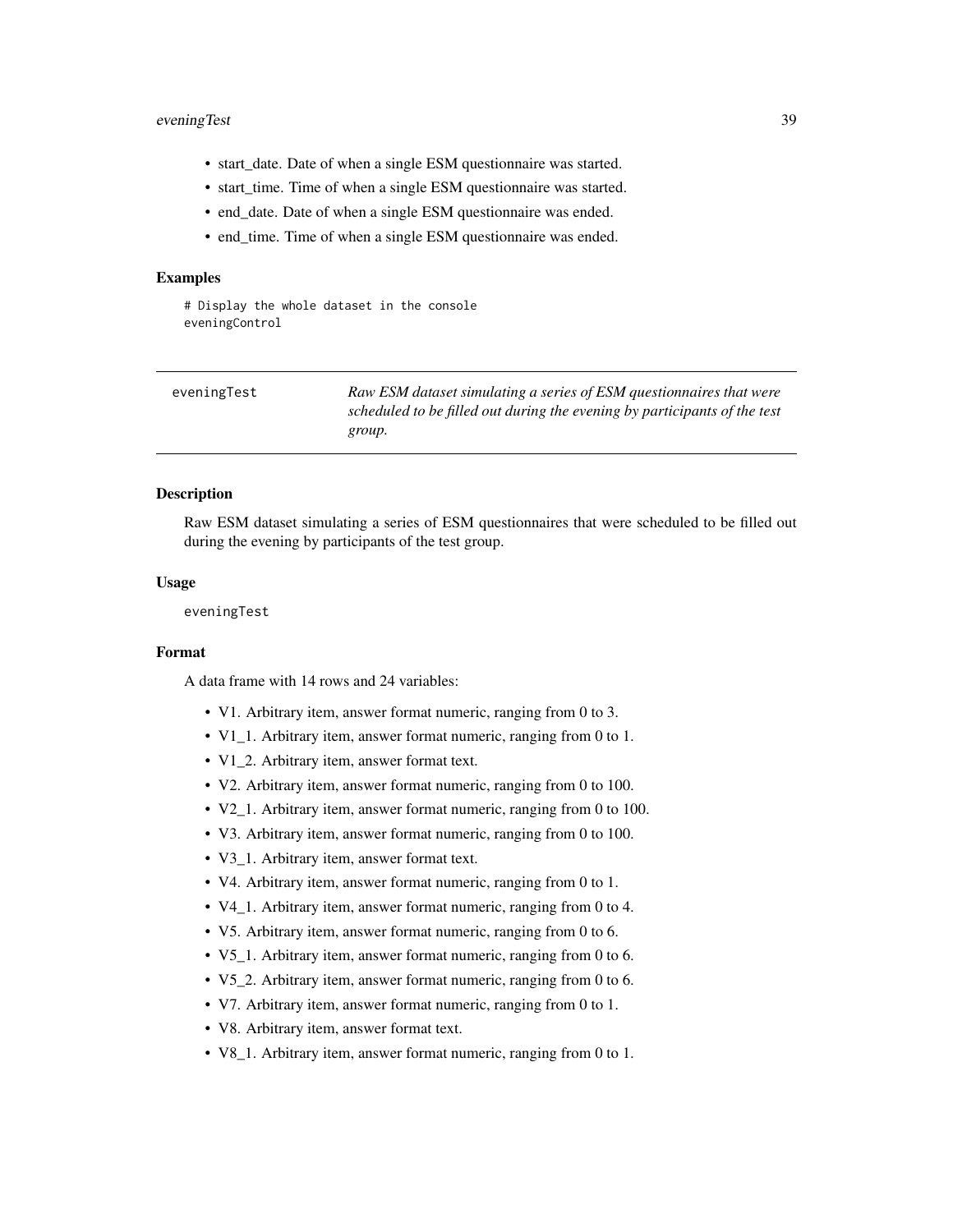- start_date. Date of when a single ESM questionnaire was started.
- start_time. Time of when a single ESM questionnaire was started.
- end_date. Date of when a single ESM questionnaire was ended.
- end_time. Time of when a single ESM questionnaire was ended.

### Examples

```
# Display the whole dataset in the console
eveningControl
```

---

## eveningTest

*Raw ESM dataset simulating a series of ESM questionnaires that were scheduled to be filled out during the evening by participants of the test group.*

---

### Description

Raw ESM dataset simulating a series of ESM questionnaires that were scheduled to be filled out during the evening by participants of the test group.

### Usage

```
eveningTest
```

### Format

A data frame with 14 rows and 24 variables:

- V1. Arbitrary item, answer format numeric, ranging from 0 to 3.
- V1_1. Arbitrary item, answer format numeric, ranging from 0 to 1.
- V1_2. Arbitrary item, answer format text.
- V2. Arbitrary item, answer format numeric, ranging from 0 to 100.
- V2_1. Arbitrary item, answer format numeric, ranging from 0 to 100.
- V3. Arbitrary item, answer format numeric, ranging from 0 to 100.
- V3_1. Arbitrary item, answer format text.
- V4. Arbitrary item, answer format numeric, ranging from 0 to 1.
- V4_1. Arbitrary item, answer format numeric, ranging from 0 to 4.
- V5. Arbitrary item, answer format numeric, ranging from 0 to 6.
- V5_1. Arbitrary item, answer format numeric, ranging from 0 to 6.
- V5_2. Arbitrary item, answer format numeric, ranging from 0 to 6.
- V7. Arbitrary item, answer format numeric, ranging from 0 to 1.
- V8. Arbitrary item, answer format text.
- V8_1. Arbitrary item, answer format numeric, ranging from 0 to 1.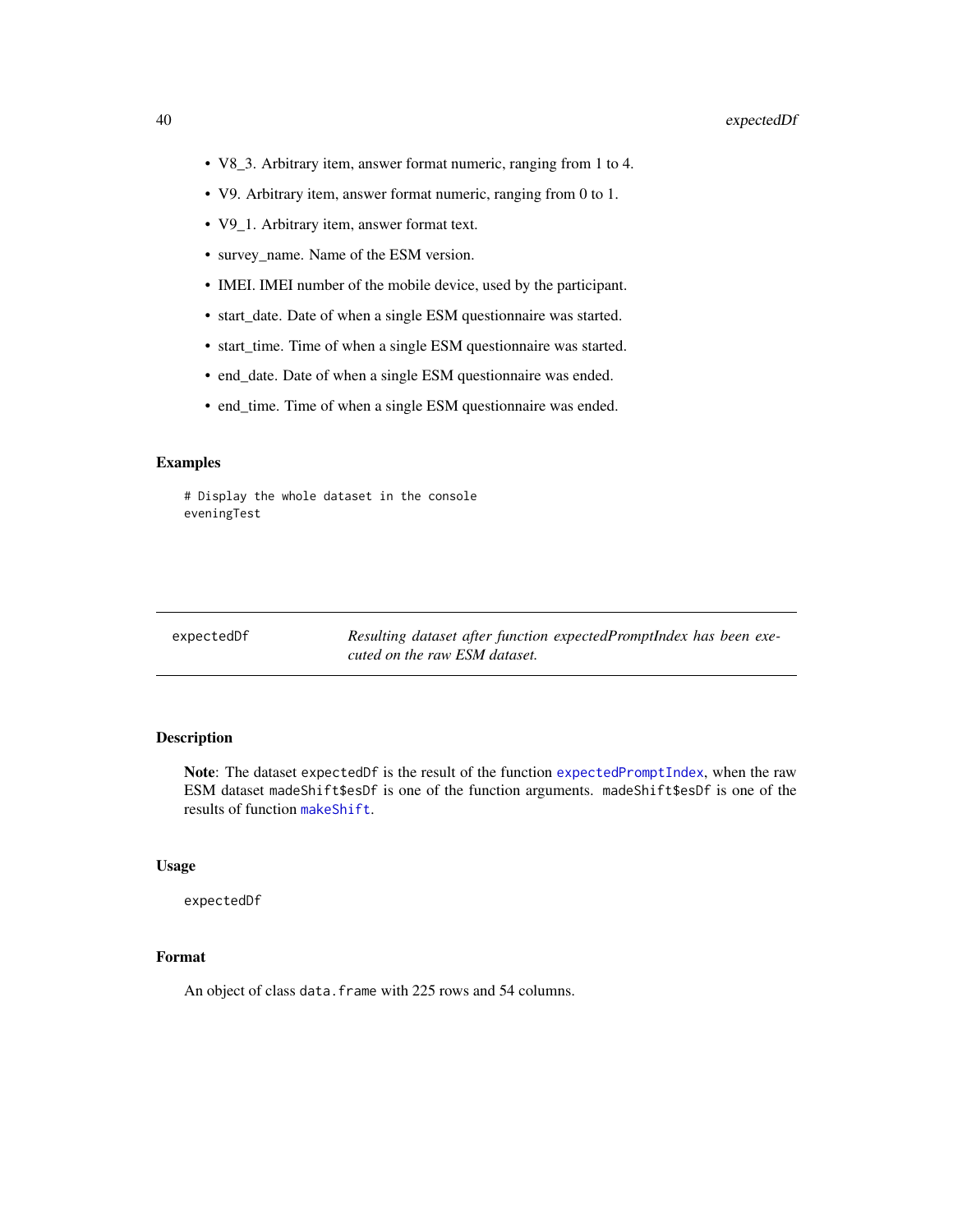- V8_3. Arbitrary item, answer format numeric, ranging from 1 to 4.
- V9. Arbitrary item, answer format numeric, ranging from 0 to 1.
- V9_1. Arbitrary item, answer format text.
- survey_name. Name of the ESM version.
- IMEI. IMEI number of the mobile device, used by the participant.
- start_date. Date of when a single ESM questionnaire was started.
- start_time. Time of when a single ESM questionnaire was started.
- end_date. Date of when a single ESM questionnaire was ended.
- end_time. Time of when a single ESM questionnaire was ended.

### Examples

```
# Display the whole dataset in the console
eveningTest
```

---

## expectedDf — *Resulting dataset after function expectedPromptIndex has been executed on the raw ESM dataset.*

---

### Description

**Note**: The dataset expectedDf is the result of the function expectedPromptIndex, when the raw ESM dataset madeShift$esDf is one of the function arguments. madeShift$esDf is one of the results of function makeShift.

### Usage

```
expectedDf
```

### Format

An object of class data.frame with 225 rows and 54 columns.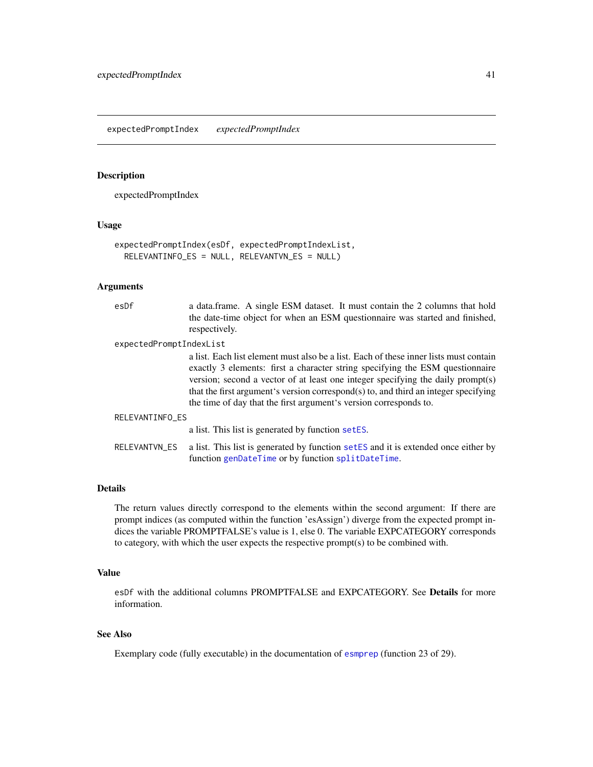## expectedPromptIndex *expectedPromptIndex*

### Description

expectedPromptIndex

### Usage

```
expectedPromptIndex(esDf, expectedPromptIndexList,
  RELEVANTINFO_ES = NULL, RELEVANTVN_ES = NULL)
```

### Arguments

`esDf` a data.frame. A single ESM dataset. It must contain the 2 columns that hold the date-time object for when an ESM questionnaire was started and finished, respectively.

`expectedPromptIndexList` a list. Each list element must also be a list. Each of these inner lists must contain exactly 3 elements: first a character string specifying the ESM questionnaire version; second a vector of at least one integer specifying the daily prompt(s) that the first argument's version correspond(s) to, and third an integer specifying the time of day that the first argument's version corresponds to.

`RELEVANTINFO_ES` a list. This list is generated by function `setES`.

`RELEVANTVN_ES` a list. This list is generated by function `setES` and it is extended once either by function `genDateTime` or by function `splitDateTime`.

### Details

The return values directly correspond to the elements within the second argument: If there are prompt indices (as computed within the function 'esAssign') diverge from the expected prompt indices the variable PROMPTFALSE's value is 1, else 0. The variable EXPCATEGORY corresponds to category, with which the user expects the respective prompt(s) to be combined with.

### Value

`esDf` with the additional columns PROMPTFALSE and EXPCATEGORY. See **Details** for more information.

### See Also

Exemplary code (fully executable) in the documentation of `esmprep` (function 23 of 29).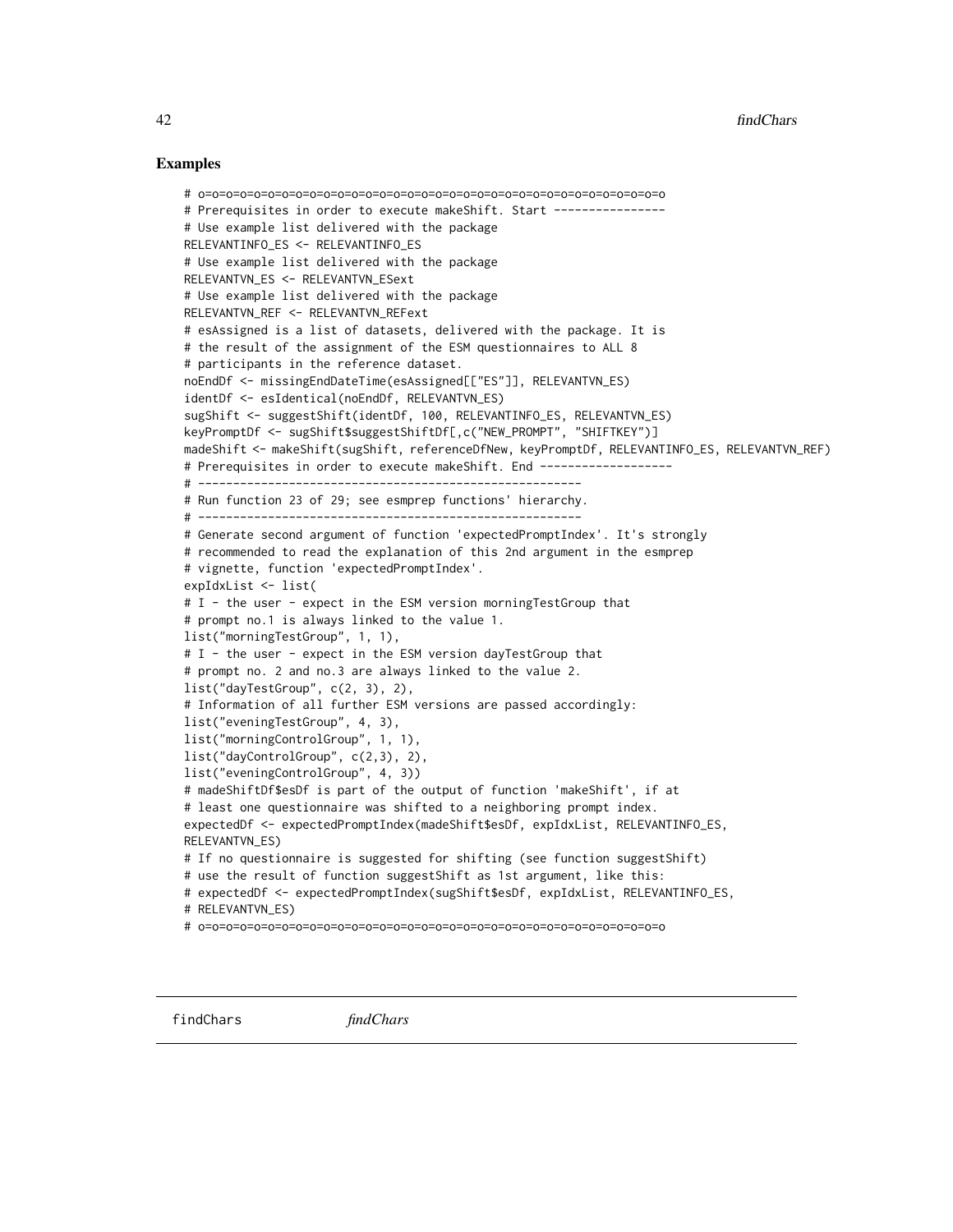## Examples

```
# o=o=o=o=o=o=o=o=o=o=o=o=o=o=o=o=o=o=o=o=o=o=o=o=o=o=o=o=o=o=o=o=o=o=o=o
# Prerequisites in order to execute makeShift. Start ----------------
# Use example list delivered with the package
RELEVANTINFO_ES <- RELEVANTINFO_ES
# Use example list delivered with the package
RELEVANTVN_ES <- RELEVANTVN_ESext
# Use example list delivered with the package
RELEVANTVN_REF <- RELEVANTVN_REFext
# esAssigned is a list of datasets, delivered with the package. It is
# the result of the assignment of the ESM questionnaires to ALL 8
# participants in the reference dataset.
noEndDf <- missingEndDateTime(esAssigned[["ES"]], RELEVANTVN_ES)
identDf <- esIdentical(noEndDf, RELEVANTVN_ES)
sugShift <- suggestShift(identDf, 100, RELEVANTINFO_ES, RELEVANTVN_ES)
keyPromptDf <- sugShift$suggestShiftDf[,c("NEW_PROMPT", "SHIFTKEY")]
madeShift <- makeShift(sugShift, referenceDfNew, keyPromptDf, RELEVANTINFO_ES, RELEVANTVN_REF)
# Prerequisites in order to execute makeShift. End -------------------
# ------------------------------------------------------
# Run function 23 of 29; see esmprep functions' hierarchy.
# ------------------------------------------------------
# Generate second argument of function 'expectedPromptIndex'. It's strongly
# recommended to read the explanation of this 2nd argument in the esmprep
# vignette, function 'expectedPromptIndex'.
expIdxList <- list(
# I - the user - expect in the ESM version morningTestGroup that
# prompt no.1 is always linked to the value 1.
list("morningTestGroup", 1, 1),
# I - the user - expect in the ESM version dayTestGroup that
# prompt no. 2 and no.3 are always linked to the value 2.
list("dayTestGroup", c(2, 3), 2),
# Information of all further ESM versions are passed accordingly:
list("eveningTestGroup", 4, 3),
list("morningControlGroup", 1, 1),
list("dayControlGroup", c(2,3), 2),
list("eveningControlGroup", 4, 3))
# madeShiftDf$esDf is part of the output of function 'makeShift', if at
# least one questionnaire was shifted to a neighboring prompt index.
expectedDf <- expectedPromptIndex(madeShift$esDf, expIdxList, RELEVANTINFO_ES,
RELEVANTVN_ES)
# If no questionnaire is suggested for shifting (see function suggestShift)
# use the result of function suggestShift as 1st argument, like this:
# expectedDf <- expectedPromptIndex(sugShift$esDf, expIdxList, RELEVANTINFO_ES,
# RELEVANTVN_ES)
# o=o=o=o=o=o=o=o=o=o=o=o=o=o=o=o=o=o=o=o=o=o=o=o=o=o=o=o=o=o=o=o=o=o=o=o
```

---

findChars *findChars*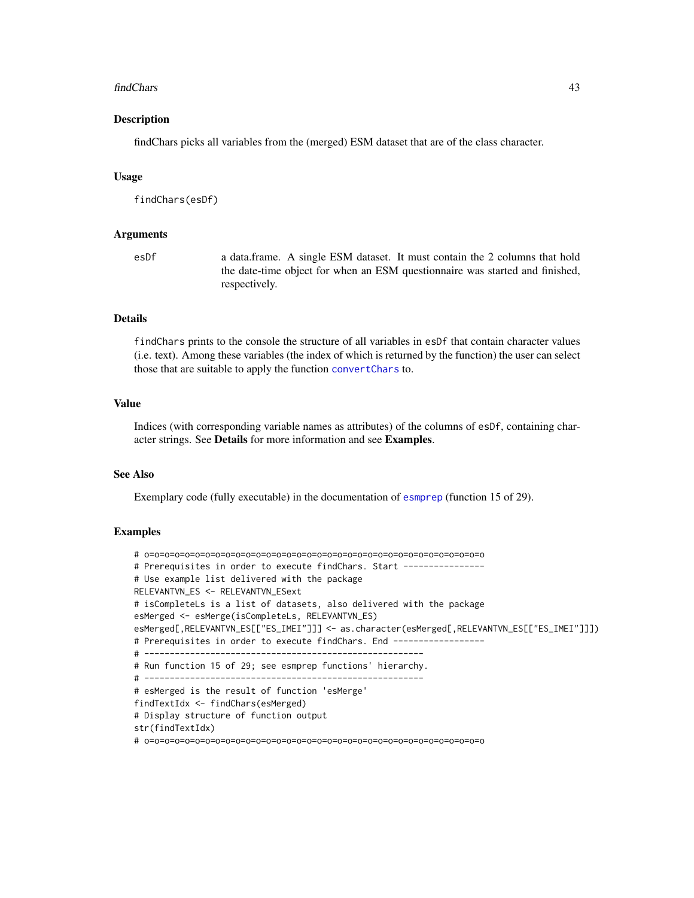## Description

findChars picks all variables from the (merged) ESM dataset that are of the class character.

## Usage

```
findChars(esDf)
```

## Arguments

| | |
|---|---|
| `esDf` | a data.frame. A single ESM dataset. It must contain the 2 columns that hold the date-time object for when an ESM questionnaire was started and finished, respectively. |

## Details

`findChars` prints to the console the structure of all variables in `esDf` that contain character values (i.e. text). Among these variables (the index of which is returned by the function) the user can select those that are suitable to apply the function `convertChars` to.

## Value

Indices (with corresponding variable names as attributes) of the columns of `esDf`, containing character strings. See **Details** for more information and see **Examples**.

## See Also

Exemplary code (fully executable) in the documentation of `esmprep` (function 15 of 29).

## Examples

```
# o=o=o=o=o=o=o=o=o=o=o=o=o=o=o=o=o=o=o=o=o=o=o=o=o=o=o=o=o=o=o=o=o=o=o
# Prerequisites in order to execute findChars. Start ----------------
# Use example list delivered with the package
RELEVANTVN_ES <- RELEVANTVN_ESext
# isCompleteLs is a list of datasets, also delivered with the package
esMerged <- esMerge(isCompleteLs, RELEVANTVN_ES)
esMerged[,RELEVANTVN_ES[["ES_IMEI"]]] <- as.character(esMerged[,RELEVANTVN_ES[["ES_IMEI"]]])
# Prerequisites in order to execute findChars. End ------------------
# ------------------------------------------------------
# Run function 15 of 29; see esmprep functions' hierarchy.
# ------------------------------------------------------
# esMerged is the result of function 'esMerge'
findTextIdx <- findChars(esMerged)
# Display structure of function output
str(findTextIdx)
# o=o=o=o=o=o=o=o=o=o=o=o=o=o=o=o=o=o=o=o=o=o=o=o=o=o=o=o=o=o=o=o=o=o=o
```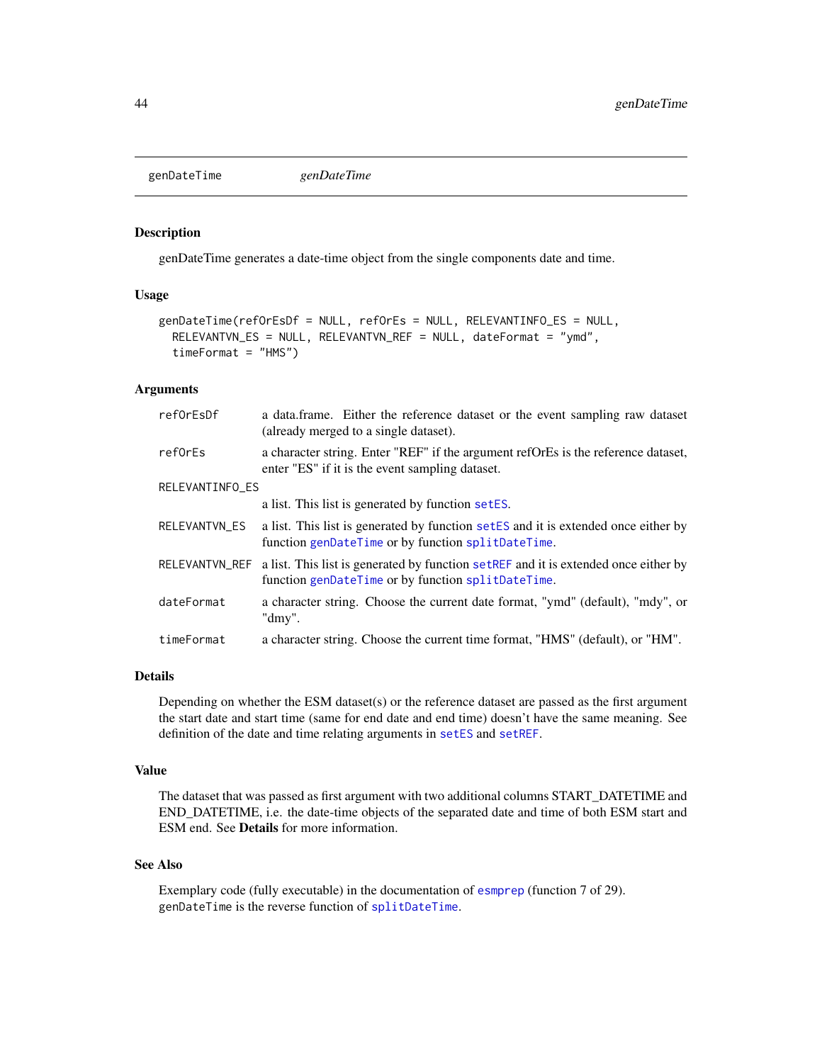genDateTime *genDateTime*

### Description

genDateTime generates a date-time object from the single components date and time.

### Usage

```
genDateTime(refOrEsDf = NULL, refOrEs = NULL, RELEVANTINFO_ES = NULL,
  RELEVANTVN_ES = NULL, RELEVANTVN_REF = NULL, dateFormat = "ymd",
  timeFormat = "HMS")
```

### Arguments

| | |
|---|---|
| refOrEsDf | a data.frame. Either the reference dataset or the event sampling raw dataset (already merged to a single dataset). |
| refOrEs | a character string. Enter "REF" if the argument refOrEs is the reference dataset, enter "ES" if it is the event sampling dataset. |
| RELEVANTINFO_ES | a list. This list is generated by function setES. |
| RELEVANTVN_ES | a list. This list is generated by function setES and it is extended once either by function genDateTime or by function splitDateTime. |
| RELEVANTVN_REF | a list. This list is generated by function setREF and it is extended once either by function genDateTime or by function splitDateTime. |
| dateFormat | a character string. Choose the current date format, "ymd" (default), "mdy", or "dmy". |
| timeFormat | a character string. Choose the current time format, "HMS" (default), or "HM". |

### Details

Depending on whether the ESM dataset(s) or the reference dataset are passed as the first argument the start date and start time (same for end date and end time) doesn't have the same meaning. See definition of the date and time relating arguments in setES and setREF.

### Value

The dataset that was passed as first argument with two additional columns START_DATETIME and END_DATETIME, i.e. the date-time objects of the separated date and time of both ESM start and ESM end. See **Details** for more information.

### See Also

Exemplary code (fully executable) in the documentation of esmprep (function 7 of 29).
genDateTime is the reverse function of splitDateTime.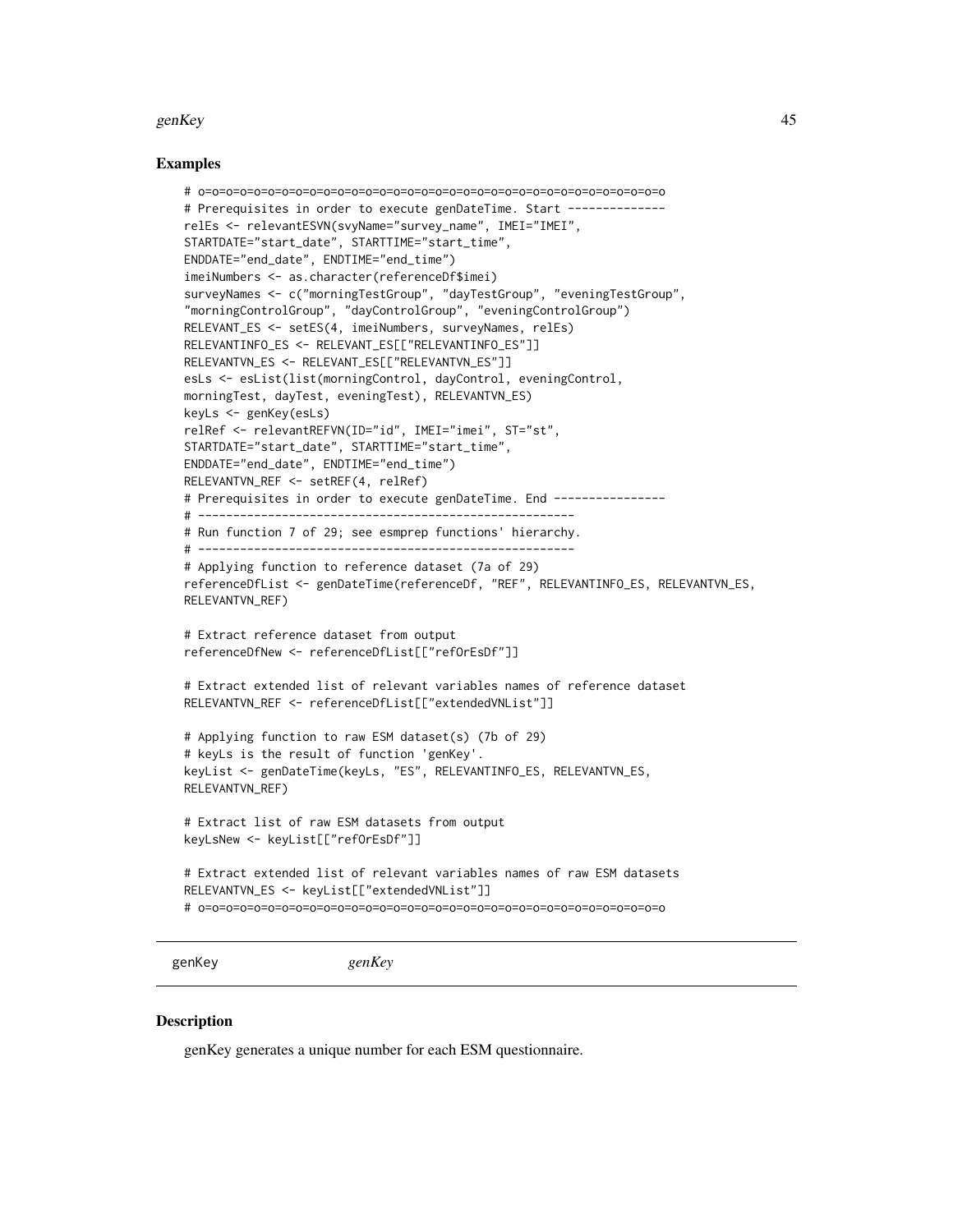## Examples

```
# o=o=o=o=o=o=o=o=o=o=o=o=o=o=o=o=o=o=o=o=o=o=o=o=o=o=o=o=o=o=o=o=o=o=o=o=o
# Prerequisites in order to execute genDateTime. Start --------------
relEs <- relevantESVN(svyName="survey_name", IMEI="IMEI",
STARTDATE="start_date", STARTTIME="start_time",
ENDDATE="end_date", ENDTIME="end_time")
imeiNumbers <- as.character(referenceDf$imei)
surveyNames <- c("morningTestGroup", "dayTestGroup", "eveningTestGroup",
"morningControlGroup", "dayControlGroup", "eveningControlGroup")
RELEVANT_ES <- setES(4, imeiNumbers, surveyNames, relEs)
RELEVANTINFO_ES <- RELEVANT_ES[["RELEVANTINFO_ES"]]
RELEVANTVN_ES <- RELEVANT_ES[["RELEVANTVN_ES"]]
esLs <- esList(list(morningControl, dayControl, eveningControl,
morningTest, dayTest, eveningTest), RELEVANTVN_ES)
keyLs <- genKey(esLs)
relRef <- relevantREFVN(ID="id", IMEI="imei", ST="st",
STARTDATE="start_date", STARTTIME="start_time",
ENDDATE="end_date", ENDTIME="end_time")
RELEVANTVN_REF <- setREF(4, relRef)
# Prerequisites in order to execute genDateTime. End ----------------
# ------------------------------------------------------
# Run function 7 of 29; see esmprep functions' hierarchy.
# ------------------------------------------------------
# Applying function to reference dataset (7a of 29)
referenceDfList <- genDateTime(referenceDf, "REF", RELEVANTINFO_ES, RELEVANTVN_ES,
RELEVANTVN_REF)

# Extract reference dataset from output
referenceDfNew <- referenceDfList[["refOrEsDf"]]

# Extract extended list of relevant variables names of reference dataset
RELEVANTVN_REF <- referenceDfList[["extendedVNList"]]

# Applying function to raw ESM dataset(s) (7b of 29)
# keyLs is the result of function 'genKey'.
keyList <- genDateTime(keyLs, "ES", RELEVANTINFO_ES, RELEVANTVN_ES,
RELEVANTVN_REF)

# Extract list of raw ESM datasets from output
keyLsNew <- keyList[["refOrEsDf"]]

# Extract extended list of relevant variables names of raw ESM datasets
RELEVANTVN_ES <- keyList[["extendedVNList"]]
# o=o=o=o=o=o=o=o=o=o=o=o=o=o=o=o=o=o=o=o=o=o=o=o=o=o=o=o=o=o=o=o=o=o=o=o=o
```

---

genKey *genKey*

---

## Description

genKey generates a unique number for each ESM questionnaire.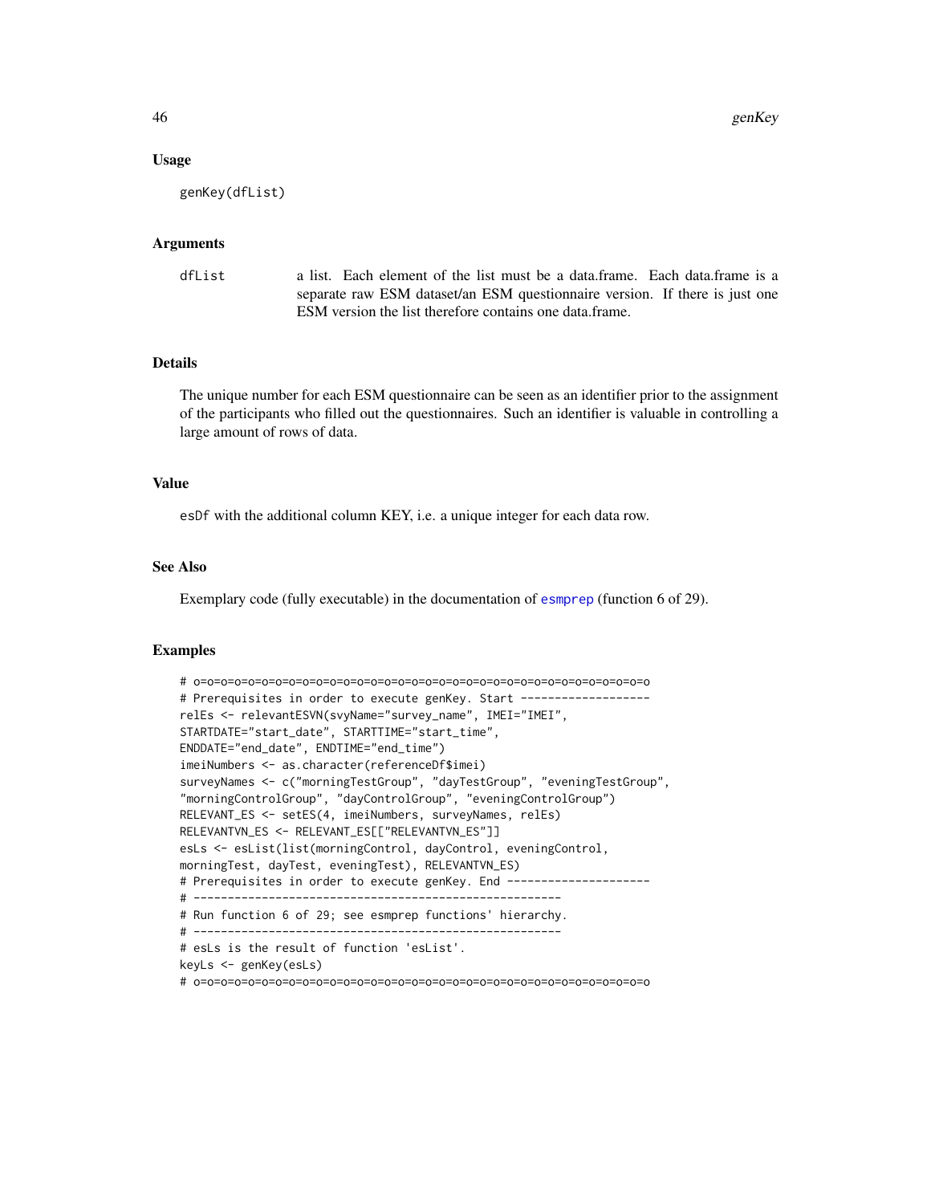### Usage

```
genKey(dfList)
```

### Arguments

| | |
|---|---|
| dfList | a list. Each element of the list must be a data.frame. Each data.frame is a separate raw ESM dataset/an ESM questionnaire version. If there is just one ESM version the list therefore contains one data.frame. |

### Details

The unique number for each ESM questionnaire can be seen as an identifier prior to the assignment of the participants who filled out the questionnaires. Such an identifier is valuable in controlling a large amount of rows of data.

### Value

esDf with the additional column KEY, i.e. a unique integer for each data row.

### See Also

Exemplary code (fully executable) in the documentation of esmprep (function 6 of 29).

### Examples

```
# o=o=o=o=o=o=o=o=o=o=o=o=o=o=o=o=o=o=o=o=o=o=o=o=o=o=o=o=o=o=o=o=o=o=o
# Prerequisites in order to execute genKey. Start -------------------
relEs <- relevantESVN(svyName="survey_name", IMEI="IMEI",
STARTDATE="start_date", STARTTIME="start_time",
ENDDATE="end_date", ENDTIME="end_time")
imeiNumbers <- as.character(referenceDf$imei)
surveyNames <- c("morningTestGroup", "dayTestGroup", "eveningTestGroup",
"morningControlGroup", "dayControlGroup", "eveningControlGroup")
RELEVANT_ES <- setES(4, imeiNumbers, surveyNames, relEs)
RELEVANTVN_ES <- RELEVANT_ES[["RELEVANTVN_ES"]]
esLs <- esList(list(morningControl, dayControl, eveningControl,
morningTest, dayTest, eveningTest), RELEVANTVN_ES)
# Prerequisites in order to execute genKey. End ---------------------
# ------------------------------------------------------
# Run function 6 of 29; see esmprep functions' hierarchy.
# ------------------------------------------------------
# esLs is the result of function 'esList'.
keyLs <- genKey(esLs)
# o=o=o=o=o=o=o=o=o=o=o=o=o=o=o=o=o=o=o=o=o=o=o=o=o=o=o=o=o=o=o=o=o=o=o
```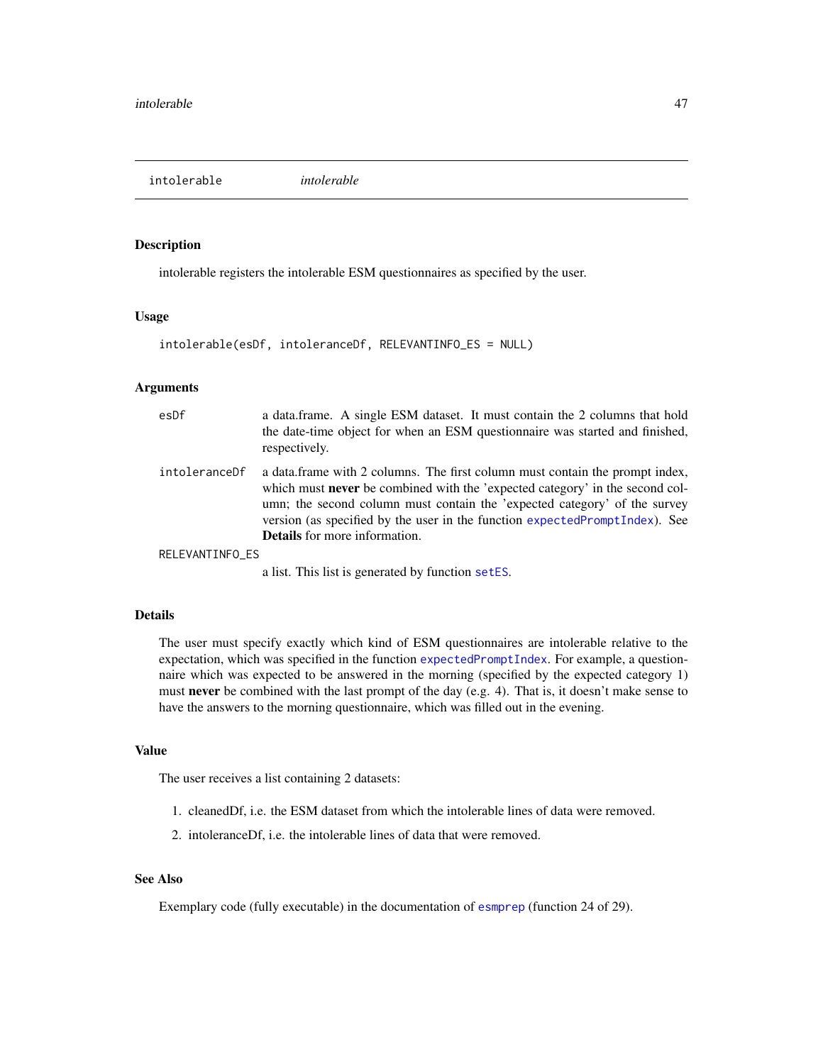## intolerable    *intolerable*

### Description

intolerable registers the intolerable ESM questionnaires as specified by the user.

### Usage

```
intolerable(esDf, intoleranceDf, RELEVANTINFO_ES = NULL)
```

### Arguments

| | |
|---|---|
| esDf | a data.frame. A single ESM dataset. It must contain the 2 columns that hold the date-time object for when an ESM questionnaire was started and finished, respectively. |
| intoleranceDf | a data.frame with 2 columns. The first column must contain the prompt index, which must **never** be combined with the 'expected category' in the second column; the second column must contain the 'expected category' of the survey version (as specified by the user in the function expectedPromptIndex). See **Details** for more information. |
| RELEVANTINFO_ES | a list. This list is generated by function setES. |

### Details

The user must specify exactly which kind of ESM questionnaires are intolerable relative to the expectation, which was specified in the function expectedPromptIndex. For example, a questionnaire which was expected to be answered in the morning (specified by the expected category 1) must **never** be combined with the last prompt of the day (e.g. 4). That is, it doesn't make sense to have the answers to the morning questionnaire, which was filled out in the evening.

### Value

The user receives a list containing 2 datasets:

1. cleanedDf, i.e. the ESM dataset from which the intolerable lines of data were removed.
2. intoleranceDf, i.e. the intolerable lines of data that were removed.

### See Also

Exemplary code (fully executable) in the documentation of esmprep (function 24 of 29).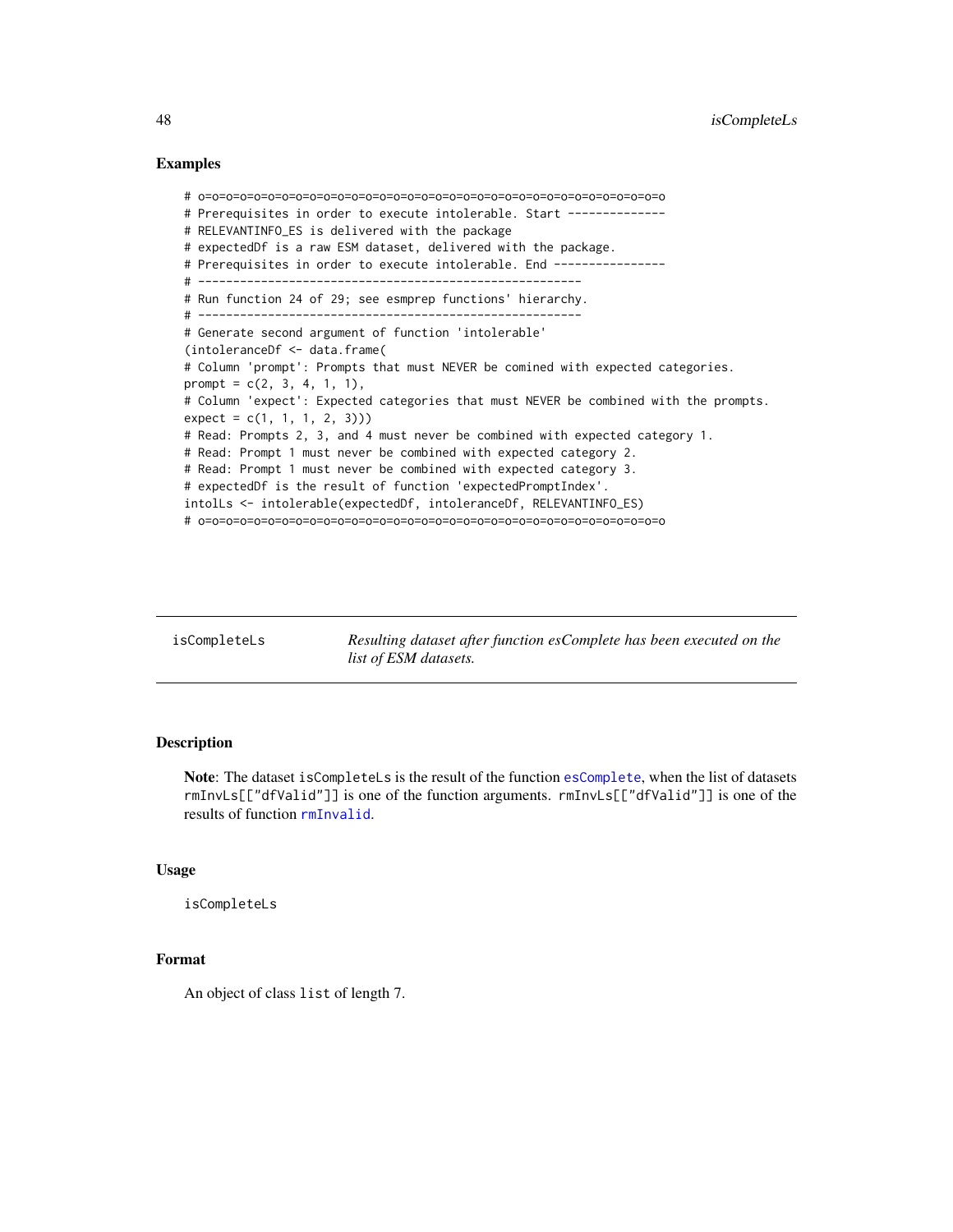## Examples

```
# o=o=o=o=o=o=o=o=o=o=o=o=o=o=o=o=o=o=o=o=o=o=o=o=o=o=o=o=o=o=o=o=o=o=o=o=o
# Prerequisites in order to execute intolerable. Start --------------
# RELEVANTINFO_ES is delivered with the package
# expectedDf is a raw ESM dataset, delivered with the package.
# Prerequisites in order to execute intolerable. End ----------------
# -------------------------------------------------------
# Run function 24 of 29; see esmprep functions' hierarchy.
# -------------------------------------------------------
# Generate second argument of function 'intolerable'
(intoleranceDf <- data.frame(
# Column 'prompt': Prompts that must NEVER be comined with expected categories.
prompt = c(2, 3, 4, 1, 1),
# Column 'expect': Expected categories that must NEVER be combined with the prompts.
expect = c(1, 1, 1, 2, 3)))
# Read: Prompts 2, 3, and 4 must never be combined with expected category 1.
# Read: Prompt 1 must never be combined with expected category 2.
# Read: Prompt 1 must never be combined with expected category 3.
# expectedDf is the result of function 'expectedPromptIndex'.
intolLs <- intolerable(expectedDf, intoleranceDf, RELEVANTINFO_ES)
# o=o=o=o=o=o=o=o=o=o=o=o=o=o=o=o=o=o=o=o=o=o=o=o=o=o=o=o=o=o=o=o=o=o=o=o=o
```

---

# isCompleteLs — *Resulting dataset after function esComplete has been executed on the list of ESM datasets.*

---

## Description

**Note**: The dataset `isCompleteLs` is the result of the function `esComplete`, when the list of datasets `rmInvLs[["dfValid"]]` is one of the function arguments. `rmInvLs[["dfValid"]]` is one of the results of function `rmInvalid`.

## Usage

```
isCompleteLs
```

## Format

An object of class `list` of length 7.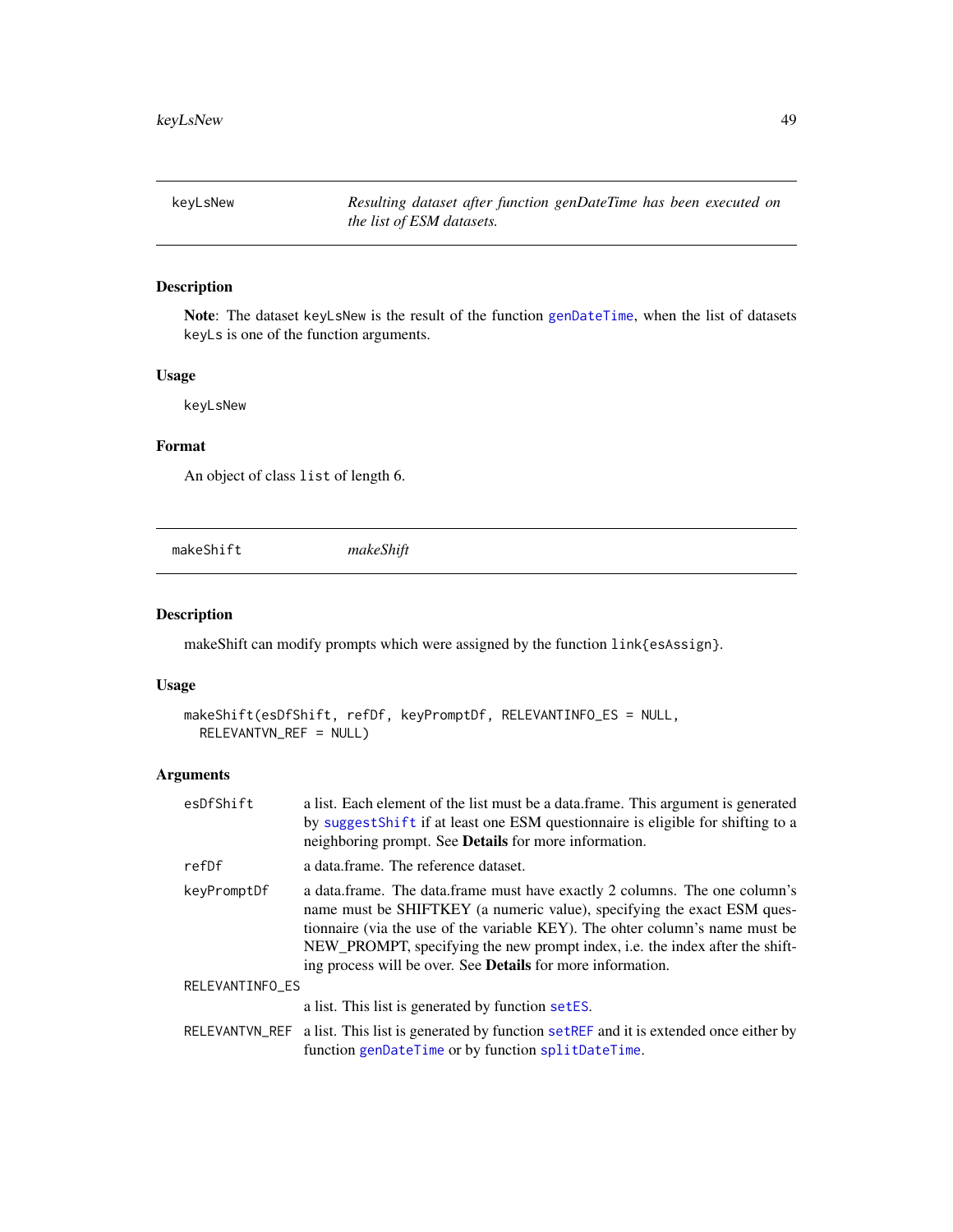## keyLsNew — *Resulting dataset after function genDateTime has been executed on the list of ESM datasets.*

### Description

**Note**: The dataset keyLsNew is the result of the function genDateTime, when the list of datasets keyLs is one of the function arguments.

### Usage

```
keyLsNew
```

### Format

An object of class list of length 6.

## makeShift — *makeShift*

### Description

makeShift can modify prompts which were assigned by the function link{esAssign}.

### Usage

```
makeShift(esDfShift, refDf, keyPromptDf, RELEVANTINFO_ES = NULL,
  RELEVANTVN_REF = NULL)
```

### Arguments

| Argument | Description |
|---|---|
| esDfShift | a list. Each element of the list must be a data.frame. This argument is generated by suggestShift if at least one ESM questionnaire is eligible for shifting to a neighboring prompt. See **Details** for more information. |
| refDf | a data.frame. The reference dataset. |
| keyPromptDf | a data.frame. The data.frame must have exactly 2 columns. The one column's name must be SHIFTKEY (a numeric value), specifying the exact ESM questionnaire (via the use of the variable KEY). The ohter column's name must be NEW_PROMPT, specifying the new prompt index, i.e. the index after the shifting process will be over. See **Details** for more information. |
| RELEVANTINFO_ES | a list. This list is generated by function setES. |
| RELEVANTVN_REF | a list. This list is generated by function setREF and it is extended once either by function genDateTime or by function splitDateTime. |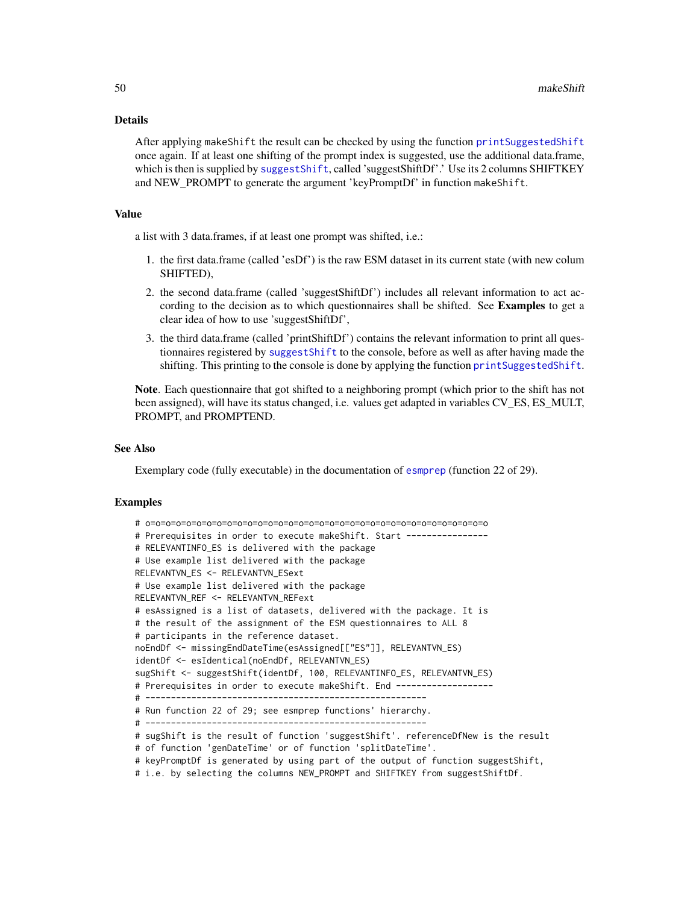### Details

After applying makeShift the result can be checked by using the function printSuggestedShift once again. If at least one shifting of the prompt index is suggested, use the additional data.frame, which is then is supplied by suggestShift, called 'suggestShiftDf'.' Use its 2 columns SHIFTKEY and NEW_PROMPT to generate the argument 'keyPromptDf' in function makeShift.

### Value

a list with 3 data.frames, if at least one prompt was shifted, i.e.:

1. the first data.frame (called 'esDf') is the raw ESM dataset in its current state (with new colum SHIFTED),
2. the second data.frame (called 'suggestShiftDf') includes all relevant information to act according to the decision as to which questionnaires shall be shifted. See **Examples** to get a clear idea of how to use 'suggestShiftDf',
3. the third data.frame (called 'printShiftDf') contains the relevant information to print all questionnaires registered by suggestShift to the console, before as well as after having made the shifting. This printing to the console is done by applying the function printSuggestedShift.

**Note**. Each questionnaire that got shifted to a neighboring prompt (which prior to the shift has not been assigned), will have its status changed, i.e. values get adapted in variables CV_ES, ES_MULT, PROMPT, and PROMPTEND.

### See Also

Exemplary code (fully executable) in the documentation of esmprep (function 22 of 29).

### Examples

```
# o=o=o=o=o=o=o=o=o=o=o=o=o=o=o=o=o=o=o=o=o=o=o=o=o=o=o=o=o=o=o=o=o=o
# Prerequisites in order to execute makeShift. Start ----------------
# RELEVANTINFO_ES is delivered with the package
# Use example list delivered with the package
RELEVANTVN_ES <- RELEVANTVN_ESext
# Use example list delivered with the package
RELEVANTVN_REF <- RELEVANTVN_REFext
# esAssigned is a list of datasets, delivered with the package. It is
# the result of the assignment of the ESM questionnaires to ALL 8
# participants in the reference dataset.
noEndDf <- missingEndDateTime(esAssigned[["ES"]], RELEVANTVN_ES)
identDf <- esIdentical(noEndDf, RELEVANTVN_ES)
sugShift <- suggestShift(identDf, 100, RELEVANTINFO_ES, RELEVANTVN_ES)
# Prerequisites in order to execute makeShift. End -------------------
# ------------------------------------------------------
# Run function 22 of 29; see esmprep functions' hierarchy.
# ------------------------------------------------------
# sugShift is the result of function 'suggestShift'. referenceDfNew is the result
# of function 'genDateTime' or of function 'splitDateTime'.
# keyPromptDf is generated by using part of the output of function suggestShift,
# i.e. by selecting the columns NEW_PROMPT and SHIFTKEY from suggestShiftDf.
```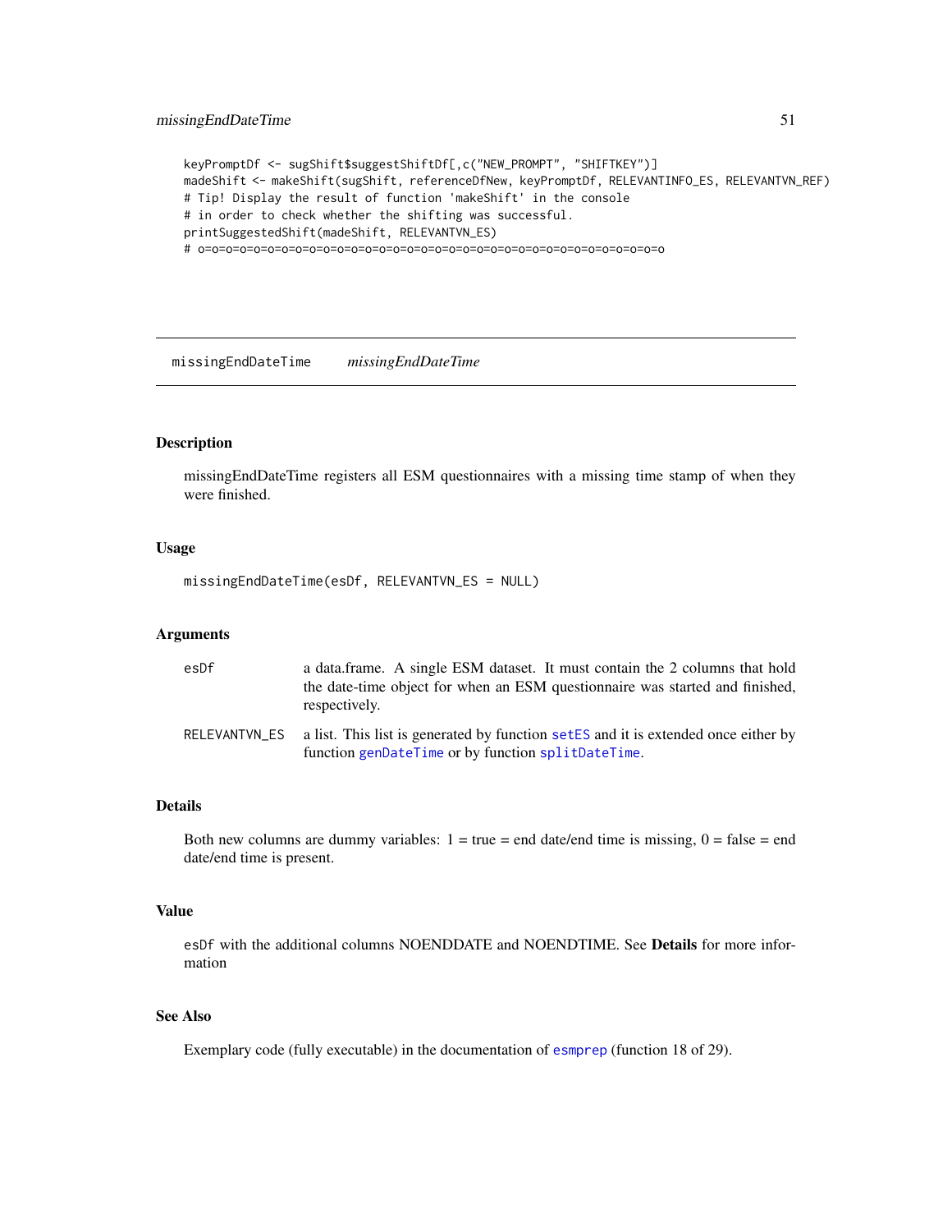```
keyPromptDf <- sugShift$suggestShiftDf[,c("NEW_PROMPT", "SHIFTKEY")]
madeShift <- makeShift(sugShift, referenceDfNew, keyPromptDf, RELEVANTINFO_ES, RELEVANTVN_REF)
# Tip! Display the result of function 'makeShift' in the console
# in order to check whether the shifting was successful.
printSuggestedShift(madeShift, RELEVANTVN_ES)
# o=o=o=o=o=o=o=o=o=o=o=o=o=o=o=o=o=o=o=o=o=o=o=o=o=o=o=o=o=o=o=o=o=o
```

## missingEndDateTime *missingEndDateTime*

### Description

missingEndDateTime registers all ESM questionnaires with a missing time stamp of when they were finished.

### Usage

```
missingEndDateTime(esDf, RELEVANTVN_ES = NULL)
```

### Arguments

| | |
|---|---|
| esDf | a data.frame. A single ESM dataset. It must contain the 2 columns that hold the date-time object for when an ESM questionnaire was started and finished, respectively. |
| RELEVANTVN_ES | a list. This list is generated by function `setES` and it is extended once either by function `genDateTime` or by function `splitDateTime`. |

### Details

Both new columns are dummy variables: 1 = true = end date/end time is missing, 0 = false = end date/end time is present.

### Value

`esDf` with the additional columns NOENDDATE and NOENDTIME. See **Details** for more information

### See Also

Exemplary code (fully executable) in the documentation of `esmprep` (function 18 of 29).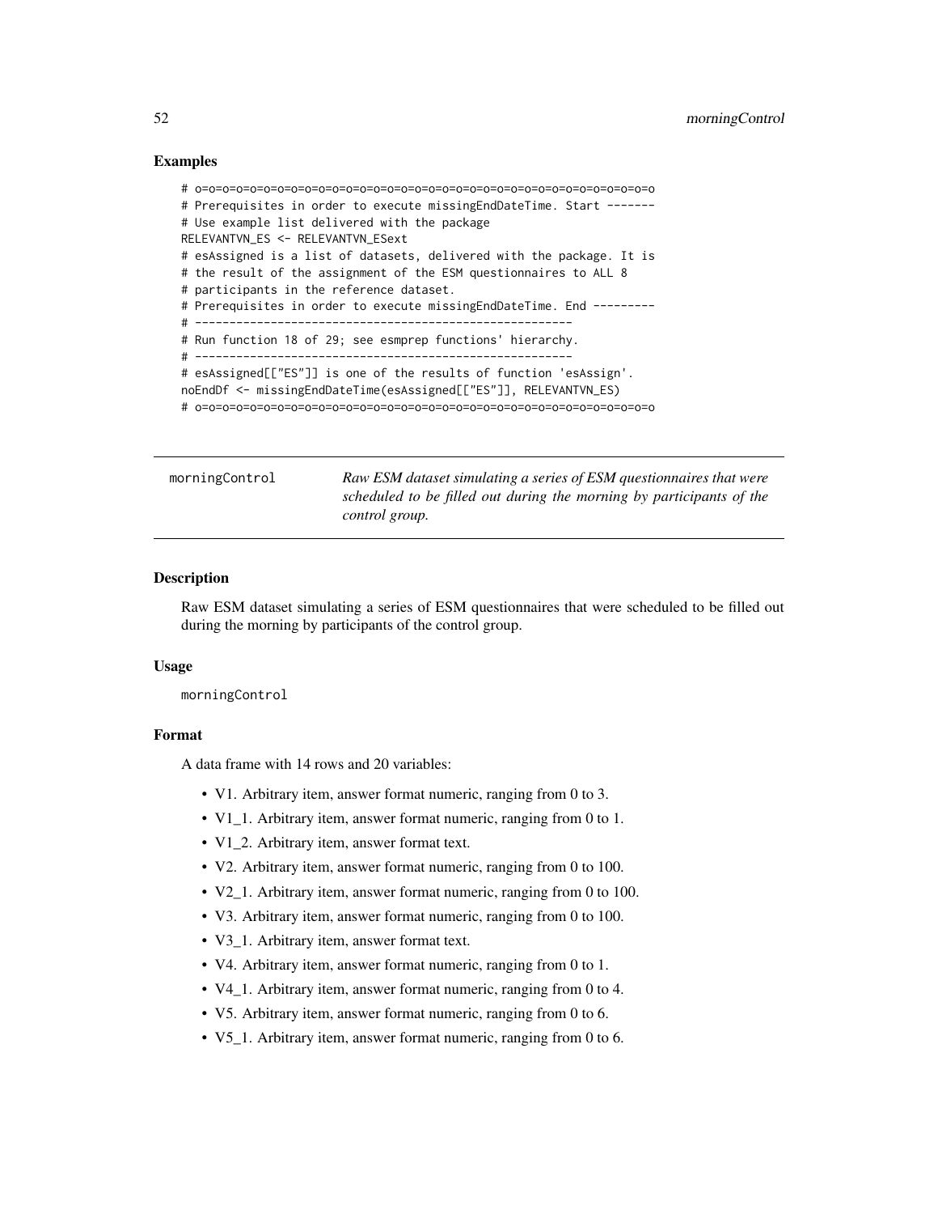### Examples

```
# o=o=o=o=o=o=o=o=o=o=o=o=o=o=o=o=o=o=o=o=o=o=o=o=o=o=o=o=o=o=o=o=o
# Prerequisites in order to execute missingEndDateTime. Start -------
# Use example list delivered with the package
RELEVANTVN_ES <- RELEVANTVN_ESext
# esAssigned is a list of datasets, delivered with the package. It is
# the result of the assignment of the ESM questionnaires to ALL 8
# participants in the reference dataset.
# Prerequisites in order to execute missingEndDateTime. End ---------
# ------------------------------------------------------
# Run function 18 of 29; see esmprep functions' hierarchy.
# ------------------------------------------------------
# esAssigned[["ES"]] is one of the results of function 'esAssign'.
noEndDf <- missingEndDateTime(esAssigned[["ES"]], RELEVANTVN_ES)
# o=o=o=o=o=o=o=o=o=o=o=o=o=o=o=o=o=o=o=o=o=o=o=o=o=o=o=o=o=o=o=o=o
```

## morningControl

*Raw ESM dataset simulating a series of ESM questionnaires that were scheduled to be filled out during the morning by participants of the control group.*

### Description

Raw ESM dataset simulating a series of ESM questionnaires that were scheduled to be filled out during the morning by participants of the control group.

### Usage

```
morningControl
```

### Format

A data frame with 14 rows and 20 variables:

- V1. Arbitrary item, answer format numeric, ranging from 0 to 3.
- V1_1. Arbitrary item, answer format numeric, ranging from 0 to 1.
- V1_2. Arbitrary item, answer format text.
- V2. Arbitrary item, answer format numeric, ranging from 0 to 100.
- V2_1. Arbitrary item, answer format numeric, ranging from 0 to 100.
- V3. Arbitrary item, answer format numeric, ranging from 0 to 100.
- V3_1. Arbitrary item, answer format text.
- V4. Arbitrary item, answer format numeric, ranging from 0 to 1.
- V4_1. Arbitrary item, answer format numeric, ranging from 0 to 4.
- V5. Arbitrary item, answer format numeric, ranging from 0 to 6.
- V5_1. Arbitrary item, answer format numeric, ranging from 0 to 6.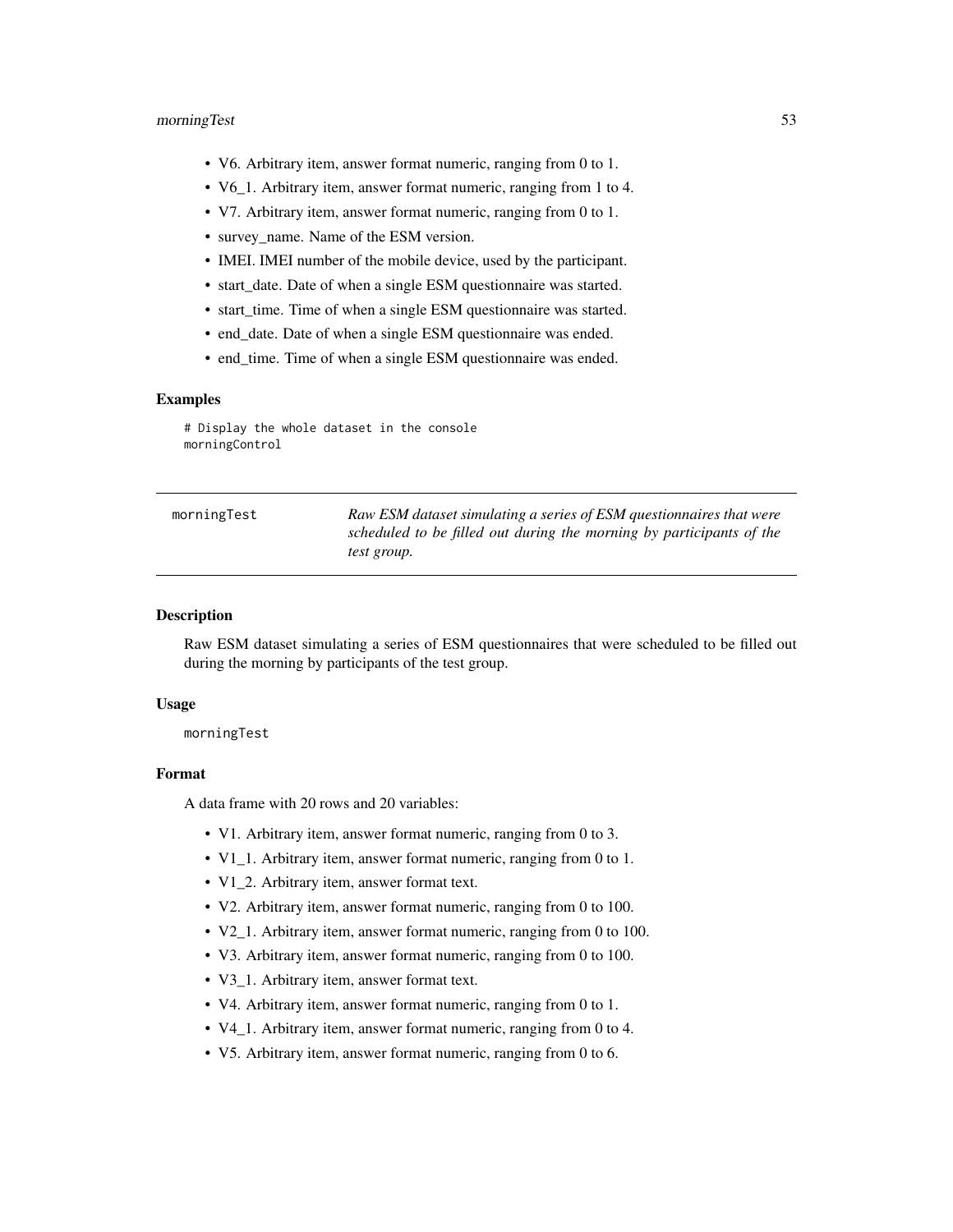- V6. Arbitrary item, answer format numeric, ranging from 0 to 1.
- V6_1. Arbitrary item, answer format numeric, ranging from 1 to 4.
- V7. Arbitrary item, answer format numeric, ranging from 0 to 1.
- survey_name. Name of the ESM version.
- IMEI. IMEI number of the mobile device, used by the participant.
- start_date. Date of when a single ESM questionnaire was started.
- start_time. Time of when a single ESM questionnaire was started.
- end_date. Date of when a single ESM questionnaire was ended.
- end_time. Time of when a single ESM questionnaire was ended.

### Examples

```
# Display the whole dataset in the console
morningControl
```

---

## morningTest    *Raw ESM dataset simulating a series of ESM questionnaires that were scheduled to be filled out during the morning by participants of the test group.*

---

### Description

Raw ESM dataset simulating a series of ESM questionnaires that were scheduled to be filled out during the morning by participants of the test group.

### Usage

```
morningTest
```

### Format

A data frame with 20 rows and 20 variables:

- V1. Arbitrary item, answer format numeric, ranging from 0 to 3.
- V1_1. Arbitrary item, answer format numeric, ranging from 0 to 1.
- V1_2. Arbitrary item, answer format text.
- V2. Arbitrary item, answer format numeric, ranging from 0 to 100.
- V2_1. Arbitrary item, answer format numeric, ranging from 0 to 100.
- V3. Arbitrary item, answer format numeric, ranging from 0 to 100.
- V3_1. Arbitrary item, answer format text.
- V4. Arbitrary item, answer format numeric, ranging from 0 to 1.
- V4_1. Arbitrary item, answer format numeric, ranging from 0 to 4.
- V5. Arbitrary item, answer format numeric, ranging from 0 to 6.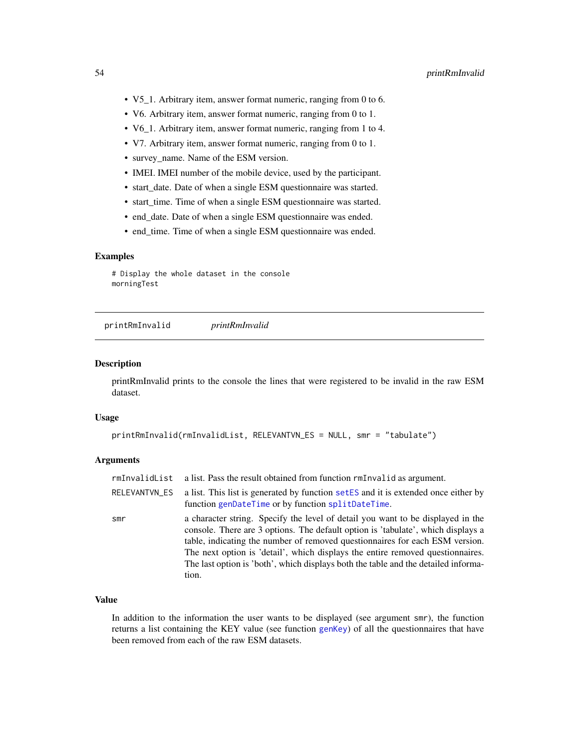- V5_1. Arbitrary item, answer format numeric, ranging from 0 to 6.
- V6. Arbitrary item, answer format numeric, ranging from 0 to 1.
- V6_1. Arbitrary item, answer format numeric, ranging from 1 to 4.
- V7. Arbitrary item, answer format numeric, ranging from 0 to 1.
- survey_name. Name of the ESM version.
- IMEI. IMEI number of the mobile device, used by the participant.
- start_date. Date of when a single ESM questionnaire was started.
- start_time. Time of when a single ESM questionnaire was started.
- end_date. Date of when a single ESM questionnaire was ended.
- end_time. Time of when a single ESM questionnaire was ended.

### Examples

```
# Display the whole dataset in the console
morningTest
```

---

## printRmInvalid *printRmInvalid*

---

### Description

printRmInvalid prints to the console the lines that were registered to be invalid in the raw ESM dataset.

### Usage

```
printRmInvalid(rmInvalidList, RELEVANTVN_ES = NULL, smr = "tabulate")
```

### Arguments

| | |
|---|---|
| rmInvalidList | a list. Pass the result obtained from function `rmInvalid` as argument. |
| RELEVANTVN_ES | a list. This list is generated by function `setES` and it is extended once either by function `genDateTime` or by function `splitDateTime`. |
| smr | a character string. Specify the level of detail you want to be displayed in the console. There are 3 options. The default option is 'tabulate', which displays a table, indicating the number of removed questionnaires for each ESM version. The next option is 'detail', which displays the entire removed questionnaires. The last option is 'both', which displays both the table and the detailed information. |

### Value

In addition to the information the user wants to be displayed (see argument `smr`), the function returns a list containing the KEY value (see function `genKey`) of all the questionnaires that have been removed from each of the raw ESM datasets.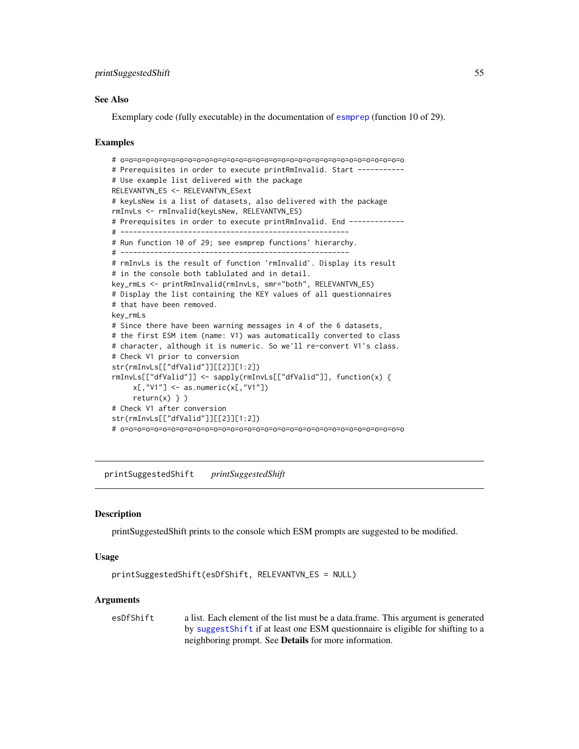### See Also

Exemplary code (fully executable) in the documentation of esmprep (function 10 of 29).

### Examples

```
# o=o=o=o=o=o=o=o=o=o=o=o=o=o=o=o=o=o=o=o=o=o=o=o=o=o=o=o=o=o=o=o=o=o=o=o
# Prerequisites in order to execute printRmInvalid. Start -----------
# Use example list delivered with the package
RELEVANTVN_ES <- RELEVANTVN_ESext
# keyLsNew is a list of datasets, also delivered with the package
rmInvLs <- rmInvalid(keyLsNew, RELEVANTVN_ES)
# Prerequisites in order to execute printRmInvalid. End -------------
# ------------------------------------------------------
# Run function 10 of 29; see esmprep functions' hierarchy.
# ------------------------------------------------------
# rmInvLs is the result of function 'rmInvalid'. Display its result
# in the console both tablulated and in detail.
key_rmLs <- printRmInvalid(rmInvLs, smr="both", RELEVANTVN_ES)
# Display the list containing the KEY values of all questionnaires
# that have been removed.
key_rmLs
# Since there have been warning messages in 4 of the 6 datasets,
# the first ESM item (name: V1) was automatically converted to class
# character, although it is numeric. So we'll re-convert V1's class.
# Check V1 prior to conversion
str(rmInvLs[["dfValid"]][[2]][1:2])
rmInvLs[["dfValid"]] <- sapply(rmInvLs[["dfValid"]], function(x) {
     x[,"V1"] <- as.numeric(x[,"V1"])
     return(x) } )
# Check V1 after conversion
str(rmInvLs[["dfValid"]][[2]][1:2])
# o=o=o=o=o=o=o=o=o=o=o=o=o=o=o=o=o=o=o=o=o=o=o=o=o=o=o=o=o=o=o=o=o=o=o=o
```

---

## printSuggestedShift *printSuggestedShift*

---

### Description

printSuggestedShift prints to the console which ESM prompts are suggested to be modified.

### Usage

```
printSuggestedShift(esDfShift, RELEVANTVN_ES = NULL)
```

### Arguments

| | |
|---|---|
| esDfShift | a list. Each element of the list must be a data.frame. This argument is generated by suggestShift if at least one ESM questionnaire is eligible for shifting to a neighboring prompt. See **Details** for more information. |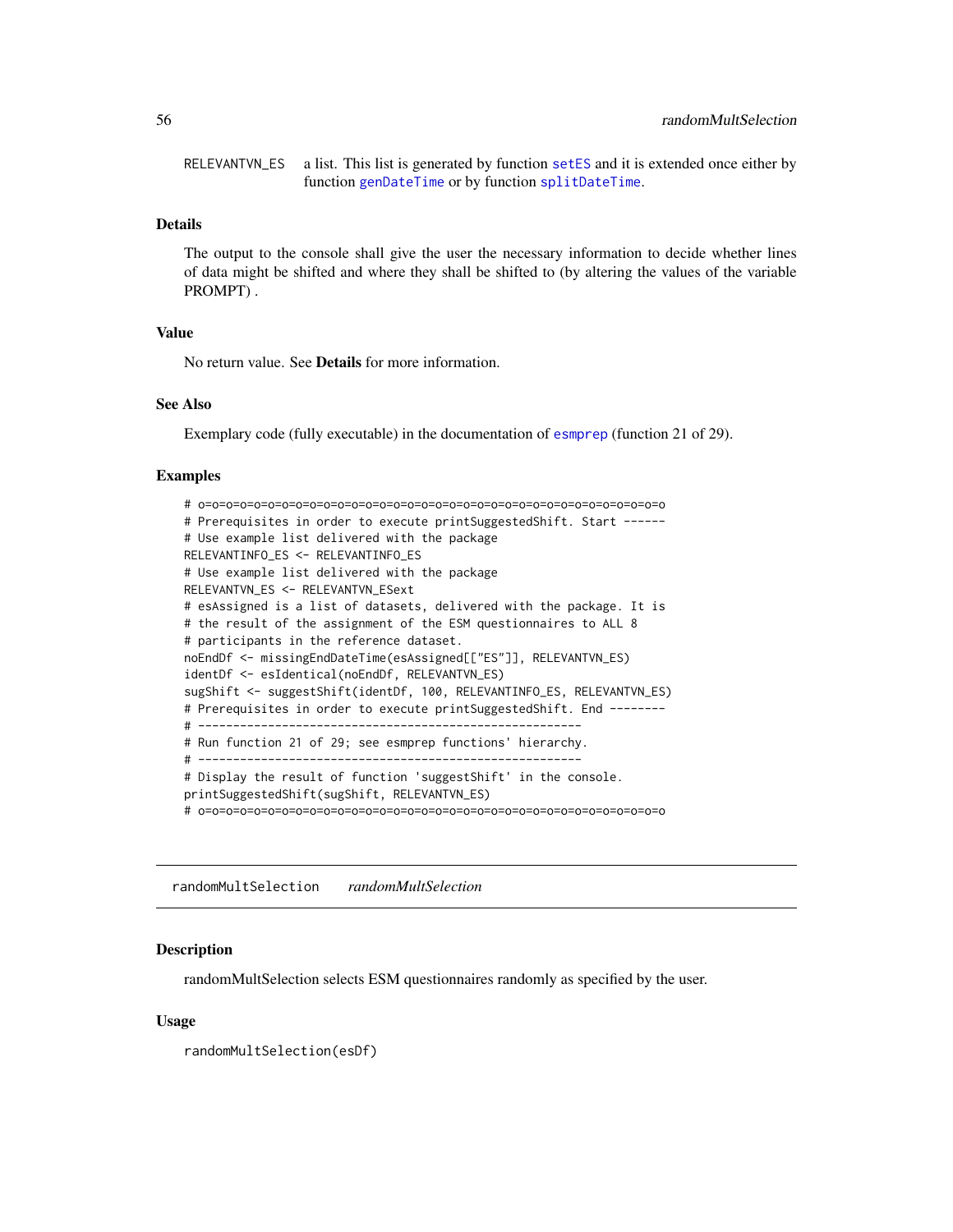RELEVANTVN_ES a list. This list is generated by function setES and it is extended once either by function genDateTime or by function splitDateTime.

### Details

The output to the console shall give the user the necessary information to decide whether lines of data might be shifted and where they shall be shifted to (by altering the values of the variable PROMPT) .

### Value

No return value. See **Details** for more information.

### See Also

Exemplary code (fully executable) in the documentation of esmprep (function 21 of 29).

### Examples

```
# o=o=o=o=o=o=o=o=o=o=o=o=o=o=o=o=o=o=o=o=o=o=o=o=o=o=o=o=o=o=o=o=o=o
# Prerequisites in order to execute printSuggestedShift. Start ------
# Use example list delivered with the package
RELEVANTINFO_ES <- RELEVANTINFO_ES
# Use example list delivered with the package
RELEVANTVN_ES <- RELEVANTVN_ESext
# esAssigned is a list of datasets, delivered with the package. It is
# the result of the assignment of the ESM questionnaires to ALL 8
# participants in the reference dataset.
noEndDf <- missingEndDateTime(esAssigned[["ES"]], RELEVANTVN_ES)
identDf <- esIdentical(noEndDf, RELEVANTVN_ES)
sugShift <- suggestShift(identDf, 100, RELEVANTINFO_ES, RELEVANTVN_ES)
# Prerequisites in order to execute printSuggestedShift. End --------
# ------------------------------------------------------
# Run function 21 of 29; see esmprep functions' hierarchy.
# ------------------------------------------------------
# Display the result of function 'suggestShift' in the console.
printSuggestedShift(sugShift, RELEVANTVN_ES)
# o=o=o=o=o=o=o=o=o=o=o=o=o=o=o=o=o=o=o=o=o=o=o=o=o=o=o=o=o=o=o=o=o=o
```

---

## randomMultSelection *randomMultSelection*

### Description

randomMultSelection selects ESM questionnaires randomly as specified by the user.

### Usage

```
randomMultSelection(esDf)
```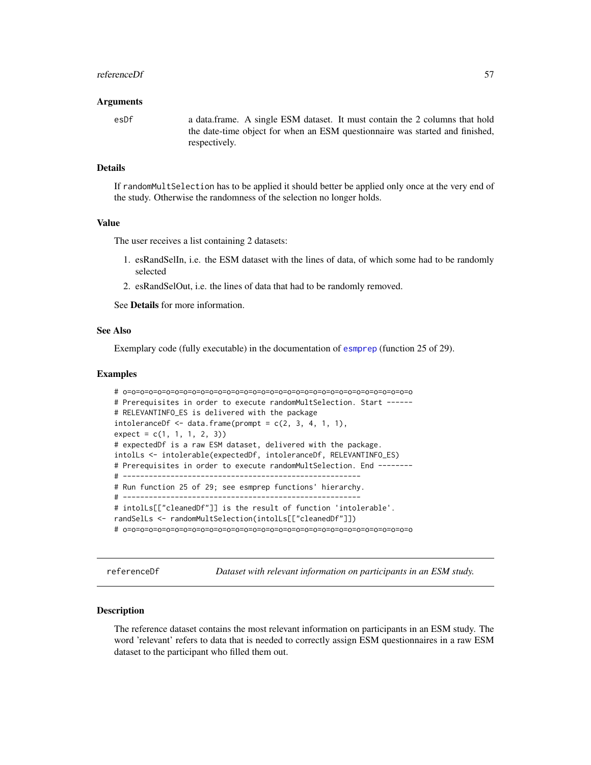### Arguments

esDf	a data.frame. A single ESM dataset. It must contain the 2 columns that hold the date-time object for when an ESM questionnaire was started and finished, respectively.

### Details

If randomMultSelection has to be applied it should better be applied only once at the very end of the study. Otherwise the randomness of the selection no longer holds.

### Value

The user receives a list containing 2 datasets:

1. esRandSelIn, i.e. the ESM dataset with the lines of data, of which some had to be randomly selected
2. esRandSelOut, i.e. the lines of data that had to be randomly removed.

See **Details** for more information.

### See Also

Exemplary code (fully executable) in the documentation of esmprep (function 25 of 29).

### Examples

```
# o=o=o=o=o=o=o=o=o=o=o=o=o=o=o=o=o=o=o=o=o=o=o=o=o=o=o=o=o=o=o=o=o=o=o=o
# Prerequisites in order to execute randomMultSelection. Start ------
# RELEVANTINFO_ES is delivered with the package
intoleranceDf <- data.frame(prompt = c(2, 3, 4, 1, 1),
expect = c(1, 1, 1, 2, 3))
# expectedDf is a raw ESM dataset, delivered with the package.
intolLs <- intolerable(expectedDf, intoleranceDf, RELEVANTINFO_ES)
# Prerequisites in order to execute randomMultSelection. End --------
# ------------------------------------------------------
# Run function 25 of 29; see esmprep functions' hierarchy.
# ------------------------------------------------------
# intolLs[["cleanedDf"]] is the result of function 'intolerable'.
randSelLs <- randomMultSelection(intolLs[["cleanedDf"]])
# o=o=o=o=o=o=o=o=o=o=o=o=o=o=o=o=o=o=o=o=o=o=o=o=o=o=o=o=o=o=o=o=o=o=o=o
```

---

## referenceDf — *Dataset with relevant information on participants in an ESM study.*

### Description

The reference dataset contains the most relevant information on participants in an ESM study. The word 'relevant' refers to data that is needed to correctly assign ESM questionnaires in a raw ESM dataset to the participant who filled them out.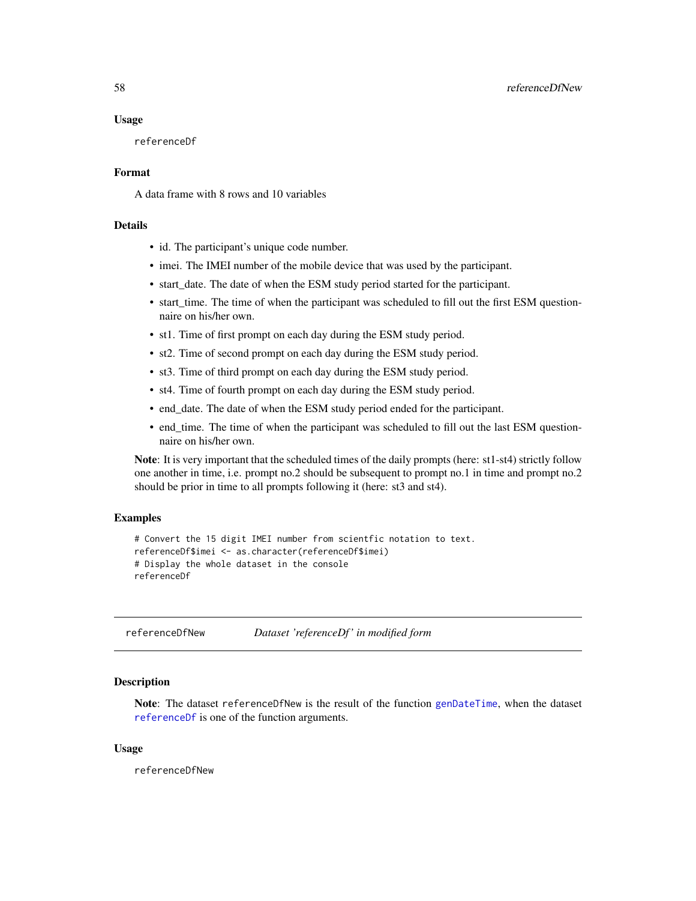### Usage

```
referenceDf
```

### Format

A data frame with 8 rows and 10 variables

### Details

- id. The participant's unique code number.
- imei. The IMEI number of the mobile device that was used by the participant.
- start_date. The date of when the ESM study period started for the participant.
- start_time. The time of when the participant was scheduled to fill out the first ESM questionnaire on his/her own.
- st1. Time of first prompt on each day during the ESM study period.
- st2. Time of second prompt on each day during the ESM study period.
- st3. Time of third prompt on each day during the ESM study period.
- st4. Time of fourth prompt on each day during the ESM study period.
- end_date. The date of when the ESM study period ended for the participant.
- end_time. The time of when the participant was scheduled to fill out the last ESM questionnaire on his/her own.

**Note**: It is very important that the scheduled times of the daily prompts (here: st1-st4) strictly follow one another in time, i.e. prompt no.2 should be subsequent to prompt no.1 in time and prompt no.2 should be prior in time to all prompts following it (here: st3 and st4).

### Examples

```
# Convert the 15 digit IMEI number from scientfic notation to text.
referenceDf$imei <- as.character(referenceDf$imei)
# Display the whole dataset in the console
referenceDf
```

---

## referenceDfNew — *Dataset 'referenceDf' in modified form*

### Description

**Note**: The dataset `referenceDfNew` is the result of the function `genDateTime`, when the dataset `referenceDf` is one of the function arguments.

### Usage

```
referenceDfNew
```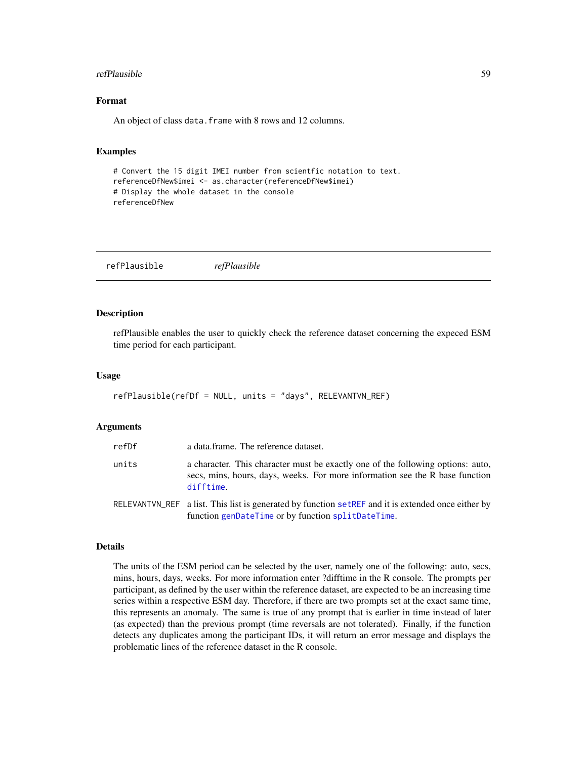### Format

An object of class `data.frame` with 8 rows and 12 columns.

### Examples

```
# Convert the 15 digit IMEI number from scientfic notation to text.
referenceDfNew$imei <- as.character(referenceDfNew$imei)
# Display the whole dataset in the console
referenceDfNew
```

---

## refPlausible *refPlausible*

---

### Description

refPlausible enables the user to quickly check the reference dataset concerning the expeced ESM time period for each participant.

### Usage

```
refPlausible(refDf = NULL, units = "days", RELEVANTVN_REF)
```

### Arguments

| | |
|---|---|
| `refDf` | a data.frame. The reference dataset. |
| `units` | a character. This character must be exactly one of the following options: auto, secs, mins, hours, days, weeks. For more information see the R base function `difftime`. |
| `RELEVANTVN_REF` | a list. This list is generated by function `setREF` and it is extended once either by function `genDateTime` or by function `splitDateTime`. |

### Details

The units of the ESM period can be selected by the user, namely one of the following: auto, secs, mins, hours, days, weeks. For more information enter ?difftime in the R console. The prompts per participant, as defined by the user within the reference dataset, are expected to be an increasing time series within a respective ESM day. Therefore, if there are two prompts set at the exact same time, this represents an anomaly. The same is true of any prompt that is earlier in time instead of later (as expected) than the previous prompt (time reversals are not tolerated). Finally, if the function detects any duplicates among the participant IDs, it will return an error message and displays the problematic lines of the reference dataset in the R console.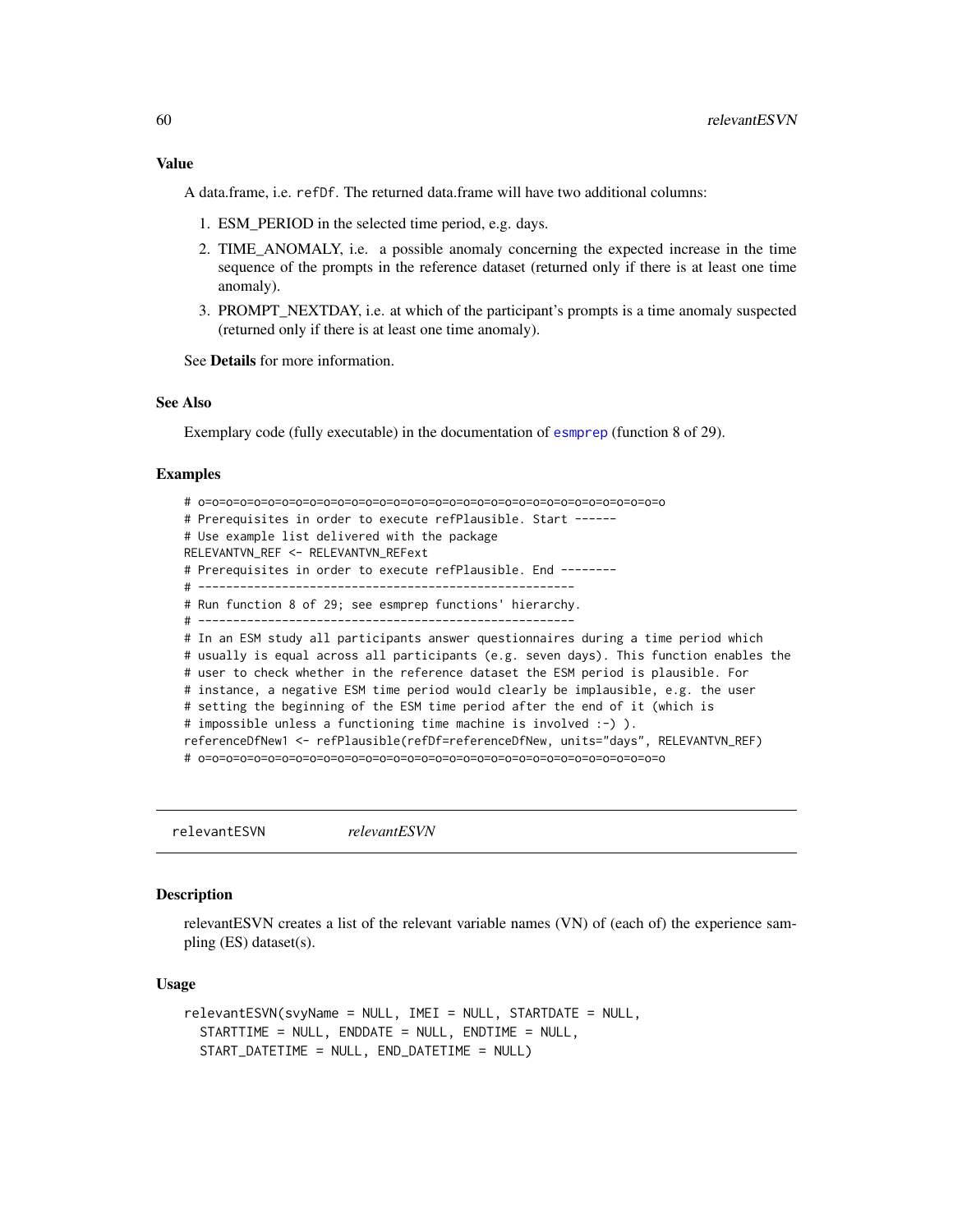### Value

A data.frame, i.e. `refDf`. The returned data.frame will have two additional columns:

1. ESM_PERIOD in the selected time period, e.g. days.
2. TIME_ANOMALY, i.e. a possible anomaly concerning the expected increase in the time sequence of the prompts in the reference dataset (returned only if there is at least one time anomaly).
3. PROMPT_NEXTDAY, i.e. at which of the participant's prompts is a time anomaly suspected (returned only if there is at least one time anomaly).

See **Details** for more information.

### See Also

Exemplary code (fully executable) in the documentation of `esmprep` (function 8 of 29).

### Examples

```
# o=o=o=o=o=o=o=o=o=o=o=o=o=o=o=o=o=o=o=o=o=o=o=o=o=o=o=o=o=o=o=o=o=o=o=o
# Prerequisites in order to execute refPlausible. Start ------
# Use example list delivered with the package
RELEVANTVN_REF <- RELEVANTVN_REFext
# Prerequisites in order to execute refPlausible. End --------
# ------------------------------------------------------
# Run function 8 of 29; see esmprep functions' hierarchy.
# ------------------------------------------------------
# In an ESM study all participants answer questionnaires during a time period which
# usually is equal across all participants (e.g. seven days). This function enables the
# user to check whether in the reference dataset the ESM period is plausible. For
# instance, a negative ESM time period would clearly be implausible, e.g. the user
# setting the beginning of the ESM time period after the end of it (which is
# impossible unless a functioning time machine is involved :-) ).
referenceDfNew1 <- refPlausible(refDf=referenceDfNew, units="days", RELEVANTVN_REF)
# o=o=o=o=o=o=o=o=o=o=o=o=o=o=o=o=o=o=o=o=o=o=o=o=o=o=o=o=o=o=o=o=o=o=o=o
```

---

## relevantESVN    *relevantESVN*

---

### Description

relevantESVN creates a list of the relevant variable names (VN) of (each of) the experience sampling (ES) dataset(s).

### Usage

```
relevantESVN(svyName = NULL, IMEI = NULL, STARTDATE = NULL,
  STARTTIME = NULL, ENDDATE = NULL, ENDTIME = NULL,
  START_DATETIME = NULL, END_DATETIME = NULL)
```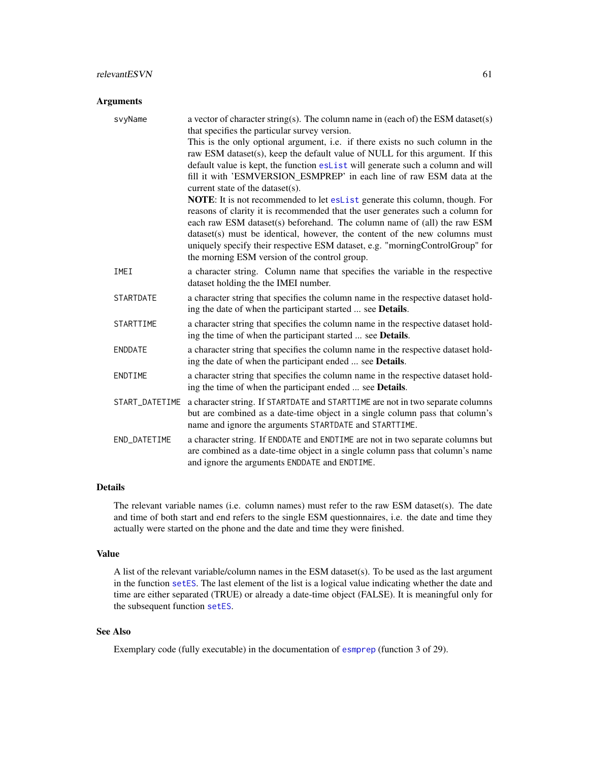### Arguments

| | |
|---|---|
| `svyName` | a vector of character string(s). The column name in (each of) the ESM dataset(s) that specifies the particular survey version.<br>This is the only optional argument, i.e. if there exists no such column in the raw ESM dataset(s), keep the default value of NULL for this argument. If this default value is kept, the function `esList` will generate such a column and will fill it with 'ESMVERSION_ESMPREP' in each line of raw ESM data at the current state of the dataset(s).<br>**NOTE**: It is not recommended to let `esList` generate this column, though. For reasons of clarity it is recommended that the user generates such a column for each raw ESM dataset(s) beforehand. The column name of (all) the raw ESM dataset(s) must be identical, however, the content of the new columns must uniquely specify their respective ESM dataset, e.g. "morningControlGroup" for the morning ESM version of the control group. |
| `IMEI` | a character string. Column name that specifies the variable in the respective dataset holding the the IMEI number. |
| `STARTDATE` | a character string that specifies the column name in the respective dataset holding the date of when the participant started ... see **Details**. |
| `STARTTIME` | a character string that specifies the column name in the respective dataset holding the time of when the participant started ... see **Details**. |
| `ENDDATE` | a character string that specifies the column name in the respective dataset holding the date of when the participant ended ... see **Details**. |
| `ENDTIME` | a character string that specifies the column name in the respective dataset holding the time of when the participant ended ... see **Details**. |
| `START_DATETIME` | a character string. If `STARTDATE` and `STARTTIME` are not in two separate columns but are combined as a date-time object in a single column pass that column's name and ignore the arguments `STARTDATE` and `STARTTIME`. |
| `END_DATETIME` | a character string. If `ENDDATE` and `ENDTIME` are not in two separate columns but are combined as a date-time object in a single column pass that column's name and ignore the arguments `ENDDATE` and `ENDTIME`. |

### Details

The relevant variable names (i.e. column names) must refer to the raw ESM dataset(s). The date and time of both start and end refers to the single ESM questionnaires, i.e. the date and time they actually were started on the phone and the date and time they were finished.

### Value

A list of the relevant variable/column names in the ESM dataset(s). To be used as the last argument in the function `setES`. The last element of the list is a logical value indicating whether the date and time are either separated (TRUE) or already a date-time object (FALSE). It is meaningful only for the subsequent function `setES`.

### See Also

Exemplary code (fully executable) in the documentation of `esmprep` (function 3 of 29).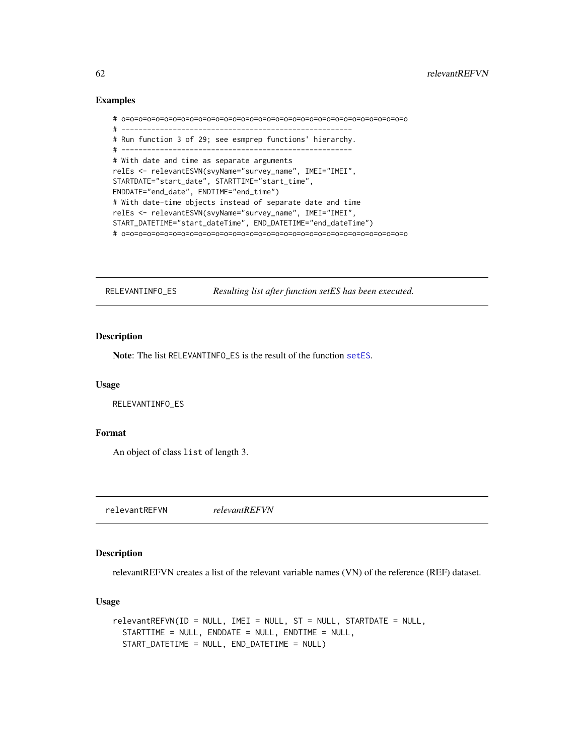### Examples

```
# o=o=o=o=o=o=o=o=o=o=o=o=o=o=o=o=o=o=o=o=o=o=o=o=o=o=o=o=o=o=o=o=o=o=o
# ------------------------------------------------------
# Run function 3 of 29; see esmprep functions' hierarchy.
# ------------------------------------------------------
# With date and time as separate arguments
relEs <- relevantESVN(svyName="survey_name", IMEI="IMEI",
STARTDATE="start_date", STARTTIME="start_time",
ENDDATE="end_date", ENDTIME="end_time")
# With date-time objects instead of separate date and time
relEs <- relevantESVN(svyName="survey_name", IMEI="IMEI",
START_DATETIME="start_dateTime", END_DATETIME="end_dateTime")
# o=o=o=o=o=o=o=o=o=o=o=o=o=o=o=o=o=o=o=o=o=o=o=o=o=o=o=o=o=o=o=o=o=o=o
```

## RELEVANTINFO_ES *Resulting list after function setES has been executed.*

### Description

**Note**: The list RELEVANTINFO_ES is the result of the function setES.

### Usage

```
RELEVANTINFO_ES
```

### Format

An object of class list of length 3.

## relevantREFVN *relevantREFVN*

### Description

relevantREFVN creates a list of the relevant variable names (VN) of the reference (REF) dataset.

### Usage

```
relevantREFVN(ID = NULL, IMEI = NULL, ST = NULL, STARTDATE = NULL,
  STARTTIME = NULL, ENDDATE = NULL, ENDTIME = NULL,
  START_DATETIME = NULL, END_DATETIME = NULL)
```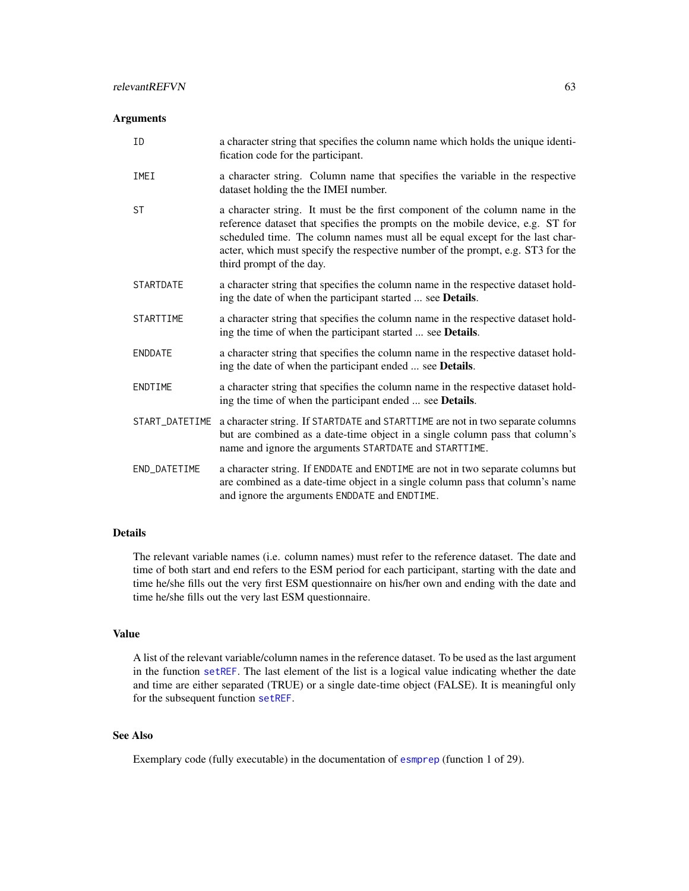### Arguments

| | |
|---|---|
| `ID` | a character string that specifies the column name which holds the unique identification code for the participant. |
| `IMEI` | a character string. Column name that specifies the variable in the respective dataset holding the the IMEI number. |
| `ST` | a character string. It must be the first component of the column name in the reference dataset that specifies the prompts on the mobile device, e.g. ST for scheduled time. The column names must all be equal except for the last character, which must specify the respective number of the prompt, e.g. ST3 for the third prompt of the day. |
| `STARTDATE` | a character string that specifies the column name in the respective dataset holding the date of when the participant started ... see **Details**. |
| `STARTTIME` | a character string that specifies the column name in the respective dataset holding the time of when the participant started ... see **Details**. |
| `ENDDATE` | a character string that specifies the column name in the respective dataset holding the date of when the participant ended ... see **Details**. |
| `ENDTIME` | a character string that specifies the column name in the respective dataset holding the time of when the participant ended ... see **Details**. |
| `START_DATETIME` | a character string. If `STARTDATE` and `STARTTIME` are not in two separate columns but are combined as a date-time object in a single column pass that column's name and ignore the arguments `STARTDATE` and `STARTTIME`. |
| `END_DATETIME` | a character string. If `ENDDATE` and `ENDTIME` are not in two separate columns but are combined as a date-time object in a single column pass that column's name and ignore the arguments `ENDDATE` and `ENDTIME`. |

### Details

The relevant variable names (i.e. column names) must refer to the reference dataset. The date and time of both start and end refers to the ESM period for each participant, starting with the date and time he/she fills out the very first ESM questionnaire on his/her own and ending with the date and time he/she fills out the very last ESM questionnaire.

### Value

A list of the relevant variable/column names in the reference dataset. To be used as the last argument in the function `setREF`. The last element of the list is a logical value indicating whether the date and time are either separated (TRUE) or a single date-time object (FALSE). It is meaningful only for the subsequent function `setREF`.

### See Also

Exemplary code (fully executable) in the documentation of `esmprep` (function 1 of 29).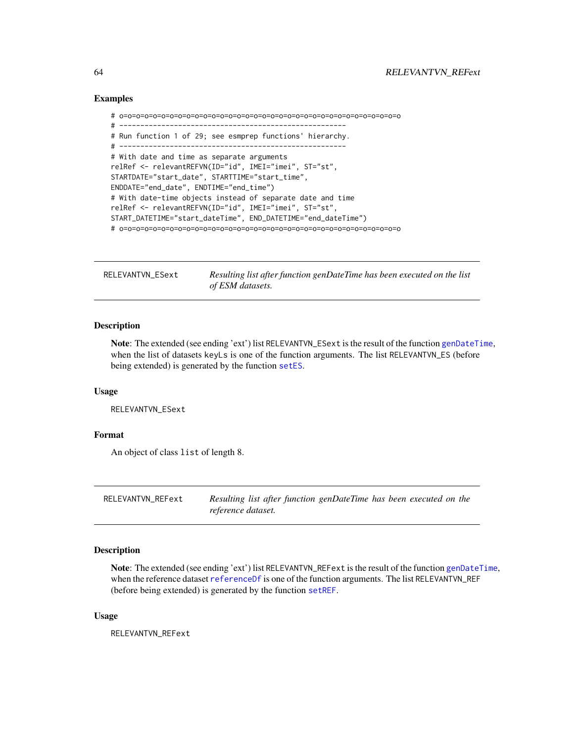## Examples

```
# o=o=o=o=o=o=o=o=o=o=o=o=o=o=o=o=o=o=o=o=o=o=o=o=o=o=o=o=o=o=o=o=o=o=o
# ------------------------------------------------------
# Run function 1 of 29; see esmprep functions' hierarchy.
# ------------------------------------------------------
# With date and time as separate arguments
relRef <- relevantREFVN(ID="id", IMEI="imei", ST="st",
STARTDATE="start_date", STARTTIME="start_time",
ENDDATE="end_date", ENDTIME="end_time")
# With date-time objects instead of separate date and time
relRef <- relevantREFVN(ID="id", IMEI="imei", ST="st",
START_DATETIME="start_dateTime", END_DATETIME="end_dateTime")
# o=o=o=o=o=o=o=o=o=o=o=o=o=o=o=o=o=o=o=o=o=o=o=o=o=o=o=o=o=o=o=o=o=o=o
```

---

## RELEVANTVN_ESext — *Resulting list after function genDateTime has been executed on the list of ESM datasets.*

---

### Description

**Note**: The extended (see ending 'ext') list RELEVANTVN_ESext is the result of the function genDateTime, when the list of datasets keyLs is one of the function arguments. The list RELEVANTVN_ES (before being extended) is generated by the function setES.

### Usage

```
RELEVANTVN_ESext
```

### Format

An object of class list of length 8.

---

## RELEVANTVN_REFext — *Resulting list after function genDateTime has been executed on the reference dataset.*

---

### Description

**Note**: The extended (see ending 'ext') list RELEVANTVN_REFext is the result of the function genDateTime, when the reference dataset referenceDf is one of the function arguments. The list RELEVANTVN_REF (before being extended) is generated by the function setREF.

### Usage

```
RELEVANTVN_REFext
```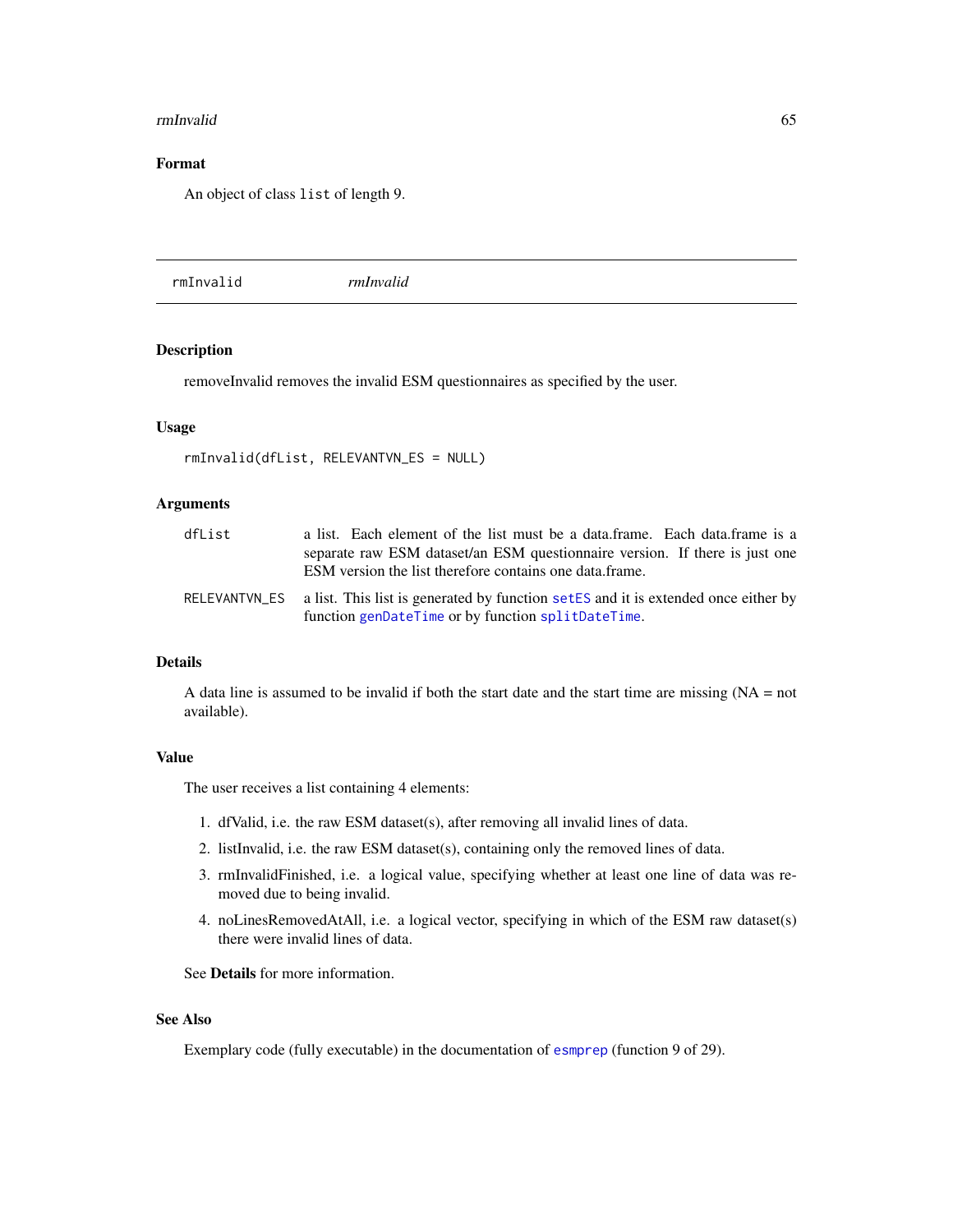## Format

An object of class `list` of length 9.

---

# rmInvalid — *rmInvalid*

## Description

removeInvalid removes the invalid ESM questionnaires as specified by the user.

## Usage

```
rmInvalid(dfList, RELEVANTVN_ES = NULL)
```

## Arguments

| | |
|---|---|
| `dfList` | a list. Each element of the list must be a data.frame. Each data.frame is a separate raw ESM dataset/an ESM questionnaire version. If there is just one ESM version the list therefore contains one data.frame. |
| `RELEVANTVN_ES` | a list. This list is generated by function `setES` and it is extended once either by function `genDateTime` or by function `splitDateTime`. |

## Details

A data line is assumed to be invalid if both the start date and the start time are missing (NA = not available).

## Value

The user receives a list containing 4 elements:

1. dfValid, i.e. the raw ESM dataset(s), after removing all invalid lines of data.
2. listInvalid, i.e. the raw ESM dataset(s), containing only the removed lines of data.
3. rmInvalidFinished, i.e. a logical value, specifying whether at least one line of data was removed due to being invalid.
4. noLinesRemovedAtAll, i.e. a logical vector, specifying in which of the ESM raw dataset(s) there were invalid lines of data.

See **Details** for more information.

## See Also

Exemplary code (fully executable) in the documentation of `esmprep` (function 9 of 29).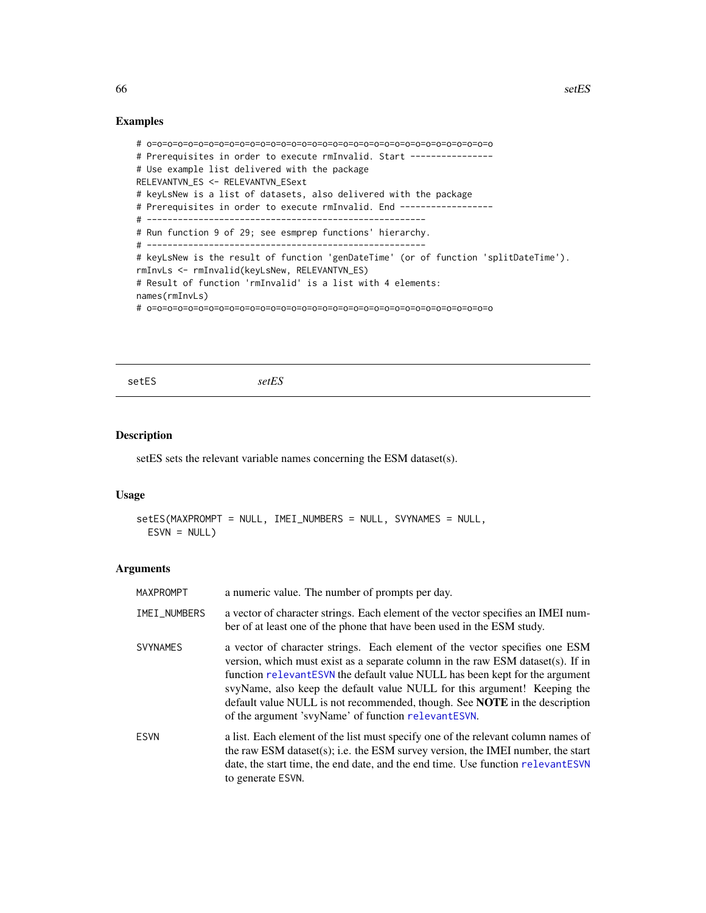## Examples

```
# o=o=o=o=o=o=o=o=o=o=o=o=o=o=o=o=o=o=o=o=o=o=o=o=o=o=o=o=o=o=o=o=o=o=o
# Prerequisites in order to execute rmInvalid. Start ----------------
# Use example list delivered with the package
RELEVANTVN_ES <- RELEVANTVN_ESext
# keyLsNew is a list of datasets, also delivered with the package
# Prerequisites in order to execute rmInvalid. End ------------------
# ------------------------------------------------------
# Run function 9 of 29; see esmprep functions' hierarchy.
# ------------------------------------------------------
# keyLsNew is the result of function 'genDateTime' (or of function 'splitDateTime').
rmInvLs <- rmInvalid(keyLsNew, RELEVANTVN_ES)
# Result of function 'rmInvalid' is a list with 4 elements:
names(rmInvLs)
# o=o=o=o=o=o=o=o=o=o=o=o=o=o=o=o=o=o=o=o=o=o=o=o=o=o=o=o=o=o=o=o=o=o=o
```

---

# setES *setES*

---

## Description

setES sets the relevant variable names concerning the ESM dataset(s).

## Usage

```
setES(MAXPROMPT = NULL, IMEI_NUMBERS = NULL, SVYNAMES = NULL,
  ESVN = NULL)
```

## Arguments

| | |
|---|---|
| MAXPROMPT | a numeric value. The number of prompts per day. |
| IMEI_NUMBERS | a vector of character strings. Each element of the vector specifies an IMEI number of at least one of the phone that have been used in the ESM study. |
| SVYNAMES | a vector of character strings. Each element of the vector specifies one ESM version, which must exist as a separate column in the raw ESM dataset(s). If in function relevantESVN the default value NULL has been kept for the argument svyName, also keep the default value NULL for this argument! Keeping the default value NULL is not recommended, though. See **NOTE** in the description of the argument 'svyName' of function relevantESVN. |
| ESVN | a list. Each element of the list must specify one of the relevant column names of the raw ESM dataset(s); i.e. the ESM survey version, the IMEI number, the start date, the start time, the end date, and the end time. Use function relevantESVN to generate ESVN. |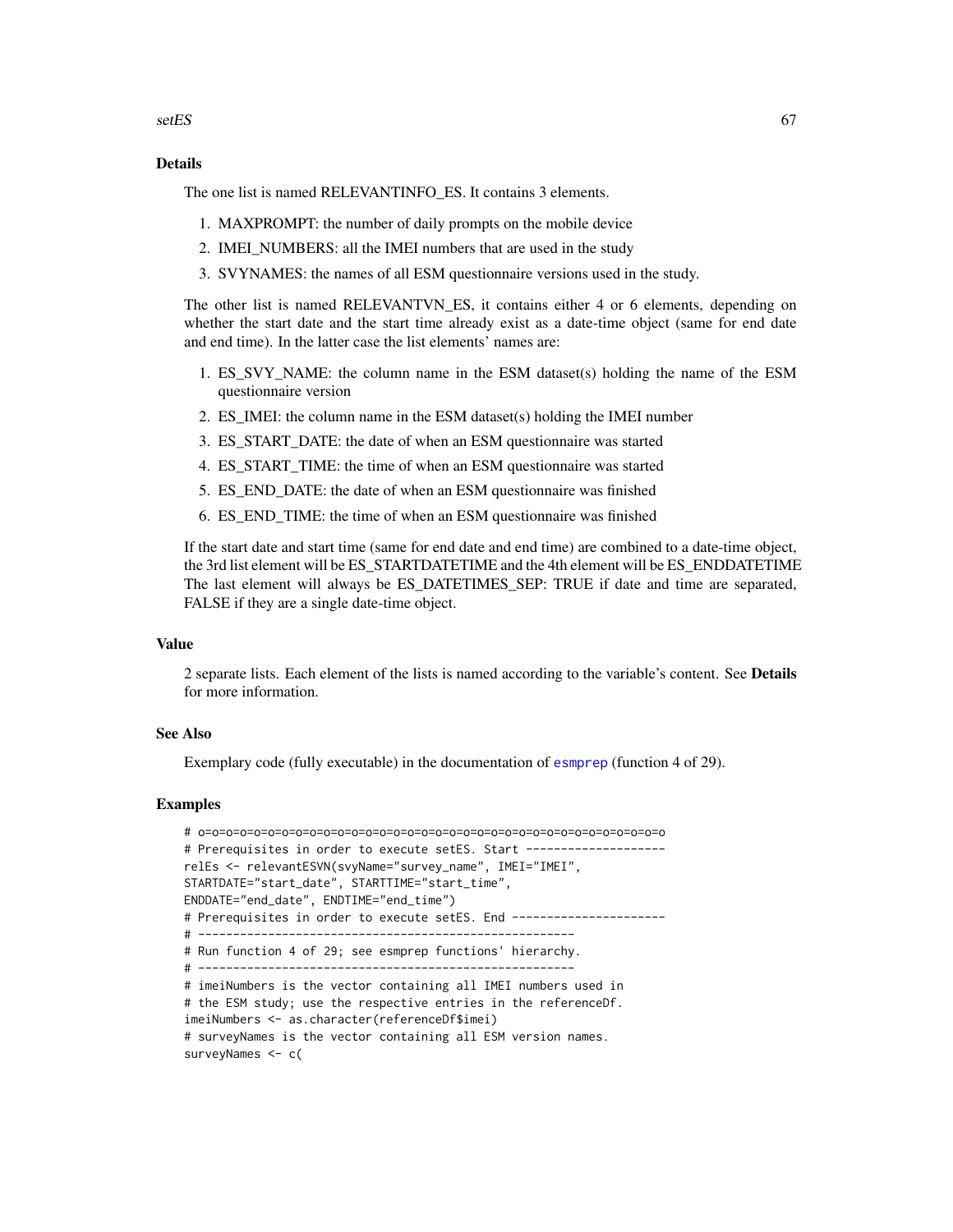## Details

The one list is named RELEVANTINFO_ES. It contains 3 elements.

1. MAXPROMPT: the number of daily prompts on the mobile device
2. IMEI_NUMBERS: all the IMEI numbers that are used in the study
3. SVYNAMES: the names of all ESM questionnaire versions used in the study.

The other list is named RELEVANTVN_ES, it contains either 4 or 6 elements, depending on whether the start date and the start time already exist as a date-time object (same for end date and end time). In the latter case the list elements' names are:

1. ES_SVY_NAME: the column name in the ESM dataset(s) holding the name of the ESM questionnaire version
2. ES_IMEI: the column name in the ESM dataset(s) holding the IMEI number
3. ES_START_DATE: the date of when an ESM questionnaire was started
4. ES_START_TIME: the time of when an ESM questionnaire was started
5. ES_END_DATE: the date of when an ESM questionnaire was finished
6. ES_END_TIME: the time of when an ESM questionnaire was finished

If the start date and start time (same for end date and end time) are combined to a date-time object, the 3rd list element will be ES_STARTDATETIME and the 4th element will be ES_ENDDATETIME The last element will always be ES_DATETIMES_SEP: TRUE if date and time are separated, FALSE if they are a single date-time object.

## Value

2 separate lists. Each element of the lists is named according to the variable's content. See **Details** for more information.

## See Also

Exemplary code (fully executable) in the documentation of esmprep (function 4 of 29).

## Examples

```
# o=o=o=o=o=o=o=o=o=o=o=o=o=o=o=o=o=o=o=o=o=o=o=o=o=o=o=o=o=o=o=o=o=o=o
# Prerequisites in order to execute setES. Start --------------------
relEs <- relevantESVN(svyName="survey_name", IMEI="IMEI",
STARTDATE="start_date", STARTTIME="start_time",
ENDDATE="end_date", ENDTIME="end_time")
# Prerequisites in order to execute setES. End ----------------------
# ------------------------------------------------------
# Run function 4 of 29; see esmprep functions' hierarchy.
# ------------------------------------------------------
# imeiNumbers is the vector containing all IMEI numbers used in
# the ESM study; use the respective entries in the referenceDf.
imeiNumbers <- as.character(referenceDf$imei)
# surveyNames is the vector containing all ESM version names.
surveyNames <- c(
```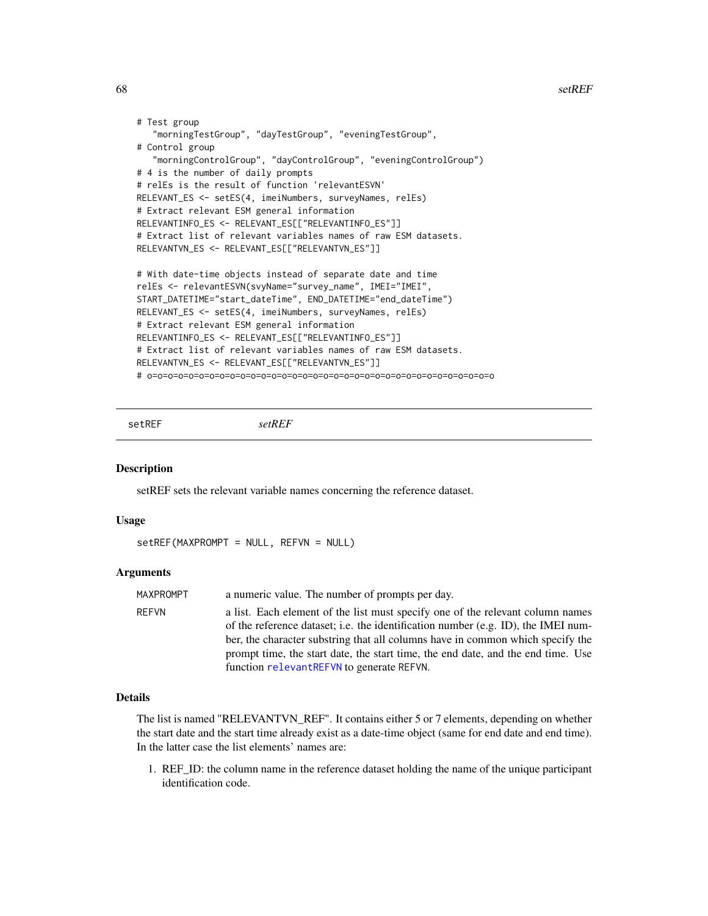```
# Test group
   "morningTestGroup", "dayTestGroup", "eveningTestGroup",
# Control group
   "morningControlGroup", "dayControlGroup", "eveningControlGroup")
# 4 is the number of daily prompts
# relEs is the result of function 'relevantESVN'
RELEVANT_ES <- setES(4, imeiNumbers, surveyNames, relEs)
# Extract relevant ESM general information
RELEVANTINFO_ES <- RELEVANT_ES[["RELEVANTINFO_ES"]]
# Extract list of relevant variables names of raw ESM datasets.
RELEVANTVN_ES <- RELEVANT_ES[["RELEVANTVN_ES"]]

# With date-time objects instead of separate date and time
relEs <- relevantESVN(svyName="survey_name", IMEI="IMEI",
START_DATETIME="start_dateTime", END_DATETIME="end_dateTime")
RELEVANT_ES <- setES(4, imeiNumbers, surveyNames, relEs)
# Extract relevant ESM general information
RELEVANTINFO_ES <- RELEVANT_ES[["RELEVANTINFO_ES"]]
# Extract list of relevant variables names of raw ESM datasets.
RELEVANTVN_ES <- RELEVANT_ES[["RELEVANTVN_ES"]]
# o=o=o=o=o=o=o=o=o=o=o=o=o=o=o=o=o=o=o=o=o=o=o=o=o=o=o=o=o=o=o=o=o=o=o
```

---

`setREF` *setREF*

---

### Description

setREF sets the relevant variable names concerning the reference dataset.

### Usage

```
setREF(MAXPROMPT = NULL, REFVN = NULL)
```

### Arguments

| | |
|---|---|
| `MAXPROMPT` | a numeric value. The number of prompts per day. |
| `REFVN` | a list. Each element of the list must specify one of the relevant column names of the reference dataset; i.e. the identification number (e.g. ID), the IMEI number, the character substring that all columns have in common which specify the prompt time, the start date, the start time, the end date, and the end time. Use function `relevantREFVN` to generate REFVN. |

### Details

The list is named "RELEVANTVN_REF". It contains either 5 or 7 elements, depending on whether the start date and the start time already exist as a date-time object (same for end date and end time). In the latter case the list elements' names are:

1. REF_ID: the column name in the reference dataset holding the name of the unique participant identification code.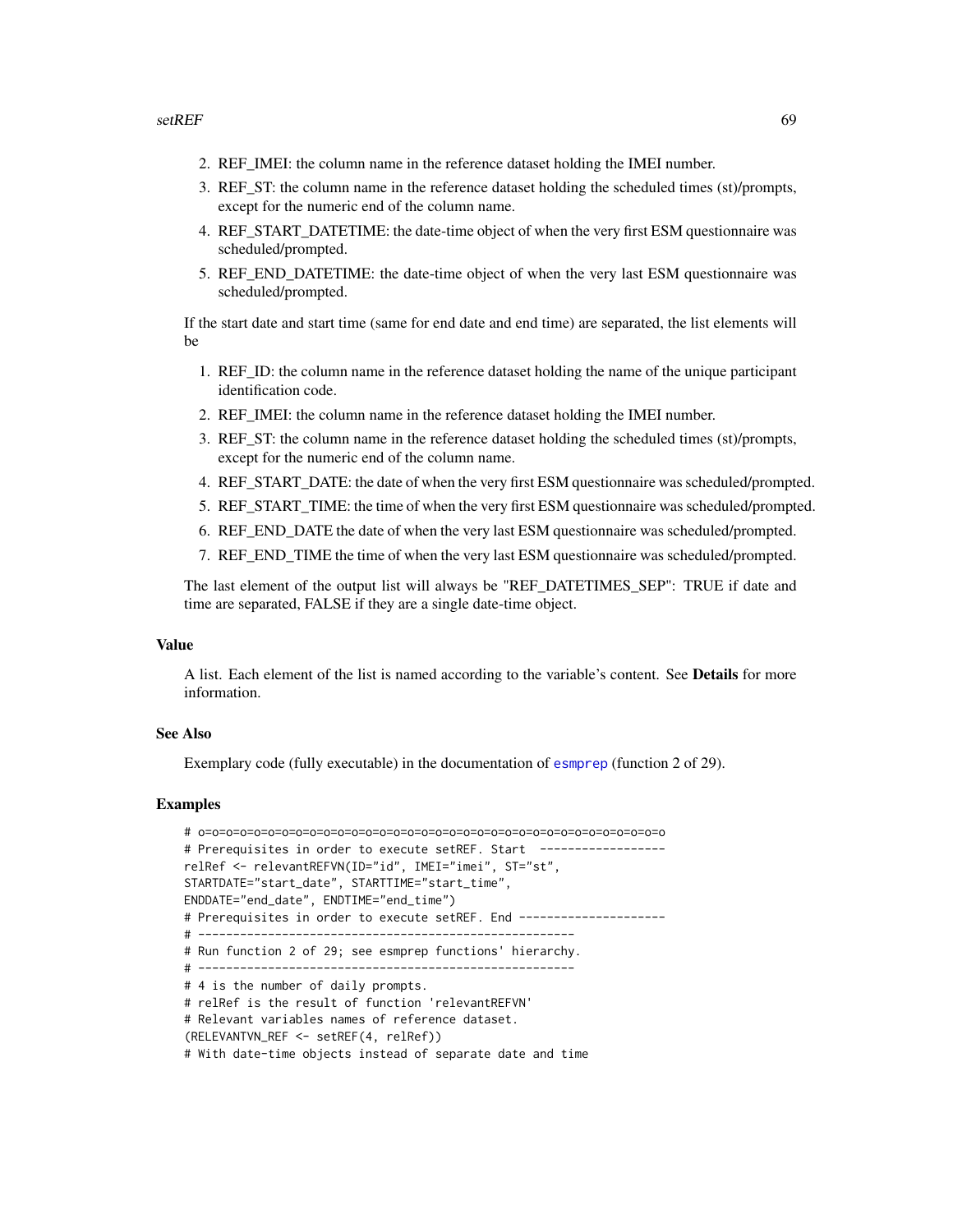2. REF_IMEI: the column name in the reference dataset holding the IMEI number.
3. REF_ST: the column name in the reference dataset holding the scheduled times (st)/prompts, except for the numeric end of the column name.
4. REF_START_DATETIME: the date-time object of when the very first ESM questionnaire was scheduled/prompted.
5. REF_END_DATETIME: the date-time object of when the very last ESM questionnaire was scheduled/prompted.

If the start date and start time (same for end date and end time) are separated, the list elements will be

1. REF_ID: the column name in the reference dataset holding the name of the unique participant identification code.
2. REF_IMEI: the column name in the reference dataset holding the IMEI number.
3. REF_ST: the column name in the reference dataset holding the scheduled times (st)/prompts, except for the numeric end of the column name.
4. REF_START_DATE: the date of when the very first ESM questionnaire was scheduled/prompted.
5. REF_START_TIME: the time of when the very first ESM questionnaire was scheduled/prompted.
6. REF_END_DATE the date of when the very last ESM questionnaire was scheduled/prompted.
7. REF_END_TIME the time of when the very last ESM questionnaire was scheduled/prompted.

The last element of the output list will always be "REF_DATETIMES_SEP": TRUE if date and time are separated, FALSE if they are a single date-time object.

### Value

A list. Each element of the list is named according to the variable's content. See **Details** for more information.

### See Also

Exemplary code (fully executable) in the documentation of esmprep (function 2 of 29).

### Examples

```
# o=o=o=o=o=o=o=o=o=o=o=o=o=o=o=o=o=o=o=o=o=o=o=o=o=o=o=o=o=o=o=o=o=o=o
# Prerequisites in order to execute setREF. Start ------------------
relRef <- relevantREFVN(ID="id", IMEI="imei", ST="st",
STARTDATE="start_date", STARTTIME="start_time",
ENDDATE="end_date", ENDTIME="end_time")
# Prerequisites in order to execute setREF. End ---------------------
# ------------------------------------------------------
# Run function 2 of 29; see esmprep functions' hierarchy.
# ------------------------------------------------------
# 4 is the number of daily prompts.
# relRef is the result of function 'relevantREFVN'
# Relevant variables names of reference dataset.
(RELEVANTVN_REF <- setREF(4, relRef))
# With date-time objects instead of separate date and time
```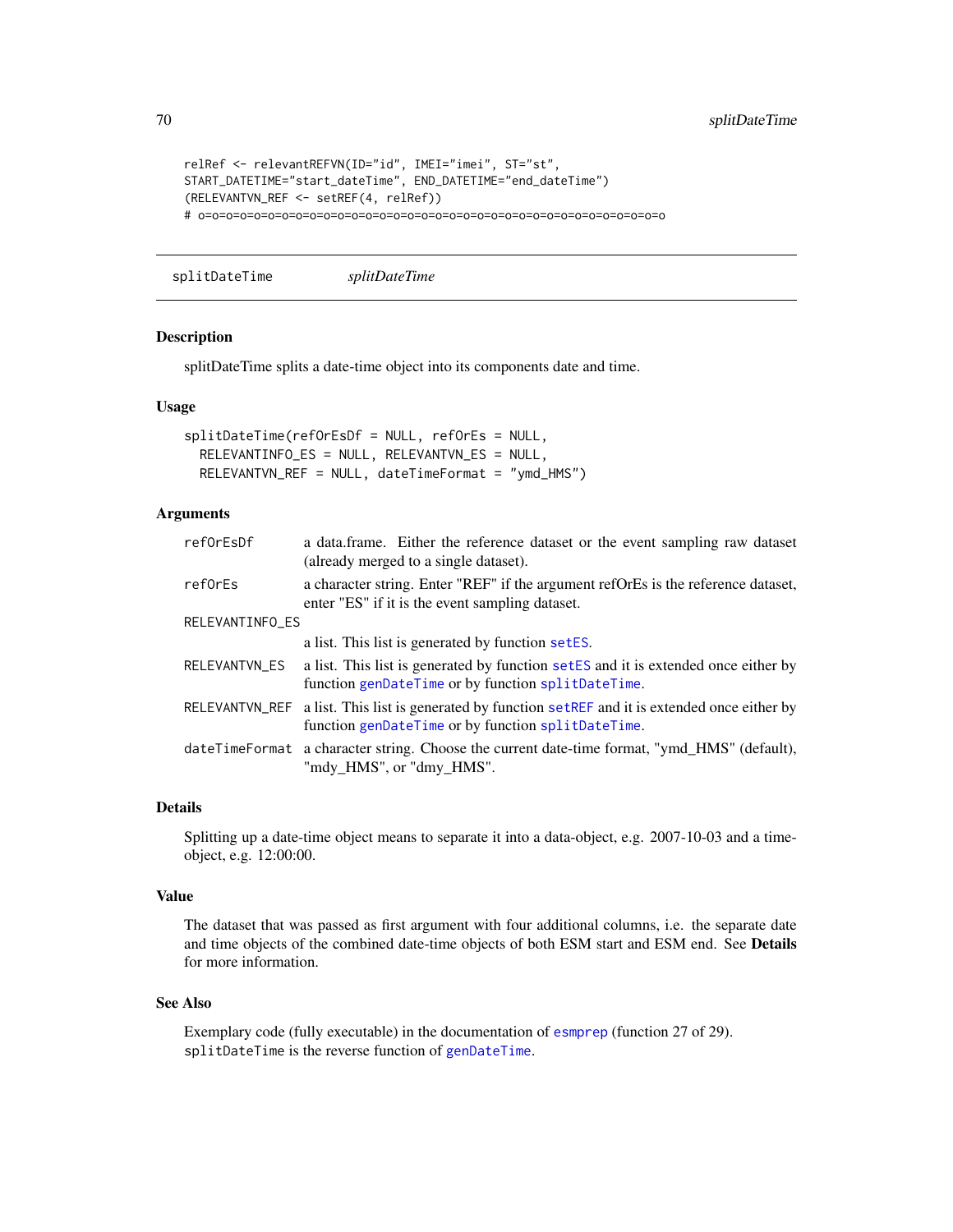```
relRef <- relevantREFVN(ID="id", IMEI="imei", ST="st",
START_DATETIME="start_dateTime", END_DATETIME="end_dateTime")
(RELEVANTVN_REF <- setREF(4, relRef))
# o=o=o=o=o=o=o=o=o=o=o=o=o=o=o=o=o=o=o=o=o=o=o=o=o=o=o=o=o=o=o=o=o=o=o=o
```

## splitDateTime *splitDateTime*

### Description

splitDateTime splits a date-time object into its components date and time.

### Usage

```
splitDateTime(refOrEsDf = NULL, refOrEs = NULL,
  RELEVANTINFO_ES = NULL, RELEVANTVN_ES = NULL,
  RELEVANTVN_REF = NULL, dateTimeFormat = "ymd_HMS")
```

### Arguments

| | |
|---|---|
| `refOrEsDf` | a data.frame. Either the reference dataset or the event sampling raw dataset (already merged to a single dataset). |
| `refOrEs` | a character string. Enter "REF" if the argument refOrEs is the reference dataset, enter "ES" if it is the event sampling dataset. |
| `RELEVANTINFO_ES` | a list. This list is generated by function `setES`. |
| `RELEVANTVN_ES` | a list. This list is generated by function `setES` and it is extended once either by function `genDateTime` or by function `splitDateTime`. |
| `RELEVANTVN_REF` | a list. This list is generated by function `setREF` and it is extended once either by function `genDateTime` or by function `splitDateTime`. |
| `dateTimeFormat` | a character string. Choose the current date-time format, "ymd_HMS" (default), "mdy_HMS", or "dmy_HMS". |

### Details

Splitting up a date-time object means to separate it into a data-object, e.g. 2007-10-03 and a time-object, e.g. 12:00:00.

### Value

The dataset that was passed as first argument with four additional columns, i.e. the separate date and time objects of the combined date-time objects of both ESM start and ESM end. See **Details** for more information.

### See Also

Exemplary code (fully executable) in the documentation of `esmprep` (function 27 of 29).
`splitDateTime` is the reverse function of `genDateTime`.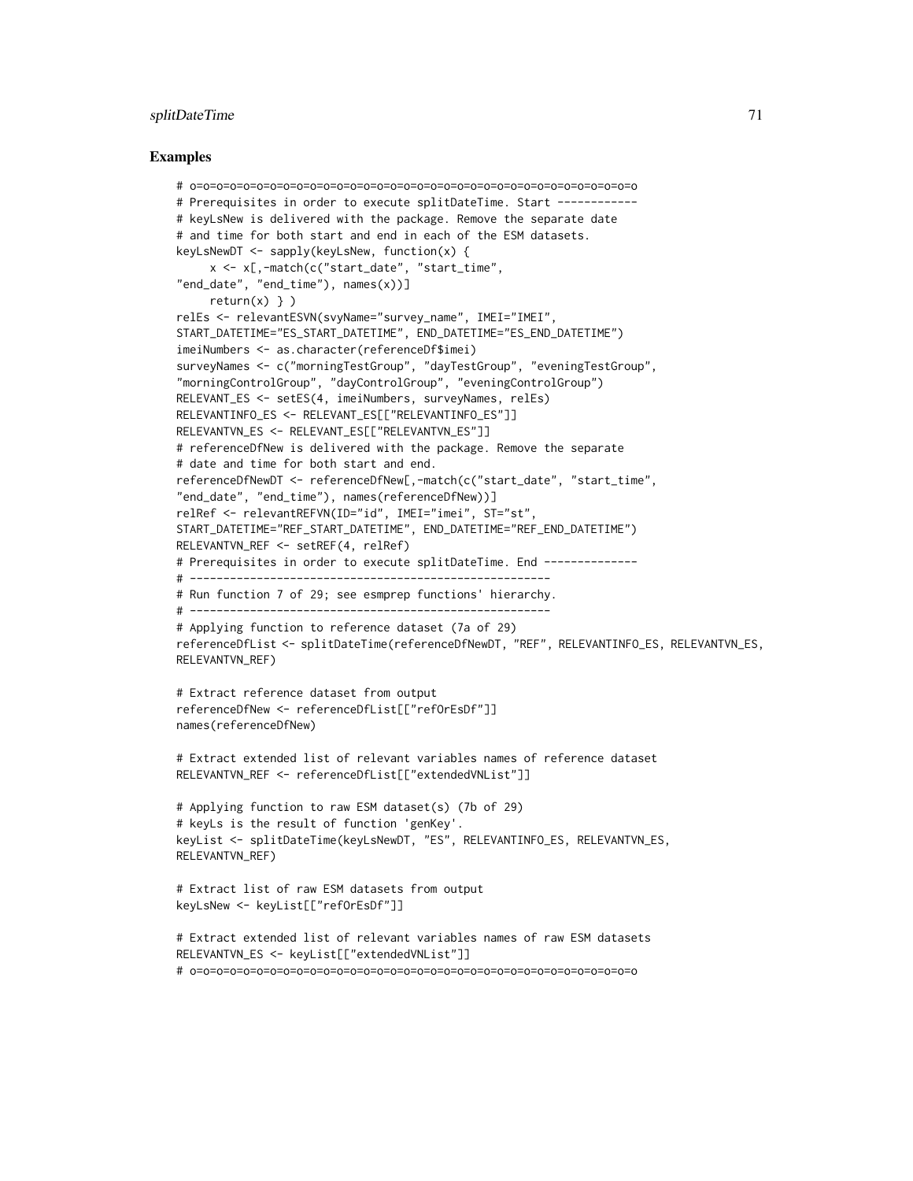## Examples

```
# o=o=o=o=o=o=o=o=o=o=o=o=o=o=o=o=o=o=o=o=o=o=o=o=o=o=o=o=o=o=o=o=o=o=o
# Prerequisites in order to execute splitDateTime. Start ------------
# keyLsNew is delivered with the package. Remove the separate date
# and time for both start and end in each of the ESM datasets.
keyLsNewDT <- sapply(keyLsNew, function(x) {
     x <- x[,-match(c("start_date", "start_time",
"end_date", "end_time"), names(x))]
     return(x) } )
relEs <- relevantESVN(svyName="survey_name", IMEI="IMEI",
START_DATETIME="ES_START_DATETIME", END_DATETIME="ES_END_DATETIME")
imeiNumbers <- as.character(referenceDf$imei)
surveyNames <- c("morningTestGroup", "dayTestGroup", "eveningTestGroup",
"morningControlGroup", "dayControlGroup", "eveningControlGroup")
RELEVANT_ES <- setES(4, imeiNumbers, surveyNames, relEs)
RELEVANTINFO_ES <- RELEVANT_ES[["RELEVANTINFO_ES"]]
RELEVANTVN_ES <- RELEVANT_ES[["RELEVANTVN_ES"]]
# referenceDfNew is delivered with the package. Remove the separate
# date and time for both start and end.
referenceDfNewDT <- referenceDfNew[,-match(c("start_date", "start_time",
"end_date", "end_time"), names(referenceDfNew))]
relRef <- relevantREFVN(ID="id", IMEI="imei", ST="st",
START_DATETIME="REF_START_DATETIME", END_DATETIME="REF_END_DATETIME")
RELEVANTVN_REF <- setREF(4, relRef)
# Prerequisites in order to execute splitDateTime. End --------------
# ------------------------------------------------------
# Run function 7 of 29; see esmprep functions' hierarchy.
# ------------------------------------------------------
# Applying function to reference dataset (7a of 29)
referenceDfList <- splitDateTime(referenceDfNewDT, "REF", RELEVANTINFO_ES, RELEVANTVN_ES,
RELEVANTVN_REF)

# Extract reference dataset from output
referenceDfNew <- referenceDfList[["refOrEsDf"]]
names(referenceDfNew)

# Extract extended list of relevant variables names of reference dataset
RELEVANTVN_REF <- referenceDfList[["extendedVNList"]]

# Applying function to raw ESM dataset(s) (7b of 29)
# keyLs is the result of function 'genKey'.
keyList <- splitDateTime(keyLsNewDT, "ES", RELEVANTINFO_ES, RELEVANTVN_ES,
RELEVANTVN_REF)

# Extract list of raw ESM datasets from output
keyLsNew <- keyList[["refOrEsDf"]]

# Extract extended list of relevant variables names of raw ESM datasets
RELEVANTVN_ES <- keyList[["extendedVNList"]]
# o=o=o=o=o=o=o=o=o=o=o=o=o=o=o=o=o=o=o=o=o=o=o=o=o=o=o=o=o=o=o=o=o=o=o
```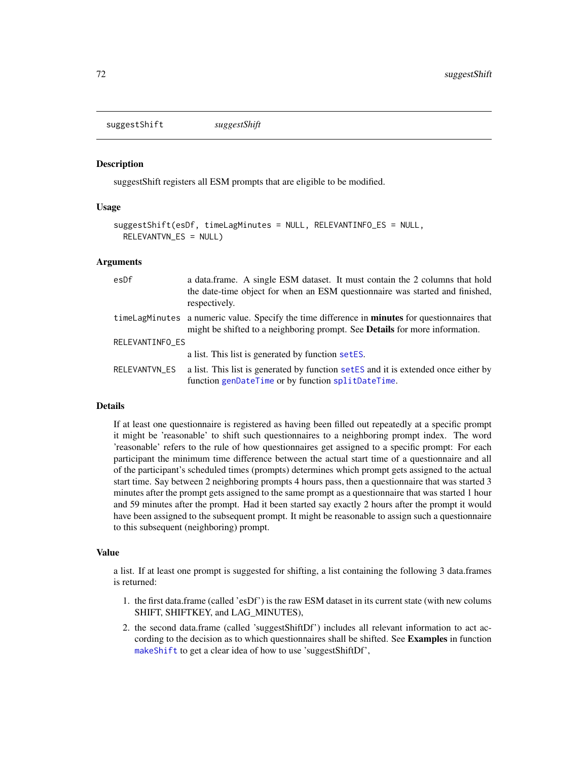suggestShift    *suggestShift*

## Description

suggestShift registers all ESM prompts that are eligible to be modified.

## Usage

```
suggestShift(esDf, timeLagMinutes = NULL, RELEVANTINFO_ES = NULL,
  RELEVANTVN_ES = NULL)
```

## Arguments

| | |
|---|---|
| esDf | a data.frame. A single ESM dataset. It must contain the 2 columns that hold the date-time object for when an ESM questionnaire was started and finished, respectively. |
| timeLagMinutes | a numeric value. Specify the time difference in **minutes** for questionnaires that might be shifted to a neighboring prompt. See **Details** for more information. |
| RELEVANTINFO_ES | a list. This list is generated by function setES. |
| RELEVANTVN_ES | a list. This list is generated by function setES and it is extended once either by function genDateTime or by function splitDateTime. |

## Details

If at least one questionnaire is registered as having been filled out repeatedly at a specific prompt it might be 'reasonable' to shift such questionnaires to a neighboring prompt index. The word 'reasonable' refers to the rule of how questionnaires get assigned to a specific prompt: For each participant the minimum time difference between the actual start time of a questionnaire and all of the participant's scheduled times (prompts) determines which prompt gets assigned to the actual start time. Say between 2 neighboring prompts 4 hours pass, then a questionnaire that was started 3 minutes after the prompt gets assigned to the same prompt as a questionnaire that was started 1 hour and 59 minutes after the prompt. Had it been started say exactly 2 hours after the prompt it would have been assigned to the subsequent prompt. It might be reasonable to assign such a questionnaire to this subsequent (neighboring) prompt.

## Value

a list. If at least one prompt is suggested for shifting, a list containing the following 3 data.frames is returned:

1. the first data.frame (called 'esDf') is the raw ESM dataset in its current state (with new colums SHIFT, SHIFTKEY, and LAG_MINUTES),
2. the second data.frame (called 'suggestShiftDf') includes all relevant information to act according to the decision as to which questionnaires shall be shifted. See **Examples** in function makeShift to get a clear idea of how to use 'suggestShiftDf',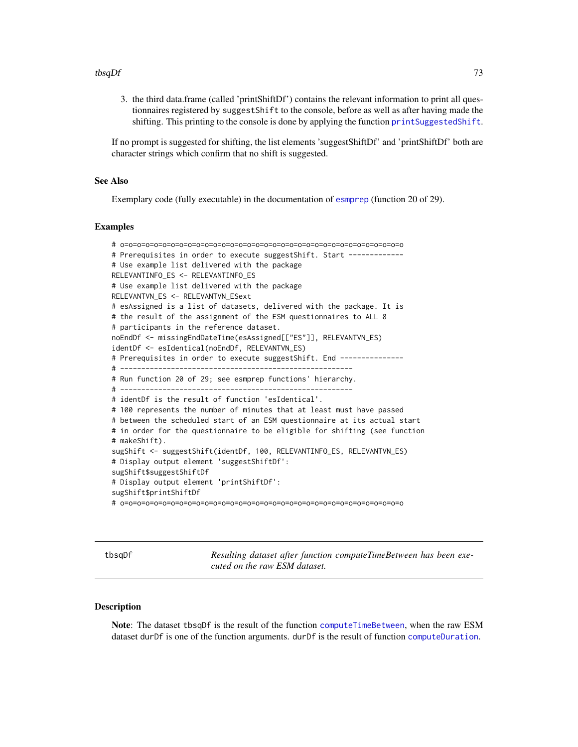3. the third data.frame (called 'printShiftDf') contains the relevant information to print all questionnaires registered by suggestShift to the console, before as well as after having made the shifting. This printing to the console is done by applying the function printSuggestedShift.

If no prompt is suggested for shifting, the list elements 'suggestShiftDf' and 'printShiftDf' both are character strings which confirm that no shift is suggested.

### See Also

Exemplary code (fully executable) in the documentation of esmprep (function 20 of 29).

### Examples

```
# o=o=o=o=o=o=o=o=o=o=o=o=o=o=o=o=o=o=o=o=o=o=o=o=o=o=o=o=o=o=o=o=o=o
# Prerequisites in order to execute suggestShift. Start -------------
# Use example list delivered with the package
RELEVANTINFO_ES <- RELEVANTINFO_ES
# Use example list delivered with the package
RELEVANTVN_ES <- RELEVANTVN_ESext
# esAssigned is a list of datasets, delivered with the package. It is
# the result of the assignment of the ESM questionnaires to ALL 8
# participants in the reference dataset.
noEndDf <- missingEndDateTime(esAssigned[["ES"]], RELEVANTVN_ES)
identDf <- esIdentical(noEndDf, RELEVANTVN_ES)
# Prerequisites in order to execute suggestShift. End ---------------
# ------------------------------------------------------
# Run function 20 of 29; see esmprep functions' hierarchy.
# ------------------------------------------------------
# identDf is the result of function 'esIdentical'.
# 100 represents the number of minutes that at least must have passed
# between the scheduled start of an ESM questionnaire at its actual start
# in order for the questionnaire to be eligible for shifting (see function
# makeShift).
sugShift <- suggestShift(identDf, 100, RELEVANTINFO_ES, RELEVANTVN_ES)
# Display output element 'suggestShiftDf':
sugShift$suggestShiftDf
# Display output element 'printShiftDf':
sugShift$printShiftDf
# o=o=o=o=o=o=o=o=o=o=o=o=o=o=o=o=o=o=o=o=o=o=o=o=o=o=o=o=o=o=o=o=o=o
```

---

## tbsqDf — *Resulting dataset after function computeTimeBetween has been executed on the raw ESM dataset.*

### Description

**Note**: The dataset tbsqDf is the result of the function computeTimeBetween, when the raw ESM dataset durDf is one of the function arguments. durDf is the result of function computeDuration.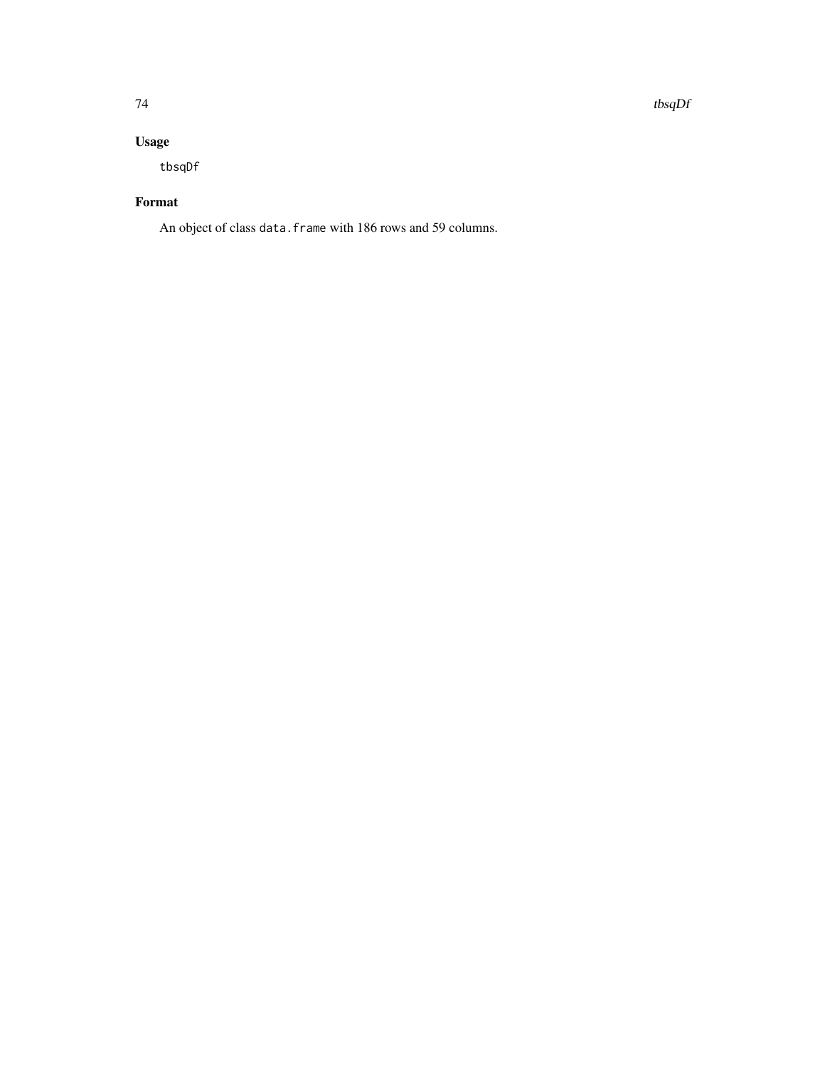## Usage

```
tbsqDf
```

## Format

An object of class `data.frame` with 186 rows and 59 columns.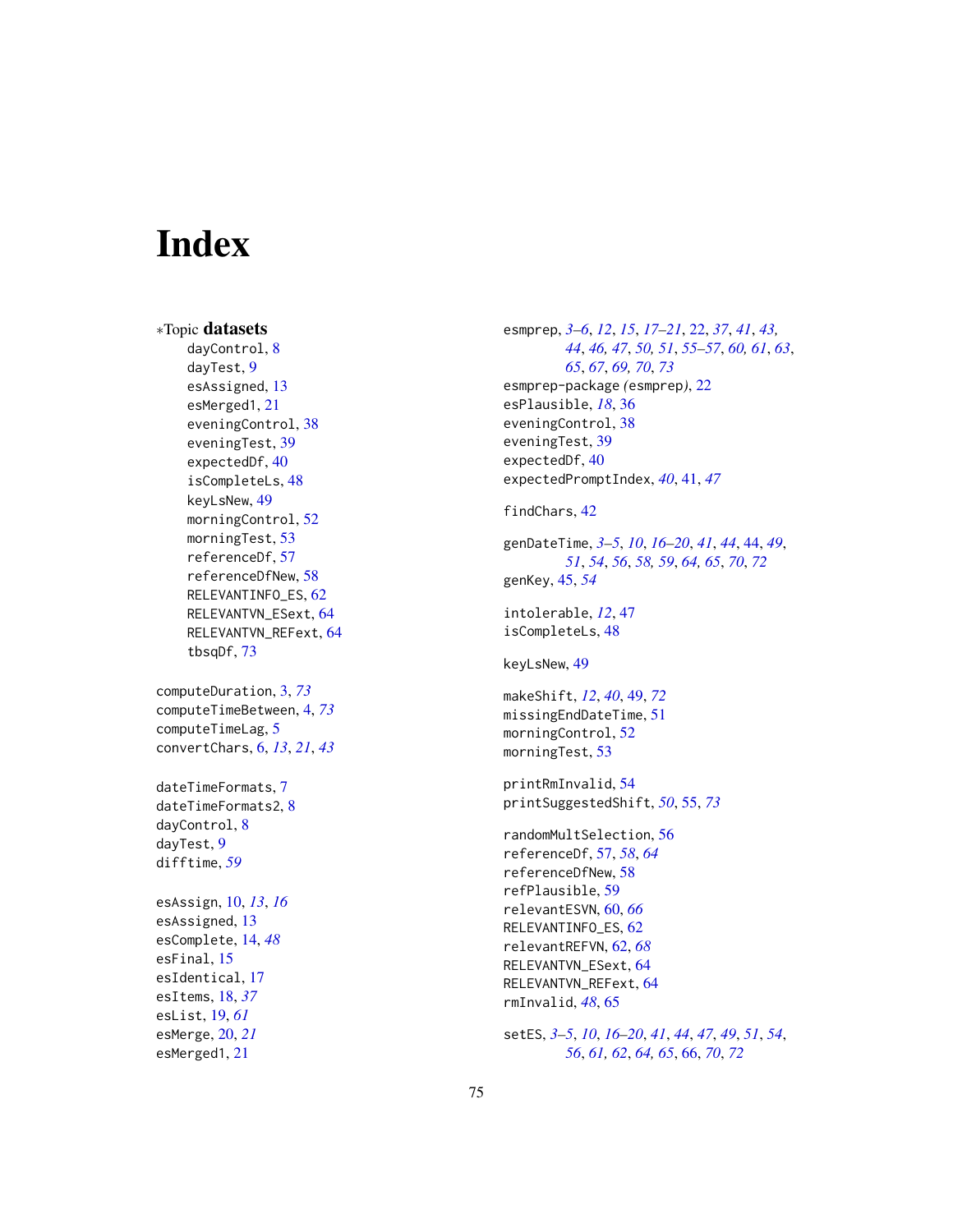# Index

∗Topic **datasets**
- dayControl, 8
- dayTest, 9
- esAssigned, 13
- esMerged1, 21
- eveningControl, 38
- eveningTest, 39
- expectedDf, 40
- isCompleteLs, 48
- keyLsNew, 49
- morningControl, 52
- morningTest, 53
- referenceDf, 57
- referenceDfNew, 58
- RELEVANTINFO_ES, 62
- RELEVANTVN_ESext, 64
- RELEVANTVN_REFext, 64
- tbsqDf, 73

computeDuration, 3, *73*
computeTimeBetween, 4, *73*
computeTimeLag, 5
convertChars, 6, *13*, *21*, *43*

dateTimeFormats, 7
dateTimeFormats2, 8
dayControl, 8
dayTest, 9
difftime, *59*

esAssign, 10, *13*, *16*
esAssigned, 13
esComplete, 14, *48*
esFinal, 15
esIdentical, 17
esItems, 18, *37*
esList, 19, *61*
esMerge, 20, *21*
esMerged1, 21
esmprep, *3–6*, *12*, *15*, *17–21*, 22, *37*, *41*, *43*, *44*, *46*, *47*, *50*, *51*, *55–57*, *60*, *61*, *63*, *65*, *67*, *69*, *70*, *73*
esmprep-package *(*esmprep*)*, 22
esPlausible, *18*, 36
eveningControl, 38
eveningTest, 39
expectedDf, 40
expectedPromptIndex, *40*, 41, *47*

findChars, 42

genDateTime, *3–5*, *10*, *16–20*, *41*, *44*, 44, *49*, *51*, *54*, *56*, *58*, *59*, *64*, *65*, *70*, *72*
genKey, 45, *54*

intolerable, *12*, 47
isCompleteLs, 48

keyLsNew, 49

makeShift, *12*, *40*, 49, *72*
missingEndDateTime, 51
morningControl, 52
morningTest, 53

printRmInvalid, 54
printSuggestedShift, *50*, 55, *73*

randomMultSelection, 56
referenceDf, 57, *58*, *64*
referenceDfNew, 58
refPlausible, 59
relevantESVN, 60, *66*
RELEVANTINFO_ES, 62
relevantREFVN, 62, *68*
RELEVANTVN_ESext, 64
RELEVANTVN_REFext, 64
rmInvalid, *48*, 65

setES, *3–5*, *10*, *16–20*, *41*, *44*, *47*, *49*, *51*, *54*, *56*, *61*, *62*, *64*, *65*, 66, *70*, *72*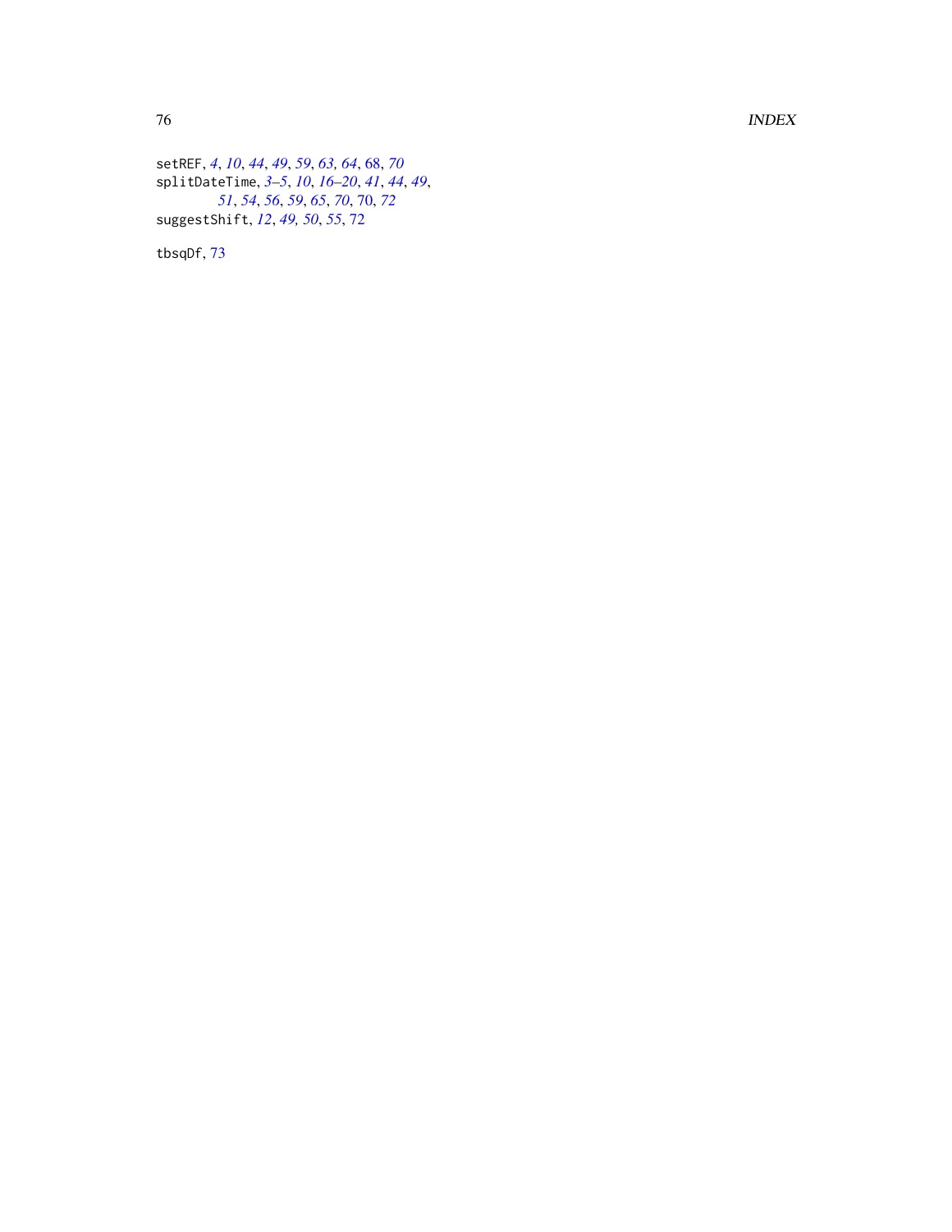setREF, *4*, *10*, *44*, *49*, *59*, *63, 64*, 68, *70*
splitDateTime, *3–5*, *10*, *16–20*, *41*, *44*, *49*, *51*, *54*, *56*, *59*, *65*, *70*, 70, *72*
suggestShift, *12*, *49, 50*, *55*, 72

tbsqDf, 73